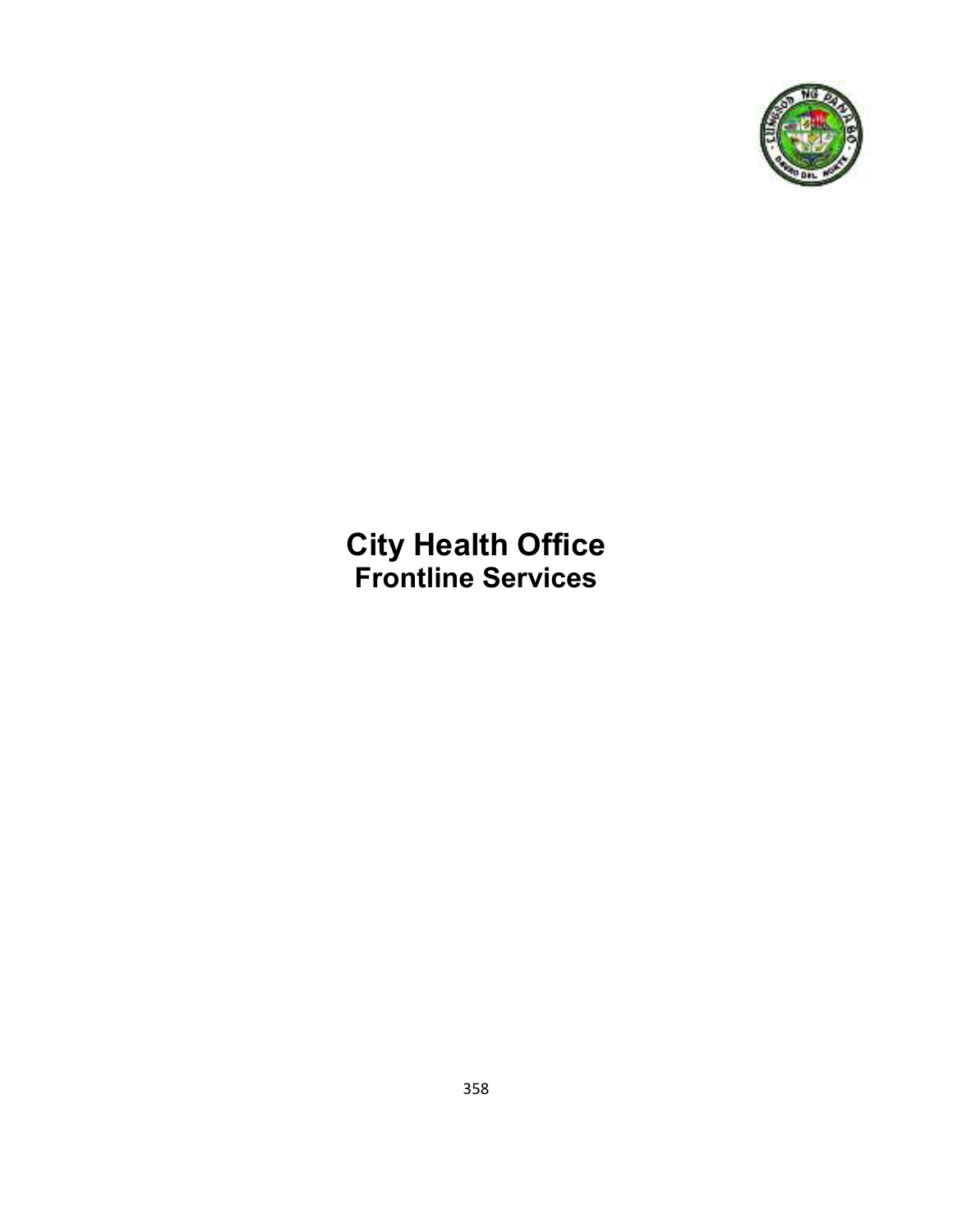# City Health Office
## Frontline Services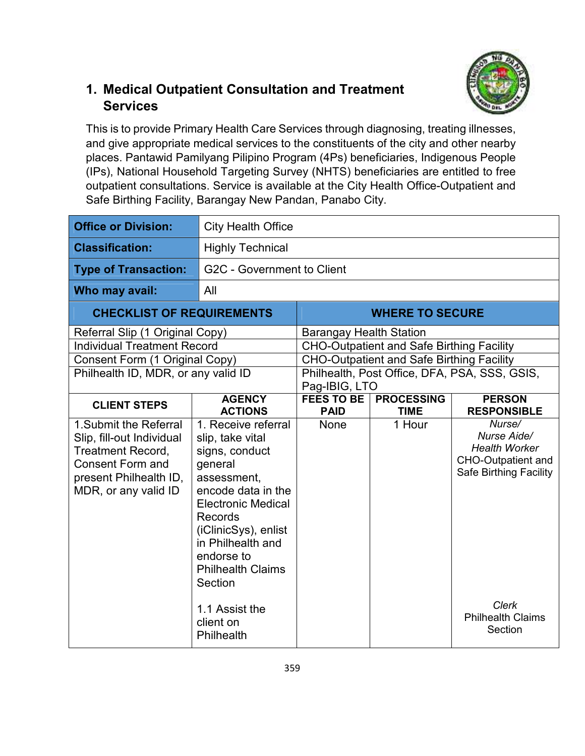## 1. Medical Outpatient Consultation and Treatment Services

This is to provide Primary Health Care Services through diagnosing, treating illnesses, and give appropriate medical services to the constituents of the city and other nearby places. Pantawid Pamilyang Pilipino Program (4Ps) beneficiaries, Indigenous People (IPs), National Household Targeting Survey (NHTS) beneficiaries are entitled to free outpatient consultations. Service is available at the City Health Office-Outpatient and Safe Birthing Facility, Barangay New Pandan, Panabo City.

| **Office or Division:** | City Health Office |
|---|---|
| **Classification:** | Highly Technical |
| **Type of Transaction:** | G2C - Government to Client |
| **Who may avail:** | All |

| **CHECKLIST OF REQUIREMENTS** | **WHERE TO SECURE** |
|---|---|
| Referral Slip (1 Original Copy) | Barangay Health Station |
| Individual Treatment Record | CHO-Outpatient and Safe Birthing Facility |
| Consent Form (1 Original Copy) | CHO-Outpatient and Safe Birthing Facility |
| Philhealth ID, MDR, or any valid ID | Philhealth, Post Office, DFA, PSA, SSS, GSIS, Pag-IBIG, LTO |

| **CLIENT STEPS** | **AGENCY ACTIONS** | **FEES TO BE PAID** | **PROCESSING TIME** | **PERSON RESPONSIBLE** |
|---|---|---|---|---|
| 1.Submit the Referral Slip, fill-out Individual Treatment Record, Consent Form and present Philhealth ID, MDR, or any valid ID | 1. Receive referral slip, take vital signs, conduct general assessment, encode data in the Electronic Medical Records (iClinicSys), enlist in Philhealth and endorse to Philhealth Claims Section | None | 1 Hour | *Nurse/ Nurse Aide/ Health Worker* CHO-Outpatient and Safe Birthing Facility |
| | 1.1 Assist the client on Philhealth | | | *Clerk* Philhealth Claims Section |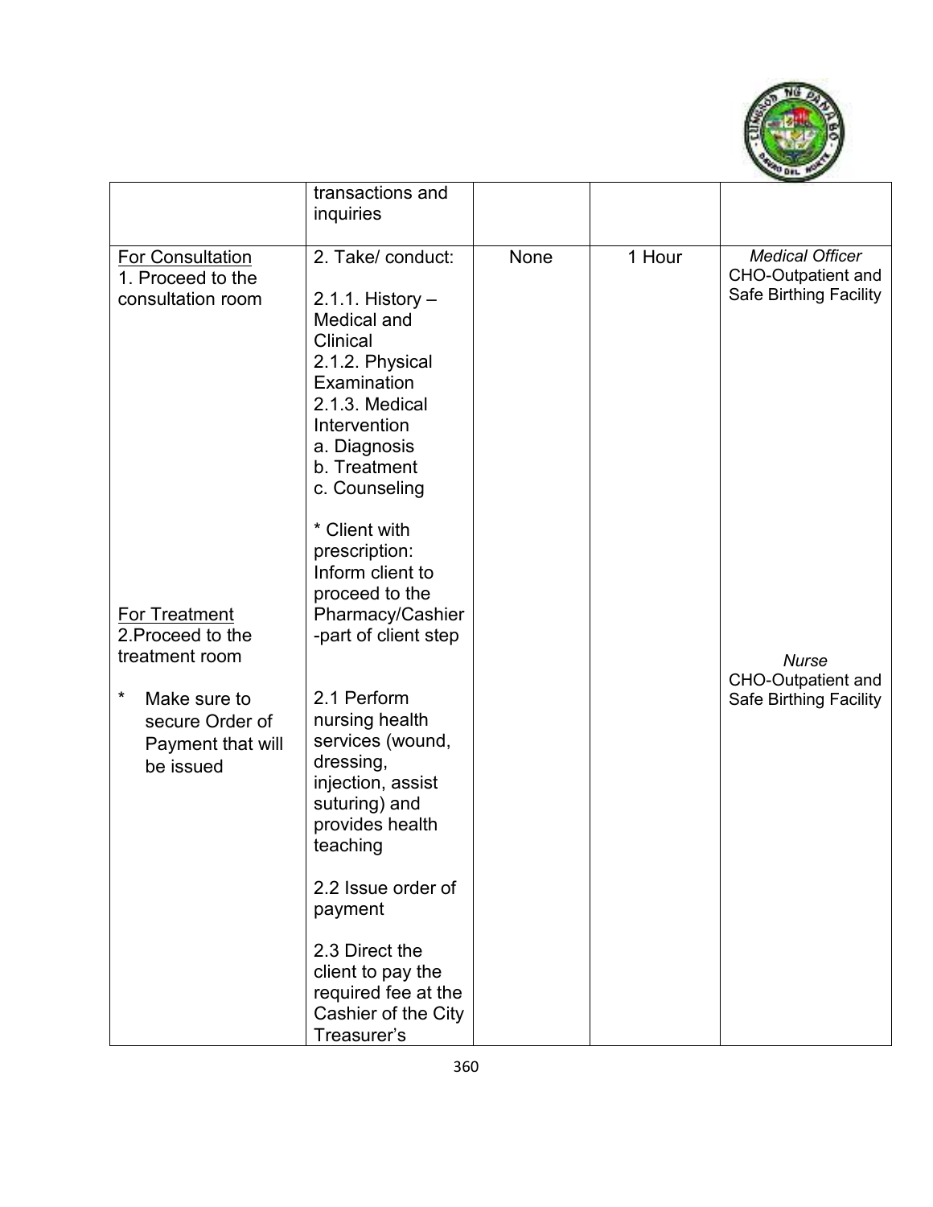| | | | | |
|---|---|---|---|---|
| | transactions and inquiries | | | |
| <u>For Consultation</u><br>1. Proceed to the consultation room<br><br><u>For Treatment</u><br>2.Proceed to the treatment room<br><br>* Make sure to secure Order of Payment that will be issued | 2. Take/ conduct:<br><br>2.1.1. History – Medical and Clinical<br>2.1.2. Physical Examination<br>2.1.3. Medical Intervention<br>a. Diagnosis<br>b. Treatment<br>c. Counseling<br><br>* Client with prescription: Inform client to proceed to the Pharmacy/Cashier -part of client step<br><br>2.1 Perform nursing health services (wound, dressing, injection, assist suturing) and provides health teaching<br><br>2.2 Issue order of payment<br><br>2.3 Direct the client to pay the required fee at the Cashier of the City Treasurer's | None | 1 Hour | *Medical Officer*<br>CHO-Outpatient and Safe Birthing Facility<br><br>*Nurse*<br>CHO-Outpatient and Safe Birthing Facility |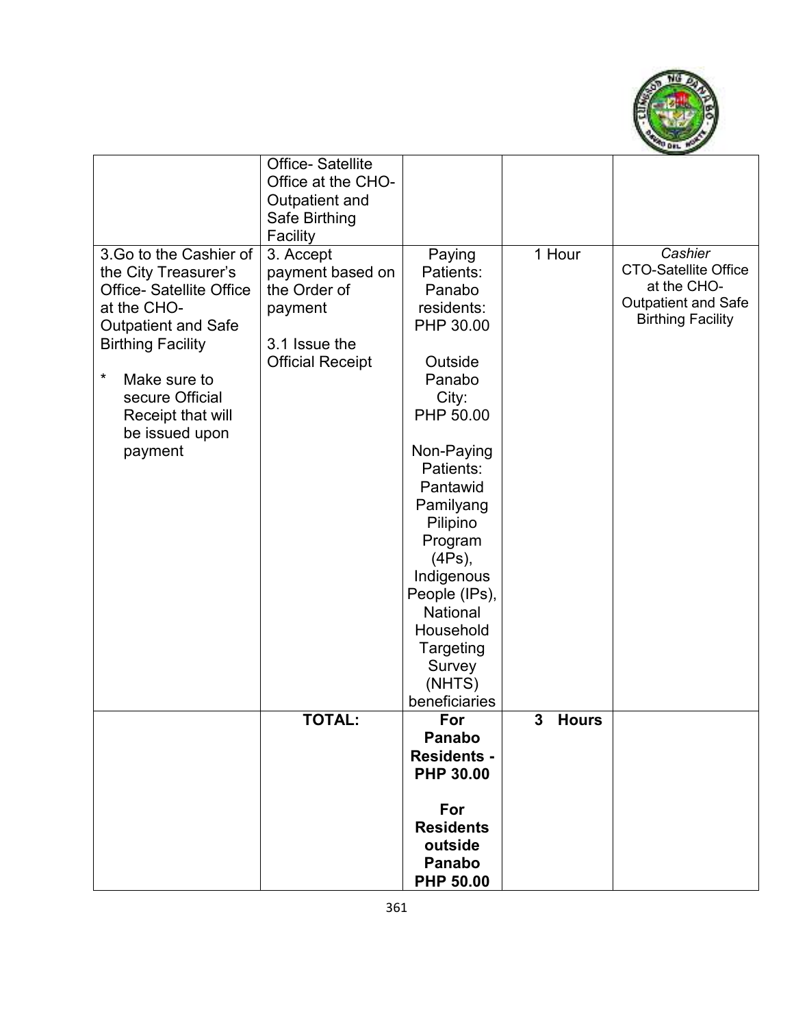| | | | | |
|---|---|---|---|---|
| | Office- Satellite Office at the CHO-Outpatient and Safe Birthing Facility | | | |
| 3.Go to the Cashier of the City Treasurer's Office- Satellite Office at the CHO-Outpatient and Safe Birthing Facility<br><br>* Make sure to secure Official Receipt that will be issued upon payment | 3. Accept payment based on the Order of payment<br><br>3.1 Issue the Official Receipt | Paying Patients: Panabo residents: PHP 30.00<br><br>Outside Panabo City: PHP 50.00<br><br>Non-Paying Patients: Pantawid Pamilyang Pilipino Program (4Ps), Indigenous People (IPs), National Household Targeting Survey (NHTS) beneficiaries | 1 Hour | *Cashier*<br>CTO-Satellite Office at the CHO-Outpatient and Safe Birthing Facility |
| | **TOTAL:** | **For Panabo Residents - PHP 30.00**<br><br>**For Residents outside Panabo PHP 50.00** | **3 Hours** | |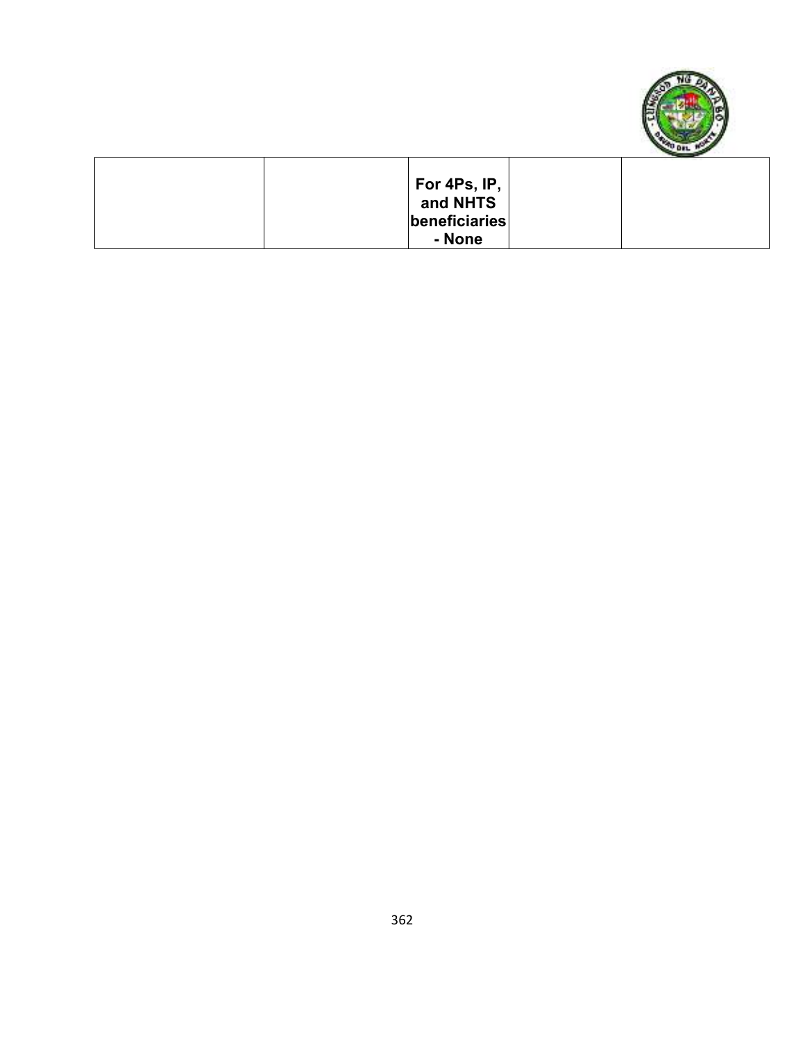| | | | | |
|---|---|---|---|---|
| | | **For 4Ps, IP, and NHTS beneficiaries - None** | | |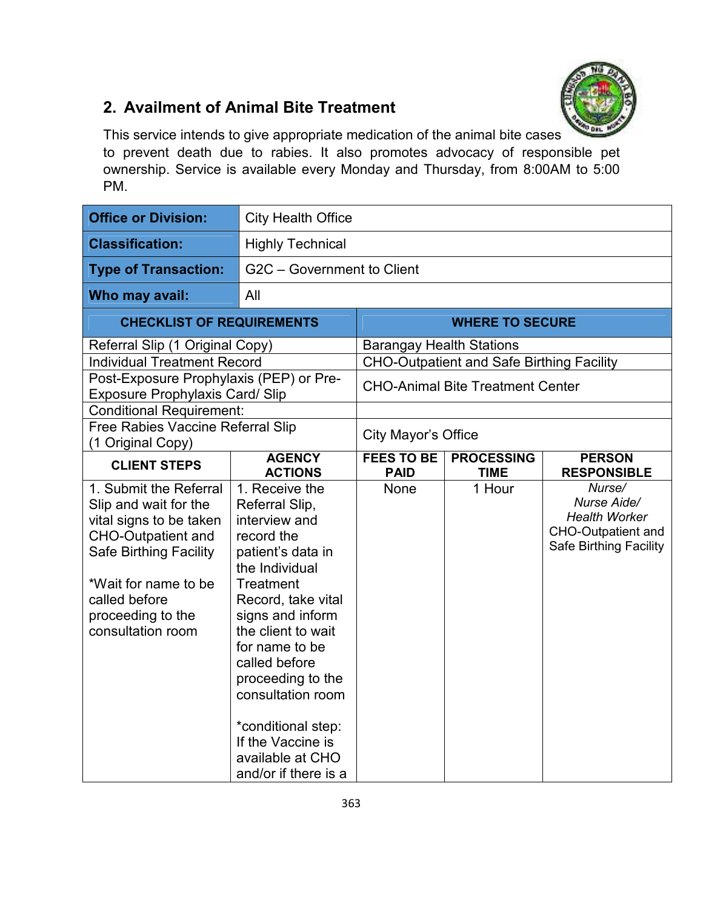## 2. Availment of Animal Bite Treatment

This service intends to give appropriate medication of the animal bite cases to prevent death due to rabies. It also promotes advocacy of responsible pet ownership. Service is available every Monday and Thursday, from 8:00AM to 5:00 PM.

| **Office or Division:** | City Health Office | | | |
|---|---|---|---|---|
| **Classification:** | Highly Technical | | | |
| **Type of Transaction:** | G2C – Government to Client | | | |
| **Who may avail:** | All | | | |
| **CHECKLIST OF REQUIREMENTS** | | **WHERE TO SECURE** | | |
| Referral Slip (1 Original Copy) | | Barangay Health Stations | | |
| Individual Treatment Record | | CHO-Outpatient and Safe Birthing Facility | | |
| Post-Exposure Prophylaxis (PEP) or Pre-Exposure Prophylaxis Card/ Slip | | CHO-Animal Bite Treatment Center | | |
| Conditional Requirement: | | | | |
| Free Rabies Vaccine Referral Slip (1 Original Copy) | | City Mayor's Office | | |
| **CLIENT STEPS** | **AGENCY ACTIONS** | **FEES TO BE PAID** | **PROCESSING TIME** | **PERSON RESPONSIBLE** |
| 1. Submit the Referral Slip and wait for the vital signs to be taken CHO-Outpatient and Safe Birthing Facility<br><br>*Wait for name to be called before proceeding to the consultation room | 1. Receive the Referral Slip, interview and record the patient's data in the Individual Treatment Record, take vital signs and inform the client to wait for name to be called before proceeding to the consultation room<br><br>*conditional step: If the Vaccine is available at CHO and/or if there is a | None | 1 Hour | *Nurse/ Nurse Aide/ Health Worker* CHO-Outpatient and Safe Birthing Facility |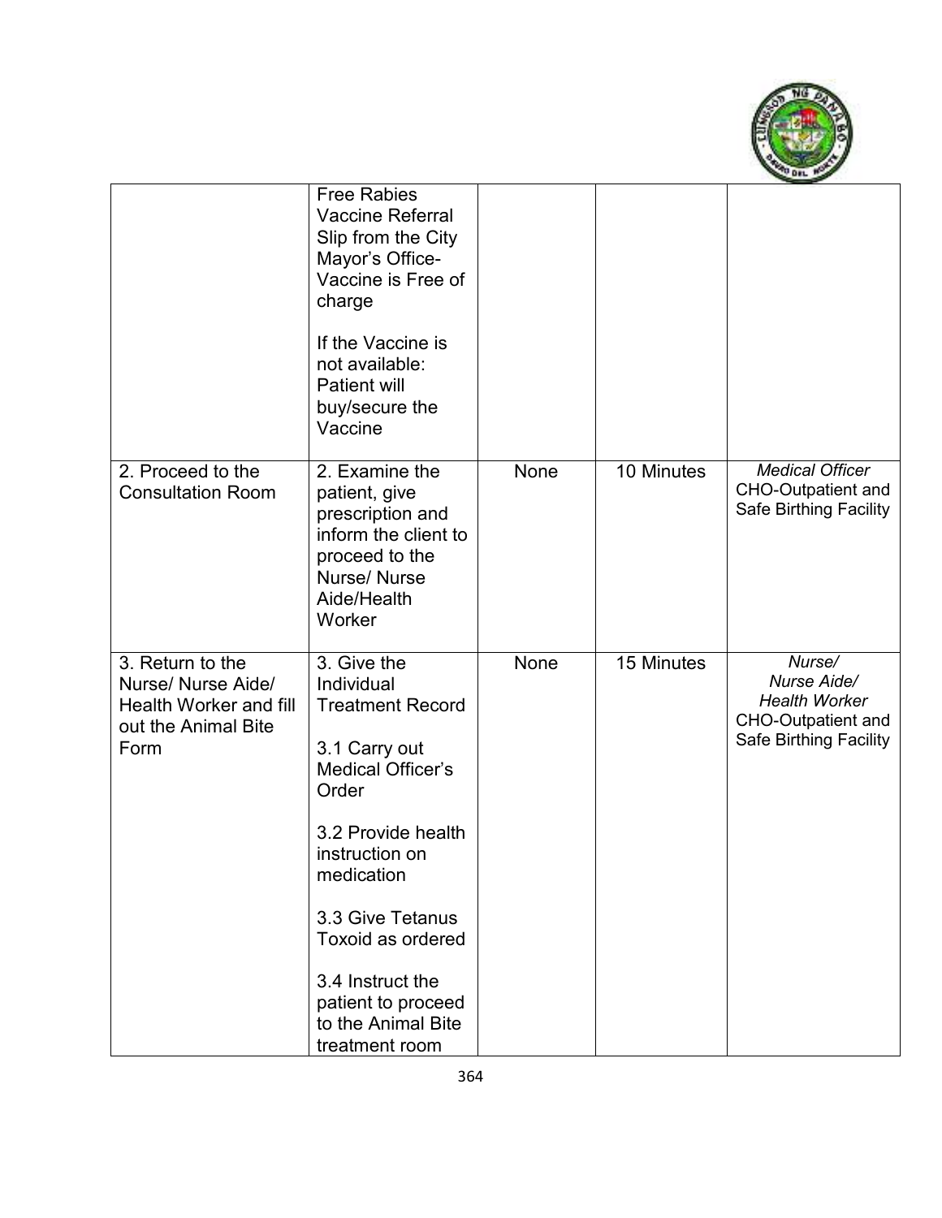| | | | | |
|---|---|---|---|---|
| | Free Rabies Vaccine Referral Slip from the City Mayor's Office- Vaccine is Free of charge<br><br>If the Vaccine is not available: Patient will buy/secure the Vaccine | | | |
| 2. Proceed to the Consultation Room | 2. Examine the patient, give prescription and inform the client to proceed to the Nurse/ Nurse Aide/Health Worker | None | 10 Minutes | *Medical Officer* CHO-Outpatient and Safe Birthing Facility |
| 3. Return to the Nurse/ Nurse Aide/ Health Worker and fill out the Animal Bite Form | 3. Give the Individual Treatment Record<br><br>3.1 Carry out Medical Officer's Order<br><br>3.2 Provide health instruction on medication<br><br>3.3 Give Tetanus Toxoid as ordered<br><br>3.4 Instruct the patient to proceed to the Animal Bite treatment room | None | 15 Minutes | *Nurse/ Nurse Aide/ Health Worker* CHO-Outpatient and Safe Birthing Facility |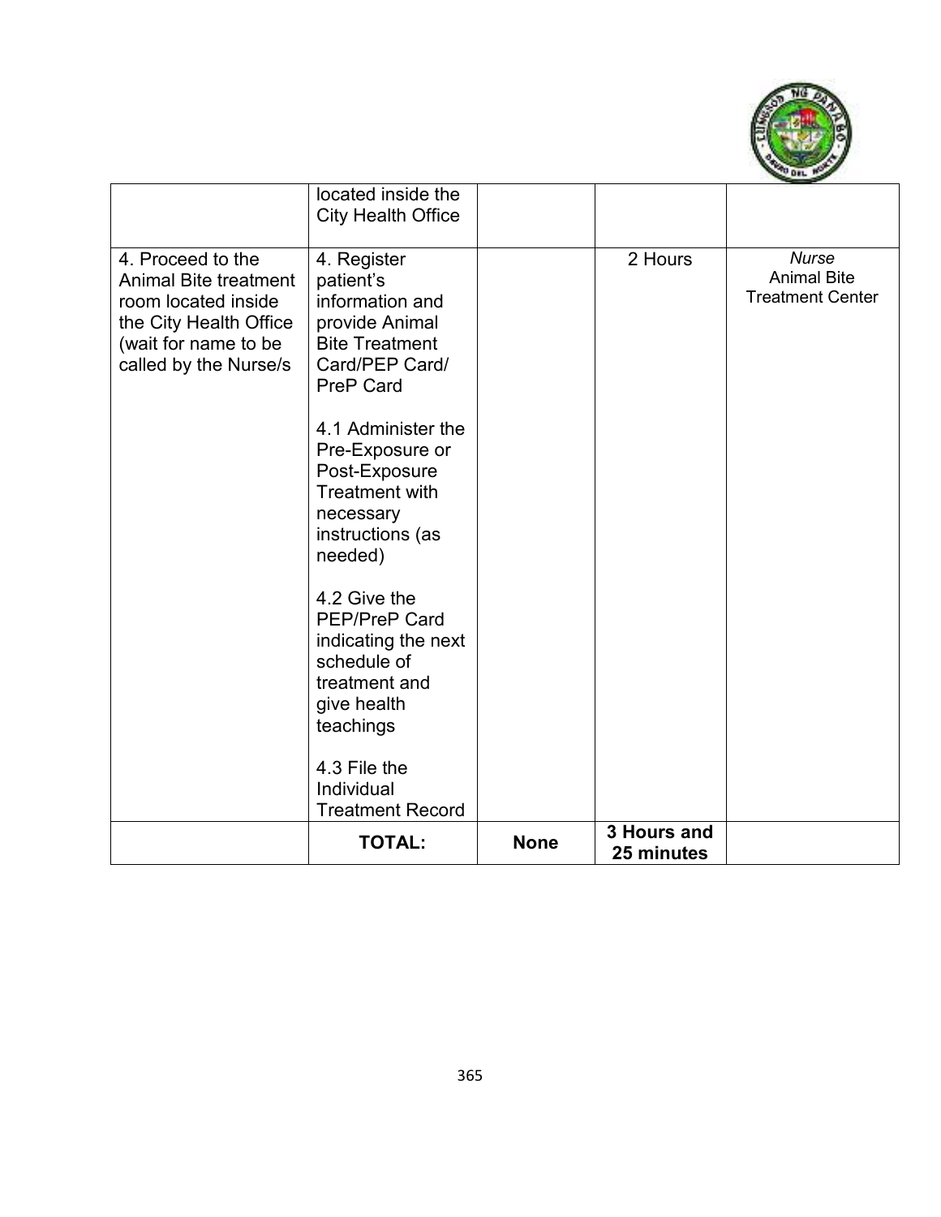| | | | | |
|---|---|---|---|---|
| | located inside the City Health Office | | | |
| 4. Proceed to the Animal Bite treatment room located inside the City Health Office (wait for name to be called by the Nurse/s | 4. Register patient's information and provide Animal Bite Treatment Card/PEP Card/ PreP Card<br><br>4.1 Administer the Pre-Exposure or Post-Exposure Treatment with necessary instructions (as needed)<br><br>4.2 Give the PEP/PreP Card indicating the next schedule of treatment and give health teachings<br><br>4.3 File the Individual Treatment Record | | 2 Hours | *Nurse*<br>Animal Bite Treatment Center |
| | **TOTAL:** | **None** | **3 Hours and 25 minutes** | |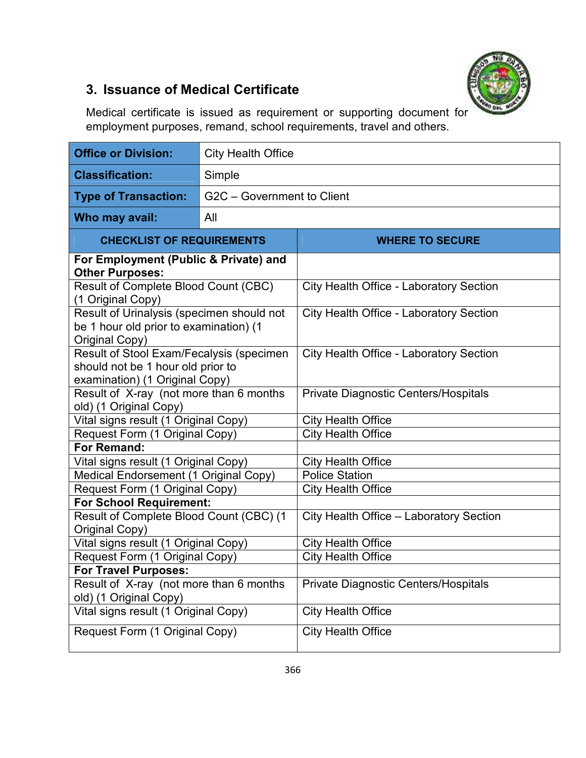## 3. Issuance of Medical Certificate

Medical certificate is issued as requirement or supporting document for employment purposes, remand, school requirements, travel and others.

| **Office or Division:** | City Health Office |
|---|---|
| **Classification:** | Simple |
| **Type of Transaction:** | G2C – Government to Client |
| **Who may avail:** | All |

| **CHECKLIST OF REQUIREMENTS** | **WHERE TO SECURE** |
|---|---|
| **For Employment (Public & Private) and Other Purposes:** | |
| Result of Complete Blood Count (CBC) (1 Original Copy) | City Health Office - Laboratory Section |
| Result of Urinalysis (specimen should not be 1 hour old prior to examination) (1 Original Copy) | City Health Office - Laboratory Section |
| Result of Stool Exam/Fecalysis (specimen should not be 1 hour old prior to examination) (1 Original Copy) | City Health Office - Laboratory Section |
| Result of X-ray (not more than 6 months old) (1 Original Copy) | Private Diagnostic Centers/Hospitals |
| Vital signs result (1 Original Copy) | City Health Office |
| Request Form (1 Original Copy) | City Health Office |
| **For Remand:** | |
| Vital signs result (1 Original Copy) | City Health Office |
| Medical Endorsement (1 Original Copy) | Police Station |
| Request Form (1 Original Copy) | City Health Office |
| **For School Requirement:** | |
| Result of Complete Blood Count (CBC) (1 Original Copy) | City Health Office – Laboratory Section |
| Vital signs result (1 Original Copy) | City Health Office |
| Request Form (1 Original Copy) | City Health Office |
| **For Travel Purposes:** | |
| Result of X-ray (not more than 6 months old) (1 Original Copy) | Private Diagnostic Centers/Hospitals |
| Vital signs result (1 Original Copy) | City Health Office |
| Request Form (1 Original Copy) | City Health Office |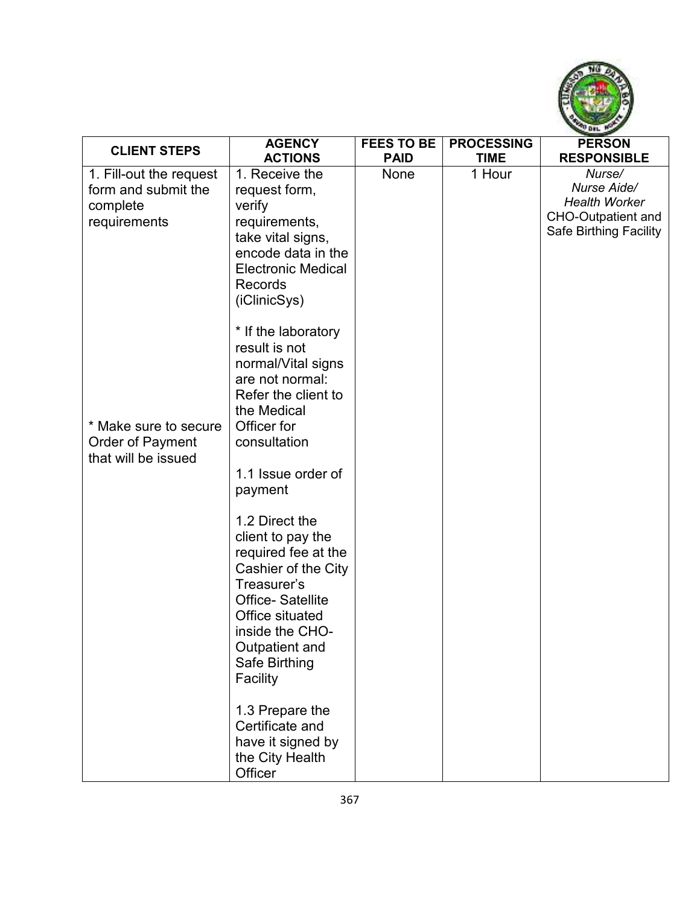| CLIENT STEPS | AGENCY ACTIONS | FEES TO BE PAID | PROCESSING TIME | PERSON RESPONSIBLE |
|---|---|---|---|---|
| 1. Fill-out the request form and submit the complete requirements<br><br>* Make sure to secure Order of Payment that will be issued | 1. Receive the request form, verify requirements, take vital signs, encode data in the Electronic Medical Records (iClinicSys)<br><br>* If the laboratory result is not normal/Vital signs are not normal: Refer the client to the Medical Officer for consultation<br><br>1.1 Issue order of payment<br><br>1.2 Direct the client to pay the required fee at the Cashier of the City Treasurer's Office- Satellite Office situated inside the CHO-Outpatient and Safe Birthing Facility<br><br>1.3 Prepare the Certificate and have it signed by the City Health Officer | None | 1 Hour | *Nurse/ Nurse Aide/ Health Worker* CHO-Outpatient and Safe Birthing Facility |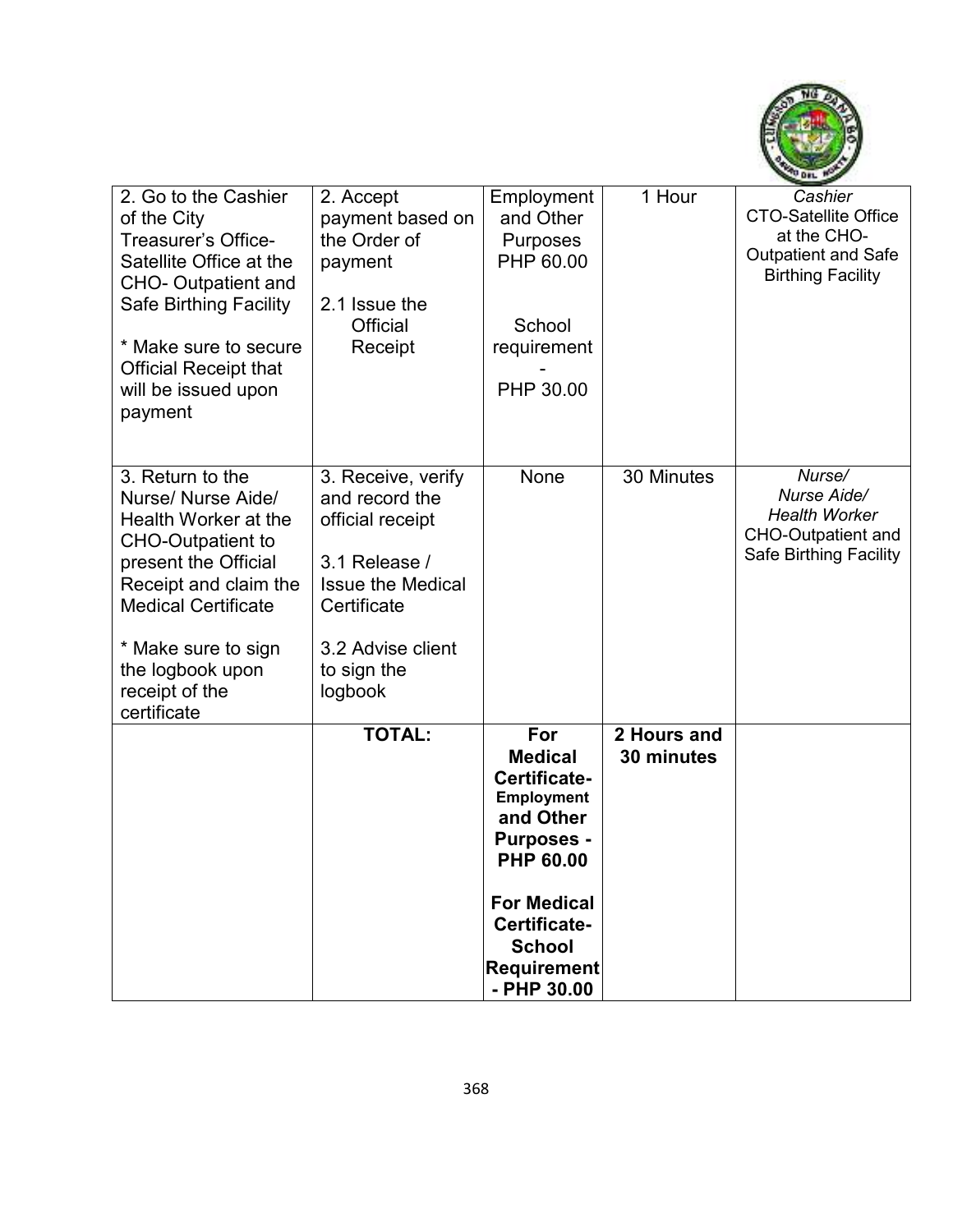| | | | | |
|---|---|---|---|---|
| 2. Go to the Cashier of the City Treasurer's Office-Satellite Office at the CHO- Outpatient and Safe Birthing Facility<br><br>* Make sure to secure Official Receipt that will be issued upon payment | 2. Accept payment based on the Order of payment<br><br>2.1 Issue the Official Receipt | Employment and Other Purposes PHP 60.00<br><br>School requirement - PHP 30.00 | 1 Hour | *Cashier*<br>CTO-Satellite Office at the CHO-Outpatient and Safe Birthing Facility |
| 3. Return to the Nurse/ Nurse Aide/ Health Worker at the CHO-Outpatient to present the Official Receipt and claim the Medical Certificate<br><br>* Make sure to sign the logbook upon receipt of the certificate | 3. Receive, verify and record the official receipt<br><br>3.1 Release / Issue the Medical Certificate<br><br>3.2 Advise client to sign the logbook | None | 30 Minutes | *Nurse/ Nurse Aide/ Health Worker*<br>CHO-Outpatient and Safe Birthing Facility |
| | **TOTAL:** | **For Medical Certificate- Employment and Other Purposes - PHP 60.00**<br><br>**For Medical Certificate- School Requirement - PHP 30.00** | **2 Hours and 30 minutes** | |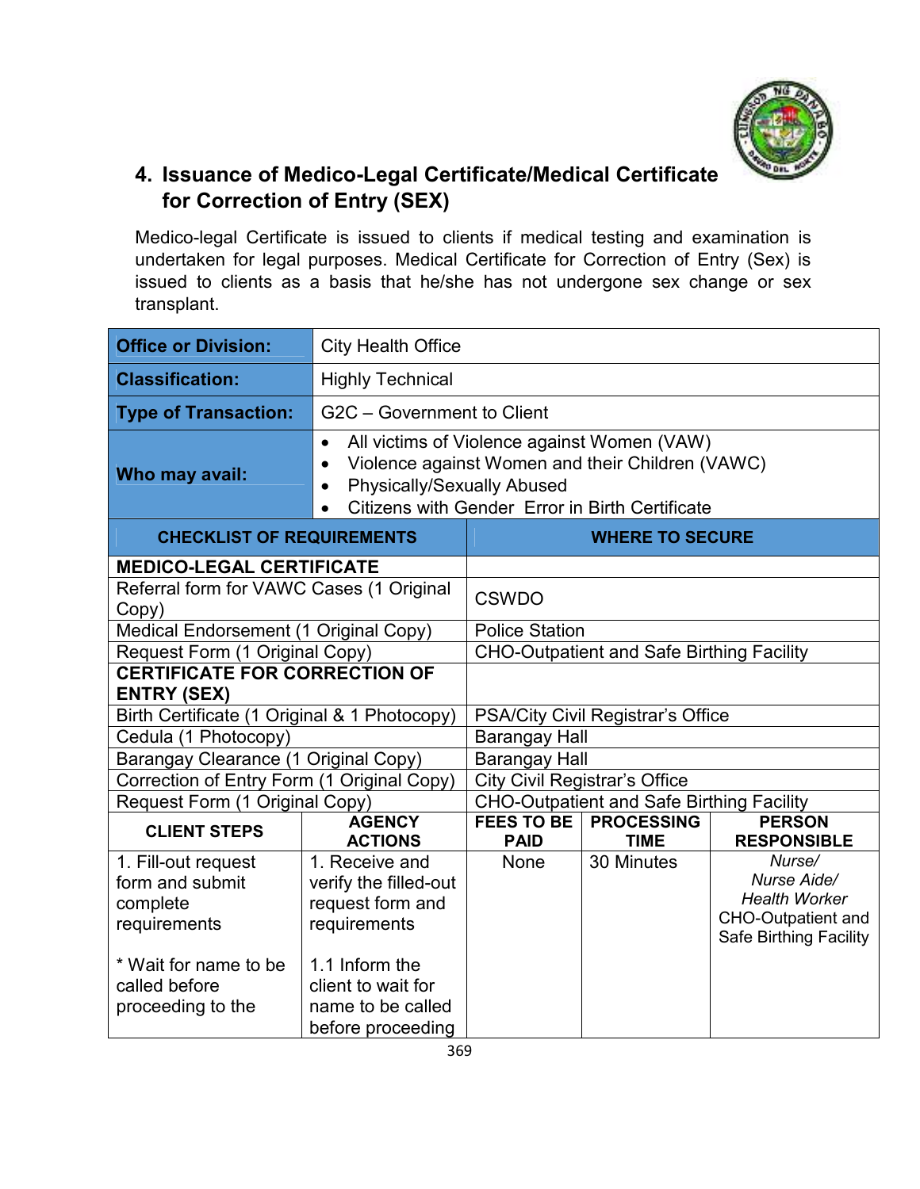## 4. Issuance of Medico-Legal Certificate/Medical Certificate for Correction of Entry (SEX)

Medico-legal Certificate is issued to clients if medical testing and examination is undertaken for legal purposes. Medical Certificate for Correction of Entry (Sex) is issued to clients as a basis that he/she has not undergone sex change or sex transplant.

| | |
|---|---|
| **Office or Division:** | City Health Office |
| **Classification:** | Highly Technical |
| **Type of Transaction:** | G2C – Government to Client |
| **Who may avail:** | • All victims of Violence against Women (VAW)<br>• Violence against Women and their Children (VAWC)<br>• Physically/Sexually Abused<br>• Citizens with Gender Error in Birth Certificate |

| CHECKLIST OF REQUIREMENTS | WHERE TO SECURE |
|---|---|
| **MEDICO-LEGAL CERTIFICATE** | |
| Referral form for VAWC Cases (1 Original Copy) | CSWDO |
| Medical Endorsement (1 Original Copy) | Police Station |
| Request Form (1 Original Copy) | CHO-Outpatient and Safe Birthing Facility |
| **CERTIFICATE FOR CORRECTION OF ENTRY (SEX)** | |
| Birth Certificate (1 Original & 1 Photocopy) | PSA/City Civil Registrar's Office |
| Cedula (1 Photocopy) | Barangay Hall |
| Barangay Clearance (1 Original Copy) | Barangay Hall |
| Correction of Entry Form (1 Original Copy) | City Civil Registrar's Office |
| Request Form (1 Original Copy) | CHO-Outpatient and Safe Birthing Facility |

| CLIENT STEPS | AGENCY ACTIONS | FEES TO BE PAID | PROCESSING TIME | PERSON RESPONSIBLE |
|---|---|---|---|---|
| 1. Fill-out request form and submit complete requirements<br><br>* Wait for name to be called before proceeding to the | 1. Receive and verify the filled-out request form and requirements<br><br>1.1 Inform the client to wait for name to be called before proceeding | None | 30 Minutes | *Nurse/ Nurse Aide/ Health Worker*<br>CHO-Outpatient and Safe Birthing Facility |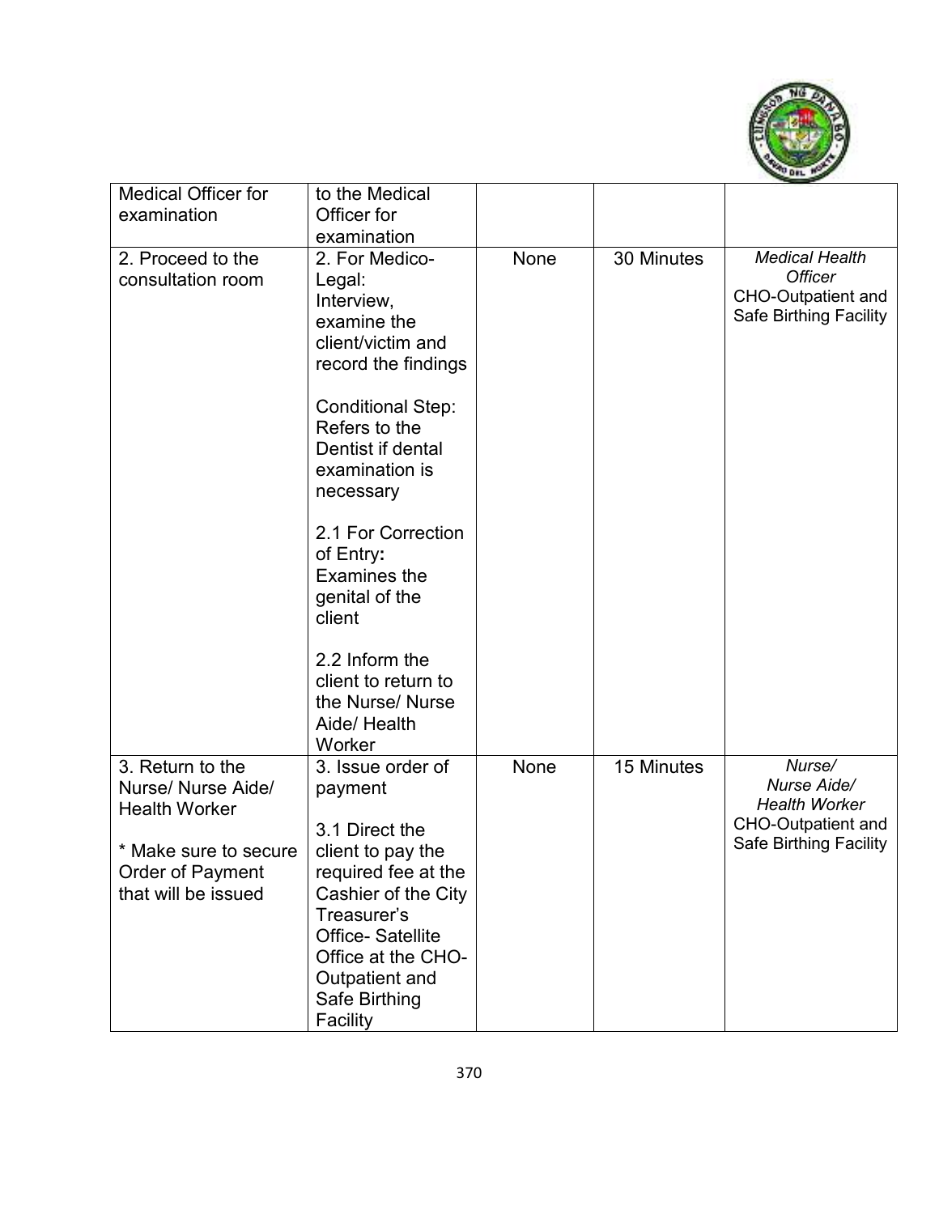| | | | | |
|---|---|---|---|---|
| Medical Officer for examination | to the Medical Officer for examination | | | |
| 2. Proceed to the consultation room | 2. For Medico-Legal: Interview, examine the client/victim and record the findings<br><br>Conditional Step: Refers to the Dentist if dental examination is necessary<br><br>2.1 For Correction of Entry**:** Examines the genital of the client<br><br>2.2 Inform the client to return to the Nurse/ Nurse Aide/ Health Worker | None | 30 Minutes | *Medical Health Officer*<br>CHO-Outpatient and Safe Birthing Facility |
| 3. Return to the Nurse/ Nurse Aide/ Health Worker<br><br>* Make sure to secure Order of Payment that will be issued | 3. Issue order of payment<br><br>3.1 Direct the client to pay the required fee at the Cashier of the City Treasurer's Office- Satellite Office at the CHO-Outpatient and Safe Birthing Facility | None | 15 Minutes | *Nurse/ Nurse Aide/ Health Worker*<br>CHO-Outpatient and Safe Birthing Facility |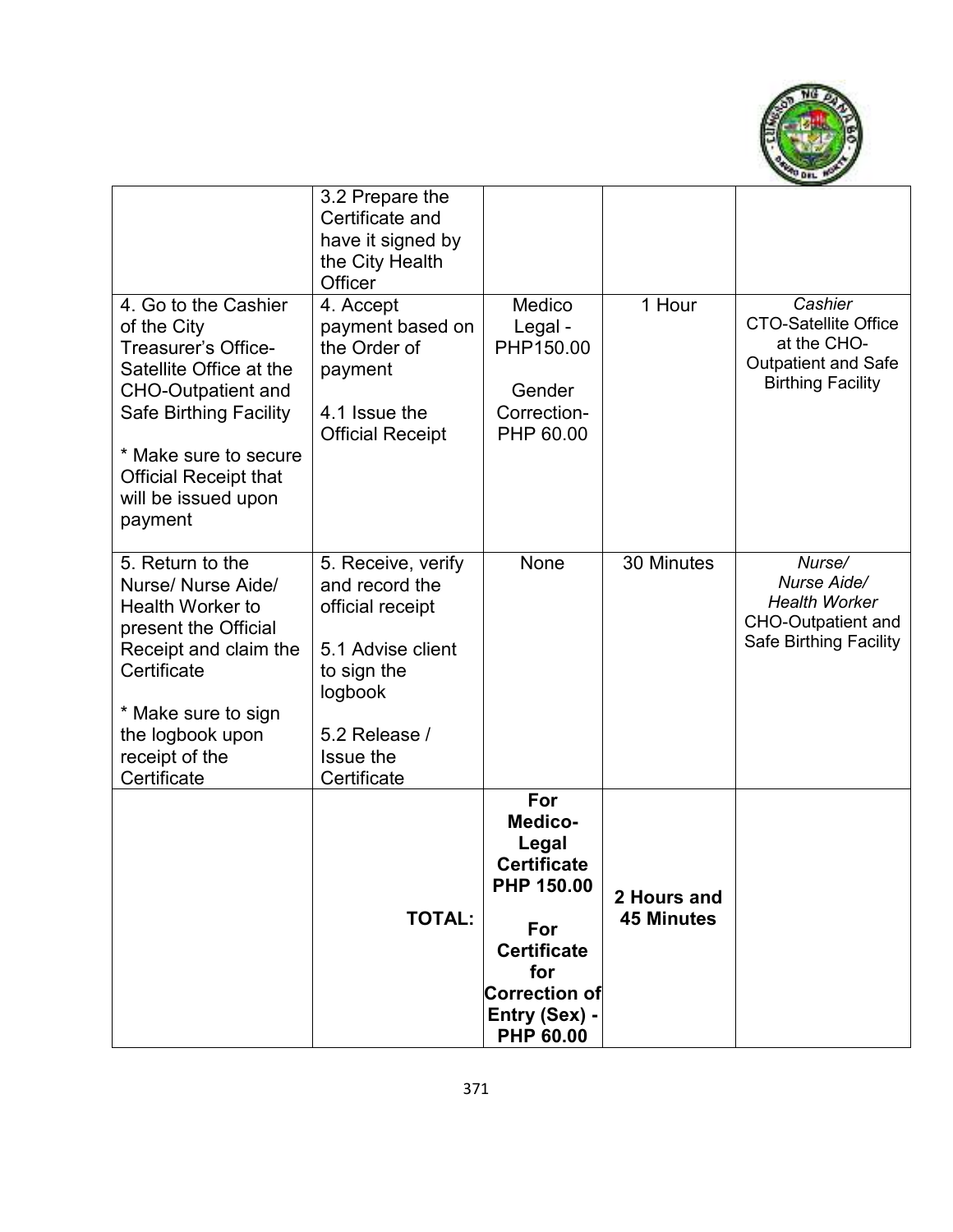| | | | | |
|---|---|---|---|---|
| | 3.2 Prepare the Certificate and have it signed by the City Health Officer | | | |
| 4. Go to the Cashier of the City Treasurer's Office-Satellite Office at the CHO-Outpatient and Safe Birthing Facility<br><br>* Make sure to secure Official Receipt that will be issued upon payment | 4. Accept payment based on the Order of payment<br><br>4.1 Issue the Official Receipt | Medico Legal - PHP150.00<br><br>Gender Correction- PHP 60.00 | 1 Hour | *Cashier*<br>CTO-Satellite Office at the CHO-Outpatient and Safe Birthing Facility |
| 5. Return to the Nurse/ Nurse Aide/ Health Worker to present the Official Receipt and claim the Certificate<br><br>* Make sure to sign the logbook upon receipt of the Certificate | 5. Receive, verify and record the official receipt<br><br>5.1 Advise client to sign the logbook<br><br>5.2 Release / Issue the Certificate | None | 30 Minutes | *Nurse/ Nurse Aide/ Health Worker*<br>CHO-Outpatient and Safe Birthing Facility |
| | **TOTAL:** | **For Medico-Legal Certificate PHP 150.00**<br><br>**For Certificate for Correction of Entry (Sex) - PHP 60.00** | **2 Hours and 45 Minutes** | |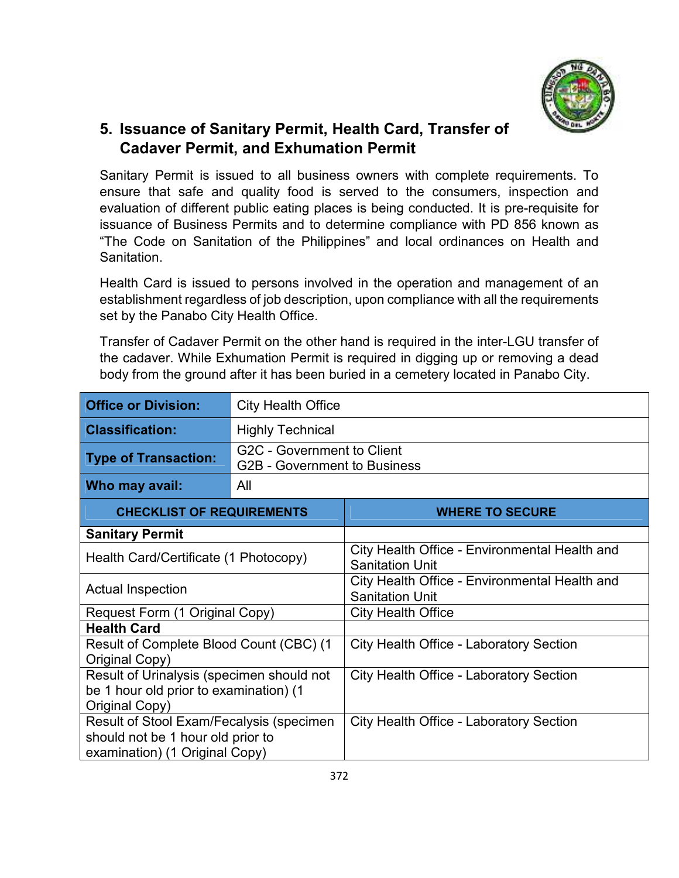## 5. Issuance of Sanitary Permit, Health Card, Transfer of Cadaver Permit, and Exhumation Permit

Sanitary Permit is issued to all business owners with complete requirements. To ensure that safe and quality food is served to the consumers, inspection and evaluation of different public eating places is being conducted. It is pre-requisite for issuance of Business Permits and to determine compliance with PD 856 known as "The Code on Sanitation of the Philippines" and local ordinances on Health and Sanitation.

Health Card is issued to persons involved in the operation and management of an establishment regardless of job description, upon compliance with all the requirements set by the Panabo City Health Office.

Transfer of Cadaver Permit on the other hand is required in the inter-LGU transfer of the cadaver. While Exhumation Permit is required in digging up or removing a dead body from the ground after it has been buried in a cemetery located in Panabo City.

| **Office or Division:** | City Health Office |
|---|---|
| **Classification:** | Highly Technical |
| **Type of Transaction:** | G2C - Government to Client<br>G2B - Government to Business |
| **Who may avail:** | All |

| **CHECKLIST OF REQUIREMENTS** | **WHERE TO SECURE** |
|---|---|
| **Sanitary Permit** | |
| Health Card/Certificate (1 Photocopy) | City Health Office - Environmental Health and Sanitation Unit |
| Actual Inspection | City Health Office - Environmental Health and Sanitation Unit |
| Request Form (1 Original Copy) | City Health Office |
| **Health Card** | |
| Result of Complete Blood Count (CBC) (1 Original Copy) | City Health Office - Laboratory Section |
| Result of Urinalysis (specimen should not be 1 hour old prior to examination) (1 Original Copy) | City Health Office - Laboratory Section |
| Result of Stool Exam/Fecalysis (specimen should not be 1 hour old prior to examination) (1 Original Copy) | City Health Office - Laboratory Section |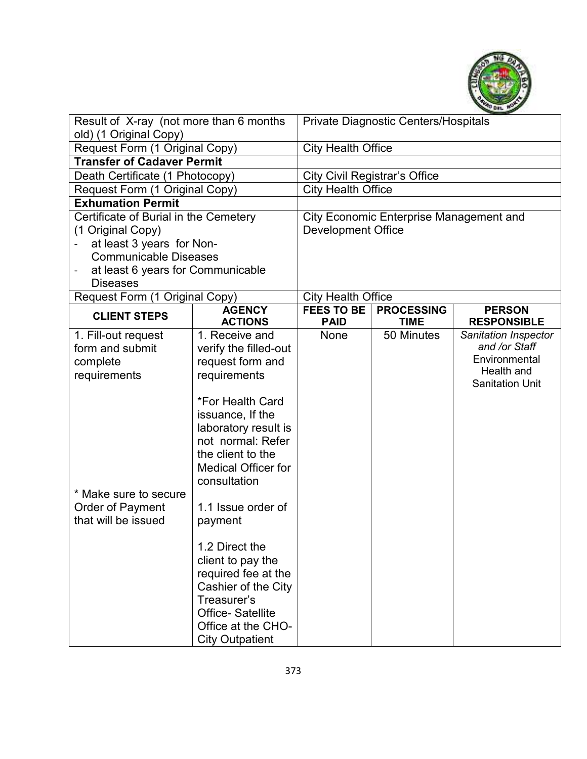| | |
|---|---|
| Result of X-ray (not more than 6 months old) (1 Original Copy) | Private Diagnostic Centers/Hospitals |
| Request Form (1 Original Copy) | City Health Office |
| **Transfer of Cadaver Permit** | |
| Death Certificate (1 Photocopy) | City Civil Registrar's Office |
| Request Form (1 Original Copy) | City Health Office |
| **Exhumation Permit** | |
| Certificate of Burial in the Cemetery (1 Original Copy)<br>- at least 3 years for Non-Communicable Diseases<br>- at least 6 years for Communicable Diseases | City Economic Enterprise Management and Development Office |
| Request Form (1 Original Copy) | City Health Office |

| CLIENT STEPS | AGENCY ACTIONS | FEES TO BE PAID | PROCESSING TIME | PERSON RESPONSIBLE |
|---|---|---|---|---|
| 1. Fill-out request form and submit complete requirements<br><br>* Make sure to secure Order of Payment that will be issued | 1. Receive and verify the filled-out request form and requirements<br><br>*For Health Card issuance, If the laboratory result is not normal: Refer the client to the Medical Officer for consultation<br><br>1.1 Issue order of payment<br><br>1.2 Direct the client to pay the required fee at the Cashier of the City Treasurer's Office- Satellite Office at the CHO-City Outpatient | None | 50 Minutes | *Sanitation Inspector and /or Staff* Environmental Health and Sanitation Unit |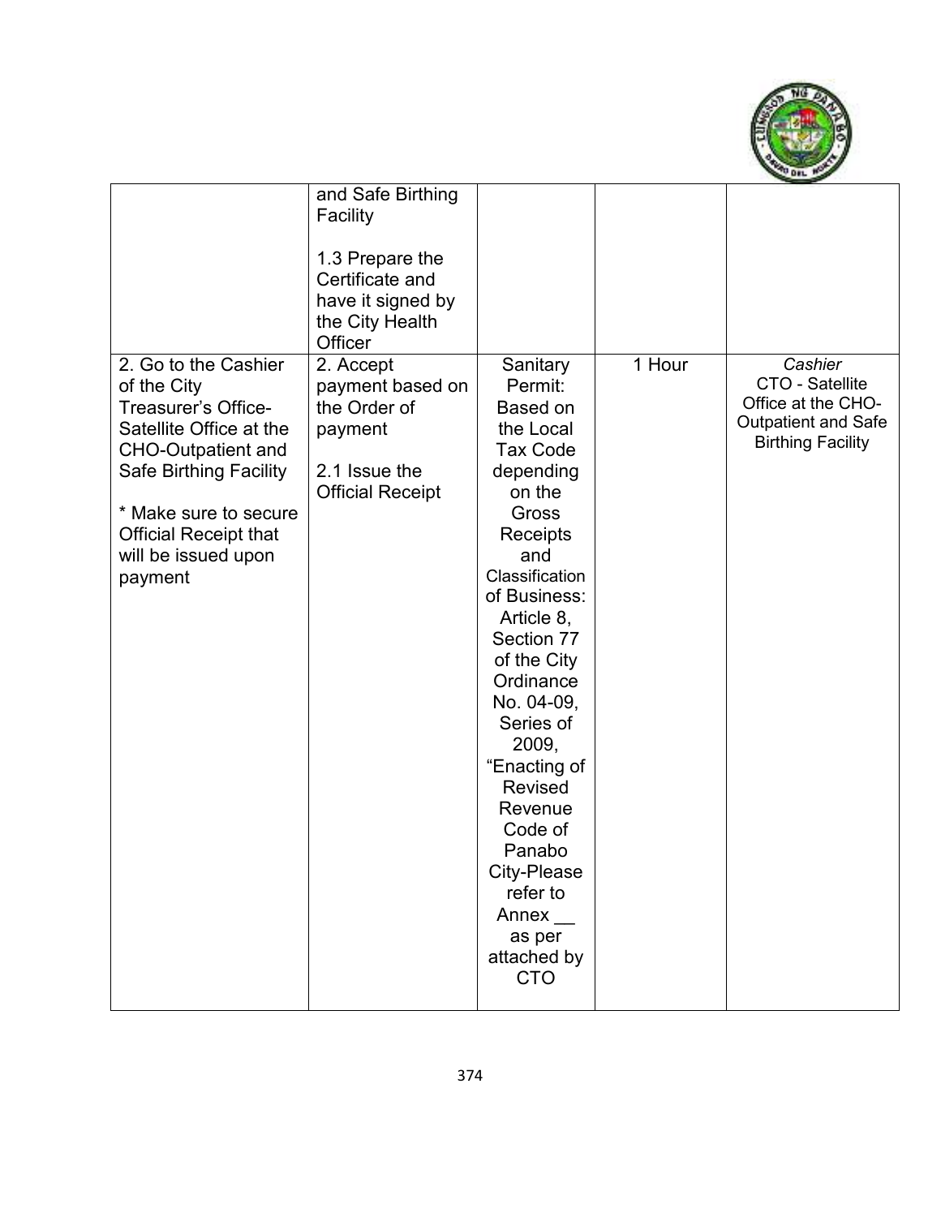| | | | | |
|---|---|---|---|---|
| | and Safe Birthing Facility<br><br>1.3 Prepare the Certificate and have it signed by the City Health Officer | | | |
| 2. Go to the Cashier of the City Treasurer's Office-Satellite Office at the CHO-Outpatient and Safe Birthing Facility<br><br>* Make sure to secure Official Receipt that will be issued upon payment | 2. Accept payment based on the Order of payment<br><br>2.1 Issue the Official Receipt | Sanitary Permit: Based on the Local Tax Code depending on the Gross Receipts and Classification of Business: Article 8, Section 77 of the City Ordinance No. 04-09, Series of 2009, "Enacting of Revised Revenue Code of Panabo City-Please refer to Annex __ as per attached by CTO | 1 Hour | *Cashier*<br>CTO - Satellite Office at the CHO-Outpatient and Safe Birthing Facility |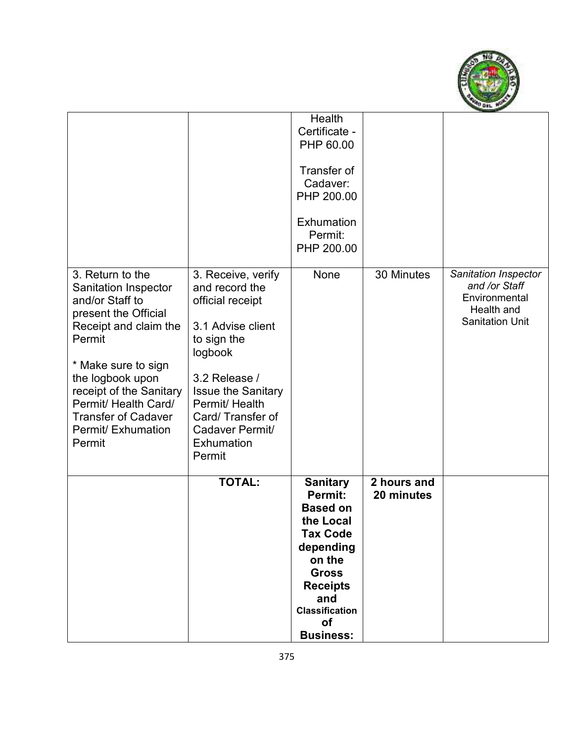| | | | | |
|---|---|---|---|---|
| | | Health Certificate - PHP 60.00<br><br>Transfer of Cadaver: PHP 200.00<br><br>Exhumation Permit: PHP 200.00 | | |
| 3. Return to the Sanitation Inspector and/or Staff to present the Official Receipt and claim the Permit<br><br>* Make sure to sign the logbook upon receipt of the Sanitary Permit/ Health Card/ Transfer of Cadaver Permit/ Exhumation Permit | 3. Receive, verify and record the official receipt<br><br>3.1 Advise client to sign the logbook<br><br>3.2 Release / Issue the Sanitary Permit/ Health Card/ Transfer of Cadaver Permit/ Exhumation Permit | None | 30 Minutes | *Sanitation Inspector and /or Staff*<br>Environmental Health and Sanitation Unit |
| | **TOTAL:** | **Sanitary Permit: Based on the Local Tax Code depending on the Gross Receipts and Classification of Business:** | **2 hours and 20 minutes** | |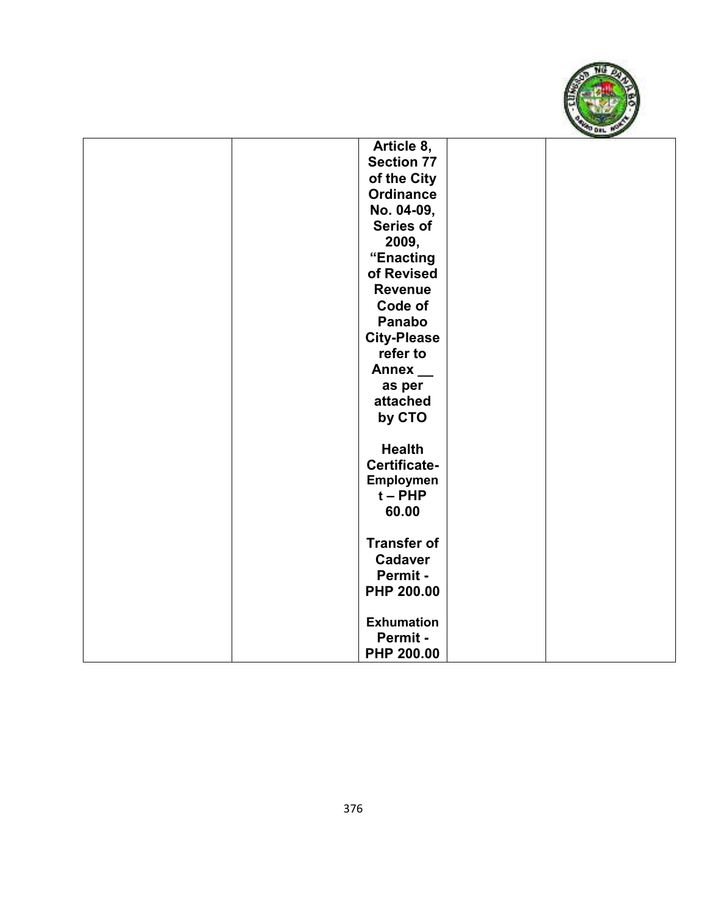| | | | | |
|---|---|---|---|---|
| | | **Article 8, Section 77 of the City Ordinance No. 04-09, Series of 2009, "Enacting of Revised Revenue Code of Panabo City-Please refer to Annex __ as per attached by CTO**<br><br>**Health Certificate-Employment – PHP 60.00**<br><br>**Transfer of Cadaver Permit - PHP 200.00**<br><br>**Exhumation Permit - PHP 200.00** | | |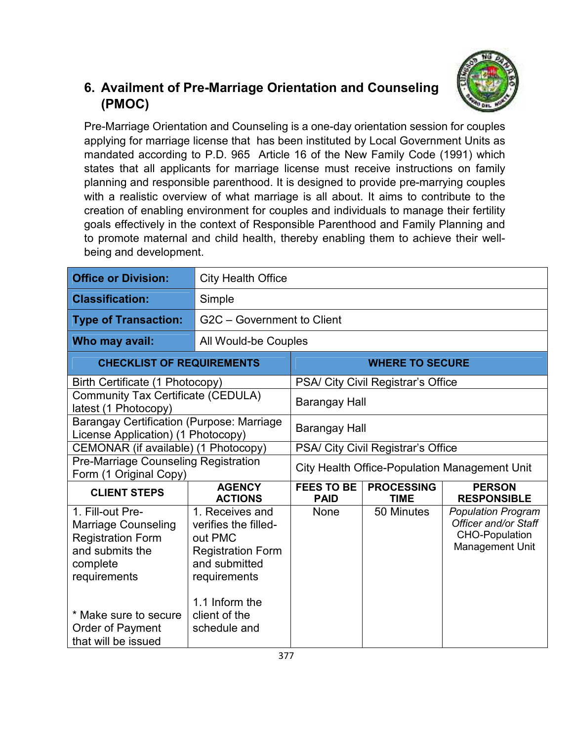## 6. Availment of Pre-Marriage Orientation and Counseling (PMOC)

Pre-Marriage Orientation and Counseling is a one-day orientation session for couples applying for marriage license that has been instituted by Local Government Units as mandated according to P.D. 965 Article 16 of the New Family Code (1991) which states that all applicants for marriage license must receive instructions on family planning and responsible parenthood. It is designed to provide pre-marrying couples with a realistic overview of what marriage is all about. It aims to contribute to the creation of enabling environment for couples and individuals to manage their fertility goals effectively in the context of Responsible Parenthood and Family Planning and to promote maternal and child health, thereby enabling them to achieve their well-being and development.

| **Office or Division:** | City Health Office |
|---|---|
| **Classification:** | Simple |
| **Type of Transaction:** | G2C – Government to Client |
| **Who may avail:** | All Would-be Couples |

| **CHECKLIST OF REQUIREMENTS** | **WHERE TO SECURE** |
|---|---|
| Birth Certificate (1 Photocopy) | PSA/ City Civil Registrar's Office |
| Community Tax Certificate (CEDULA) latest (1 Photocopy) | Barangay Hall |
| Barangay Certification (Purpose: Marriage License Application) (1 Photocopy) | Barangay Hall |
| CEMONAR (if available) (1 Photocopy) | PSA/ City Civil Registrar's Office |
| Pre-Marriage Counseling Registration Form (1 Original Copy) | City Health Office-Population Management Unit |

| **CLIENT STEPS** | **AGENCY ACTIONS** | **FEES TO BE PAID** | **PROCESSING TIME** | **PERSON RESPONSIBLE** |
|---|---|---|---|---|
| 1. Fill-out Pre-Marriage Counseling Registration Form and submits the complete requirements<br><br>* Make sure to secure Order of Payment that will be issued | 1. Receives and verifies the filled-out PMC Registration Form and submitted requirements<br><br>1.1 Inform the client of the schedule and | None | 50 Minutes | *Population Program Officer and/or Staff* CHO-Population Management Unit |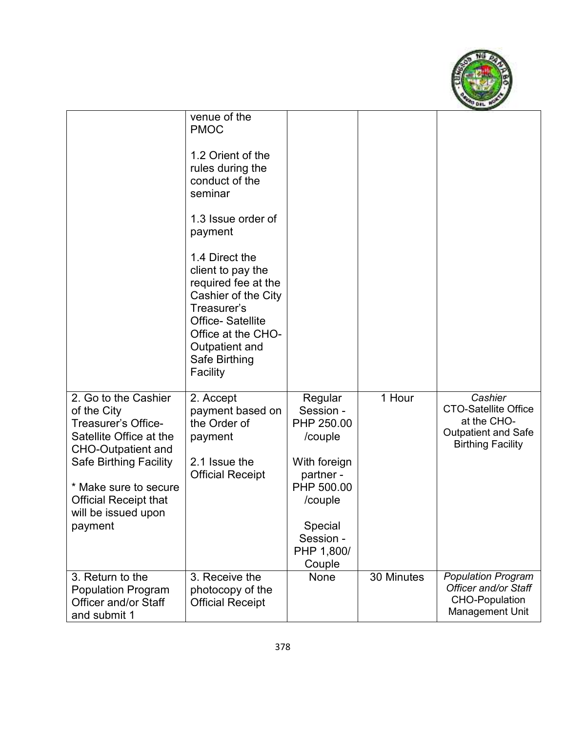| | | | | |
|---|---|---|---|---|
| | venue of the PMOC<br><br>1.2 Orient of the rules during the conduct of the seminar<br><br>1.3 Issue order of payment<br><br>1.4 Direct the client to pay the required fee at the Cashier of the City Treasurer's Office- Satellite Office at the CHO-Outpatient and Safe Birthing Facility | | | |
| 2. Go to the Cashier of the City Treasurer's Office-Satellite Office at the CHO-Outpatient and Safe Birthing Facility<br><br>* Make sure to secure Official Receipt that will be issued upon payment | 2. Accept payment based on the Order of payment<br><br>2.1 Issue the Official Receipt | Regular Session - PHP 250.00 /couple<br><br>With foreign partner - PHP 500.00 /couple<br><br>Special Session - PHP 1,800/ Couple | 1 Hour | *Cashier*<br>CTO-Satellite Office at the CHO-Outpatient and Safe Birthing Facility |
| 3. Return to the Population Program Officer and/or Staff and submit 1 | 3. Receive the photocopy of the Official Receipt | None | 30 Minutes | *Population Program Officer and/or Staff*<br>CHO-Population Management Unit |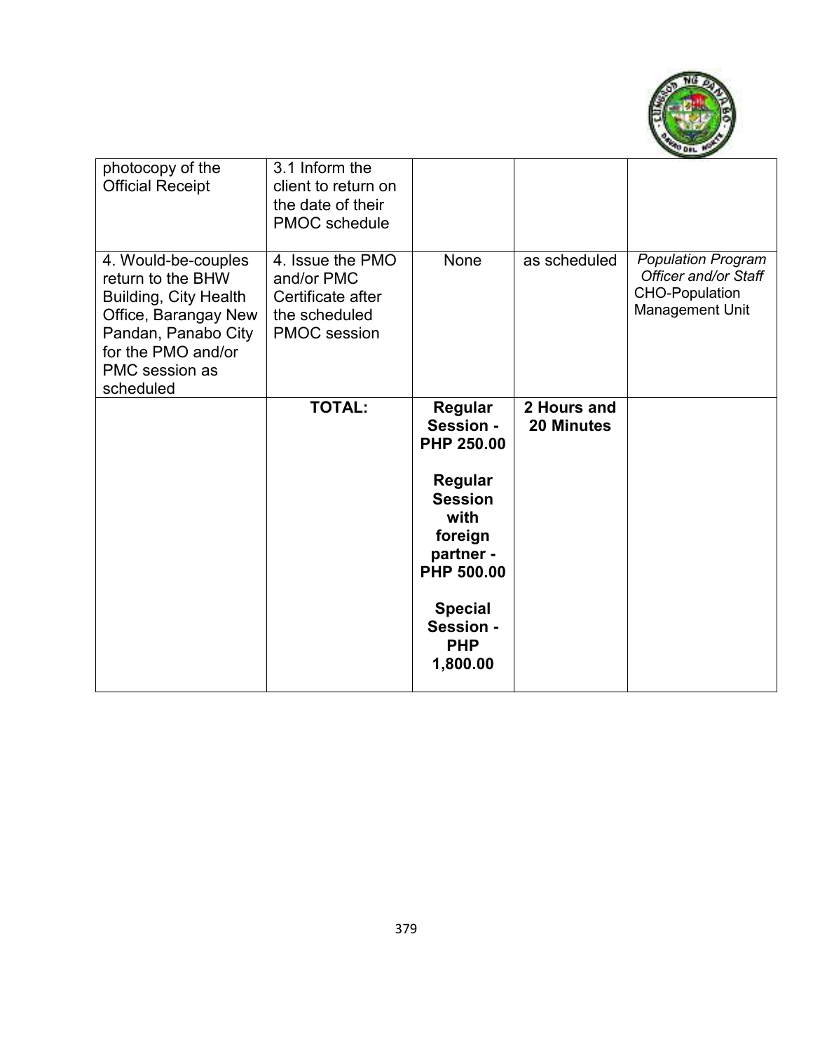| | | | | |
|---|---|---|---|---|
| photocopy of the Official Receipt | 3.1 Inform the client to return on the date of their PMOC schedule | | | |
| 4. Would-be-couples return to the BHW Building, City Health Office, Barangay New Pandan, Panabo City for the PMO and/or PMC session as scheduled | 4. Issue the PMO and/or PMC Certificate after the scheduled PMOC session | None | as scheduled | *Population Program Officer and/or Staff* CHO-Population Management Unit |
| | **TOTAL:** | **Regular Session - PHP 250.00**<br><br>**Regular Session with foreign partner - PHP 500.00**<br><br>**Special Session - PHP 1,800.00** | **2 Hours and 20 Minutes** | |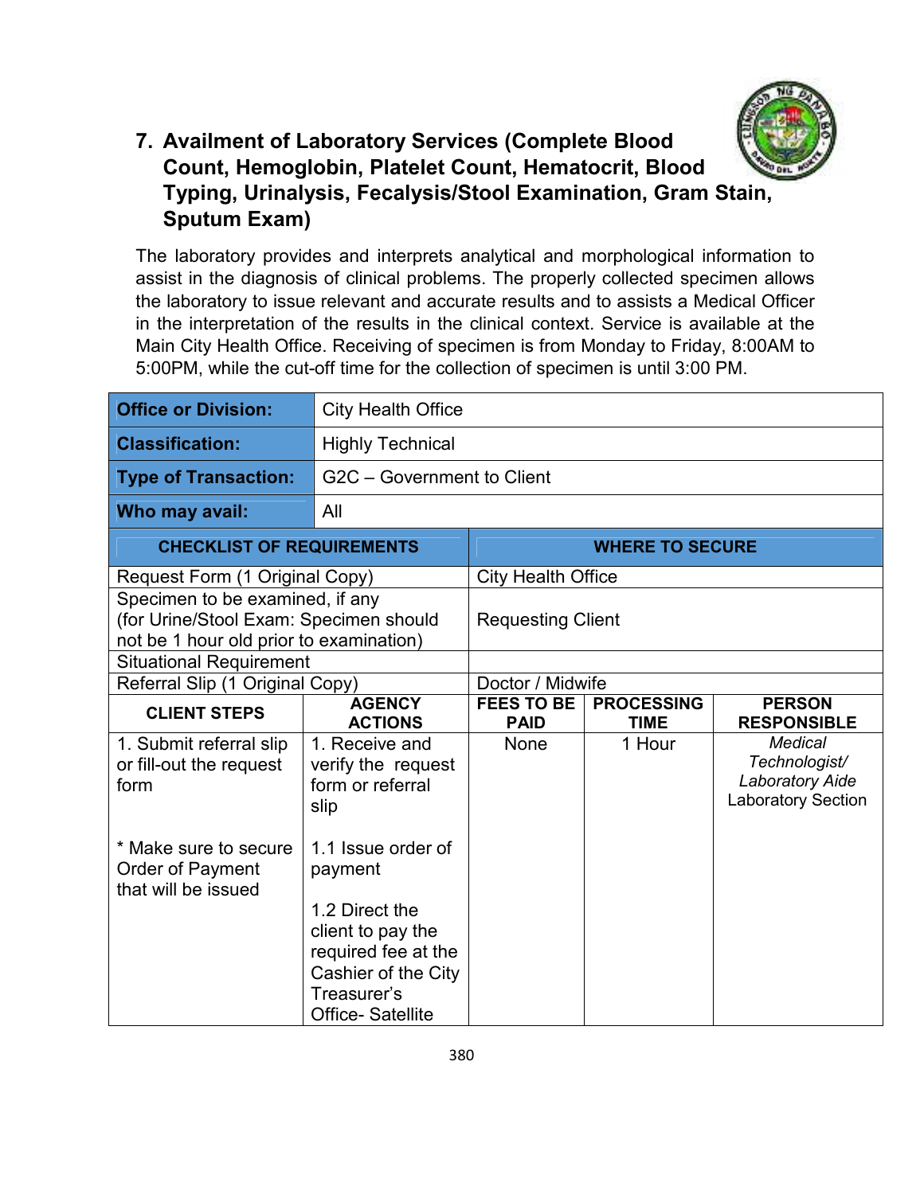## 7. Availment of Laboratory Services (Complete Blood Count, Hemoglobin, Platelet Count, Hematocrit, Blood Typing, Urinalysis, Fecalysis/Stool Examination, Gram Stain, Sputum Exam)

The laboratory provides and interprets analytical and morphological information to assist in the diagnosis of clinical problems. The properly collected specimen allows the laboratory to issue relevant and accurate results and to assists a Medical Officer in the interpretation of the results in the clinical context. Service is available at the Main City Health Office. Receiving of specimen is from Monday to Friday, 8:00AM to 5:00PM, while the cut-off time for the collection of specimen is until 3:00 PM.

| **Office or Division:** | City Health Office |
|---|---|
| **Classification:** | Highly Technical |
| **Type of Transaction:** | G2C – Government to Client |
| **Who may avail:** | All |

| **CHECKLIST OF REQUIREMENTS** | **WHERE TO SECURE** |
|---|---|
| Request Form (1 Original Copy) | City Health Office |
| Specimen to be examined, if any (for Urine/Stool Exam: Specimen should not be 1 hour old prior to examination) | Requesting Client |
| Situational Requirement | |
| Referral Slip (1 Original Copy) | Doctor / Midwife |

| **CLIENT STEPS** | **AGENCY ACTIONS** | **FEES TO BE PAID** | **PROCESSING TIME** | **PERSON RESPONSIBLE** |
|---|---|---|---|---|
| 1. Submit referral slip or fill-out the request form<br><br>* Make sure to secure Order of Payment that will be issued | 1. Receive and verify the request form or referral slip<br><br>1.1 Issue order of payment<br><br>1.2 Direct the client to pay the required fee at the Cashier of the City Treasurer's Office- Satellite | None | 1 Hour | *Medical Technologist/ Laboratory Aide*<br>Laboratory Section |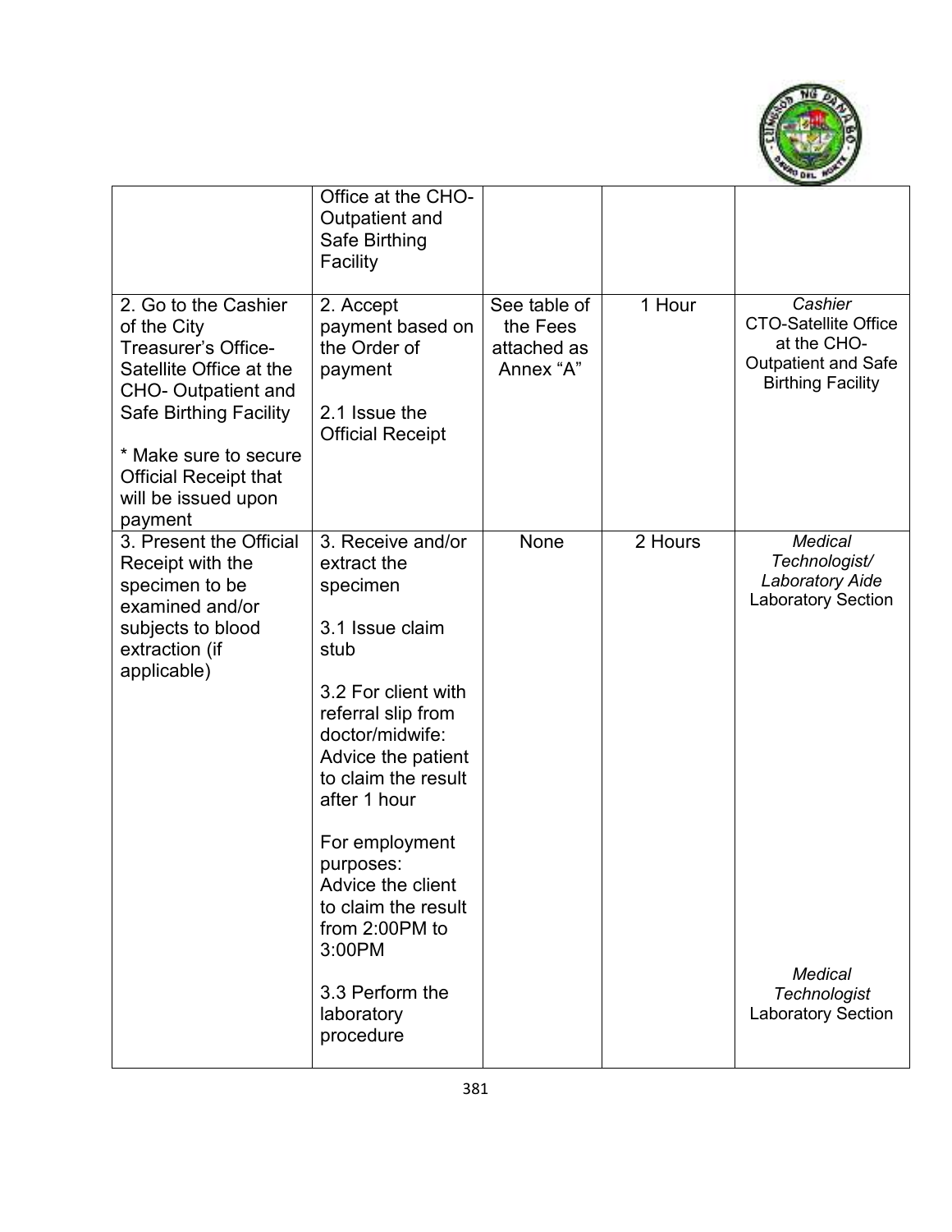| | | | | |
|---|---|---|---|---|
| | Office at the CHO-Outpatient and Safe Birthing Facility | | | |
| 2. Go to the Cashier of the City Treasurer's Office-Satellite Office at the CHO- Outpatient and Safe Birthing Facility<br><br>* Make sure to secure Official Receipt that will be issued upon payment | 2. Accept payment based on the Order of payment<br><br>2.1 Issue the Official Receipt | See table of the Fees attached as Annex "A" | 1 Hour | *Cashier*<br>CTO-Satellite Office at the CHO-Outpatient and Safe Birthing Facility |
| 3. Present the Official Receipt with the specimen to be examined and/or subjects to blood extraction (if applicable) | 3. Receive and/or extract the specimen<br><br>3.1 Issue claim stub<br><br>3.2 For client with referral slip from doctor/midwife: Advice the patient to claim the result after 1 hour<br><br>For employment purposes: Advice the client to claim the result from 2:00PM to 3:00PM<br><br>3.3 Perform the laboratory procedure | None | 2 Hours | *Medical Technologist/ Laboratory Aide*<br>Laboratory Section<br><br>*Medical Technologist*<br>Laboratory Section |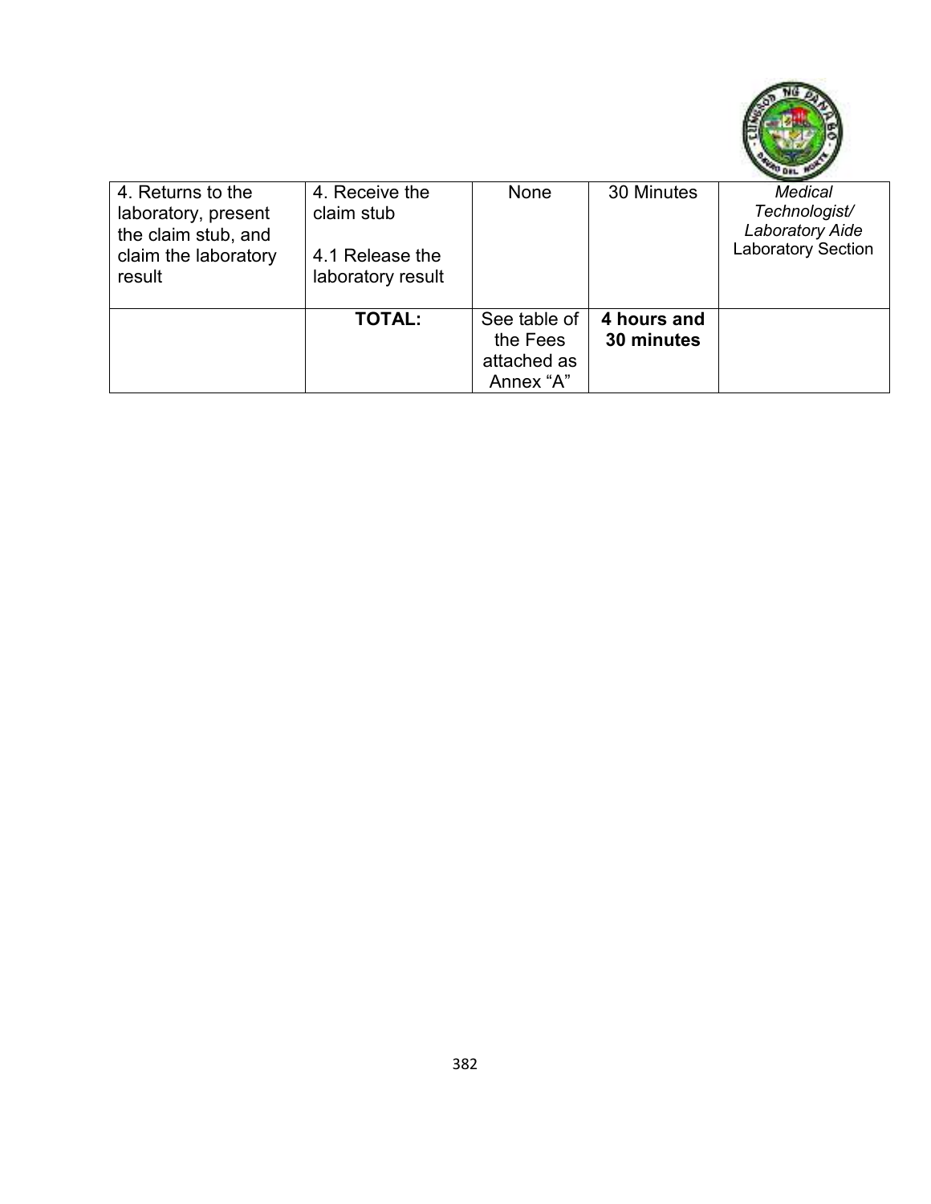| 4. Returns to the laboratory, present the claim stub, and claim the laboratory result | 4. Receive the claim stub<br><br>4.1 Release the laboratory result | None | 30 Minutes | *Medical Technologist/ Laboratory Aide*<br>Laboratory Section |
|---|---|---|---|---|
| | **TOTAL:** | See table of the Fees attached as Annex "A" | **4 hours and 30 minutes** | |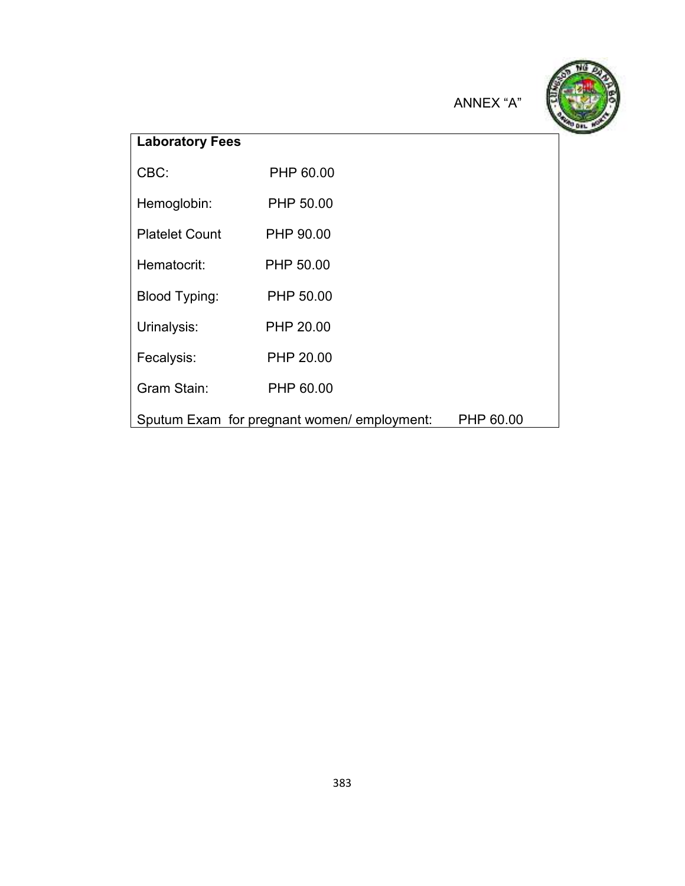ANNEX “A”

| **Laboratory Fees** | |
|---|---|
| CBC: | PHP 60.00 |
| Hemoglobin: | PHP 50.00 |
| Platelet Count | PHP 90.00 |
| Hematocrit: | PHP 50.00 |
| Blood Typing: | PHP 50.00 |
| Urinalysis: | PHP 20.00 |
| Fecalysis: | PHP 20.00 |
| Gram Stain: | PHP 60.00 |
| Sputum Exam for pregnant women/ employment: | PHP 60.00 |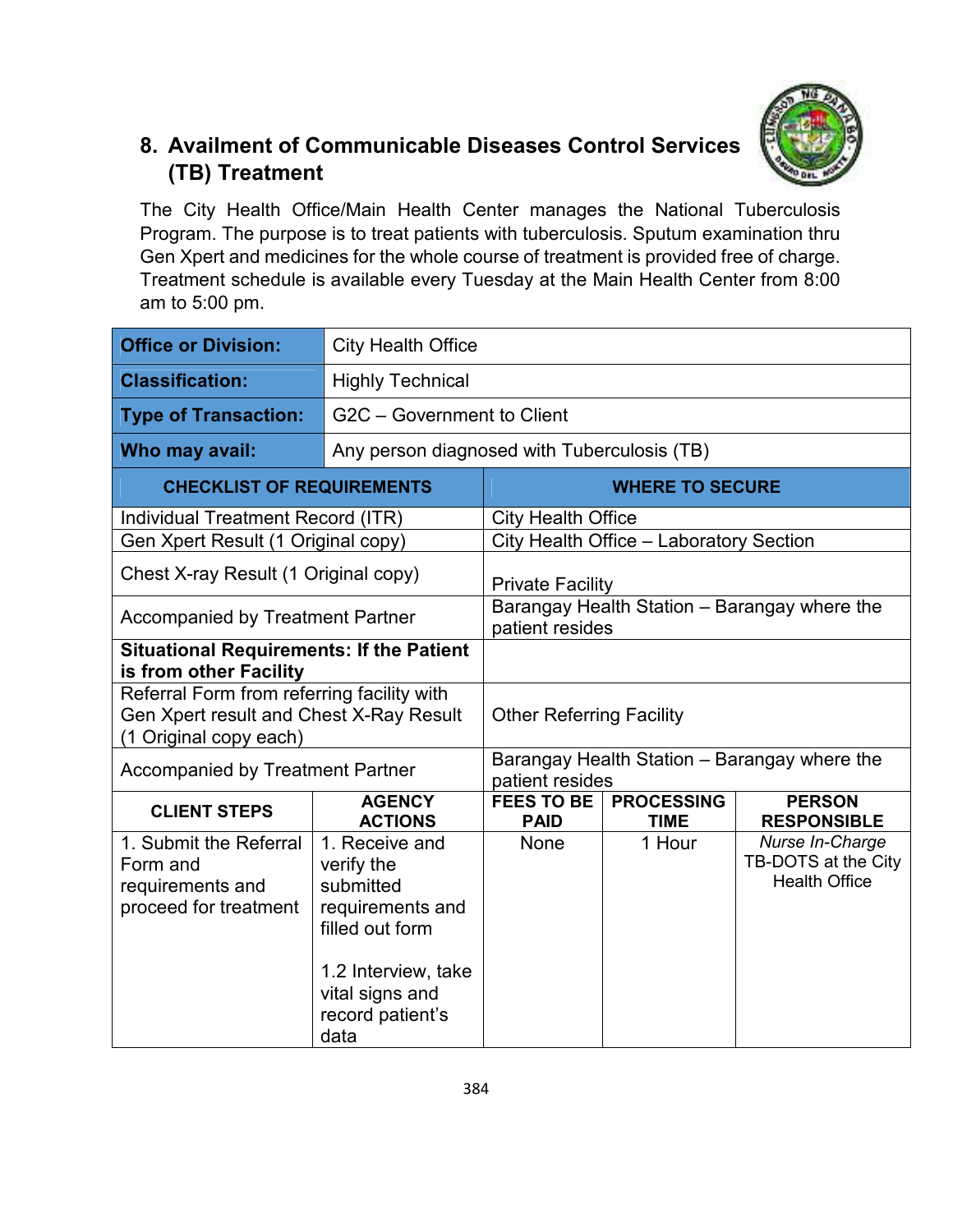## 8. Availment of Communicable Diseases Control Services (TB) Treatment

The City Health Office/Main Health Center manages the National Tuberculosis Program. The purpose is to treat patients with tuberculosis. Sputum examination thru Gen Xpert and medicines for the whole course of treatment is provided free of charge. Treatment schedule is available every Tuesday at the Main Health Center from 8:00 am to 5:00 pm.

| **Office or Division:** | City Health Office |
|---|---|
| **Classification:** | Highly Technical |
| **Type of Transaction:** | G2C – Government to Client |
| **Who may avail:** | Any person diagnosed with Tuberculosis (TB) |

| **CHECKLIST OF REQUIREMENTS** | **WHERE TO SECURE** |
|---|---|
| Individual Treatment Record (ITR) | City Health Office |
| Gen Xpert Result (1 Original copy) | City Health Office – Laboratory Section |
| Chest X-ray Result (1 Original copy) | Private Facility |
| Accompanied by Treatment Partner | Barangay Health Station – Barangay where the patient resides |
| **Situational Requirements: If the Patient is from other Facility** | |
| Referral Form from referring facility with Gen Xpert result and Chest X-Ray Result (1 Original copy each) | Other Referring Facility |
| Accompanied by Treatment Partner | Barangay Health Station – Barangay where the patient resides |

| **CLIENT STEPS** | **AGENCY ACTIONS** | **FEES TO BE PAID** | **PROCESSING TIME** | **PERSON RESPONSIBLE** |
|---|---|---|---|---|
| 1. Submit the Referral Form and requirements and proceed for treatment | 1. Receive and verify the submitted requirements and filled out form<br><br>1.2 Interview, take vital signs and record patient's data | None | 1 Hour | *Nurse In-Charge* TB-DOTS at the City Health Office |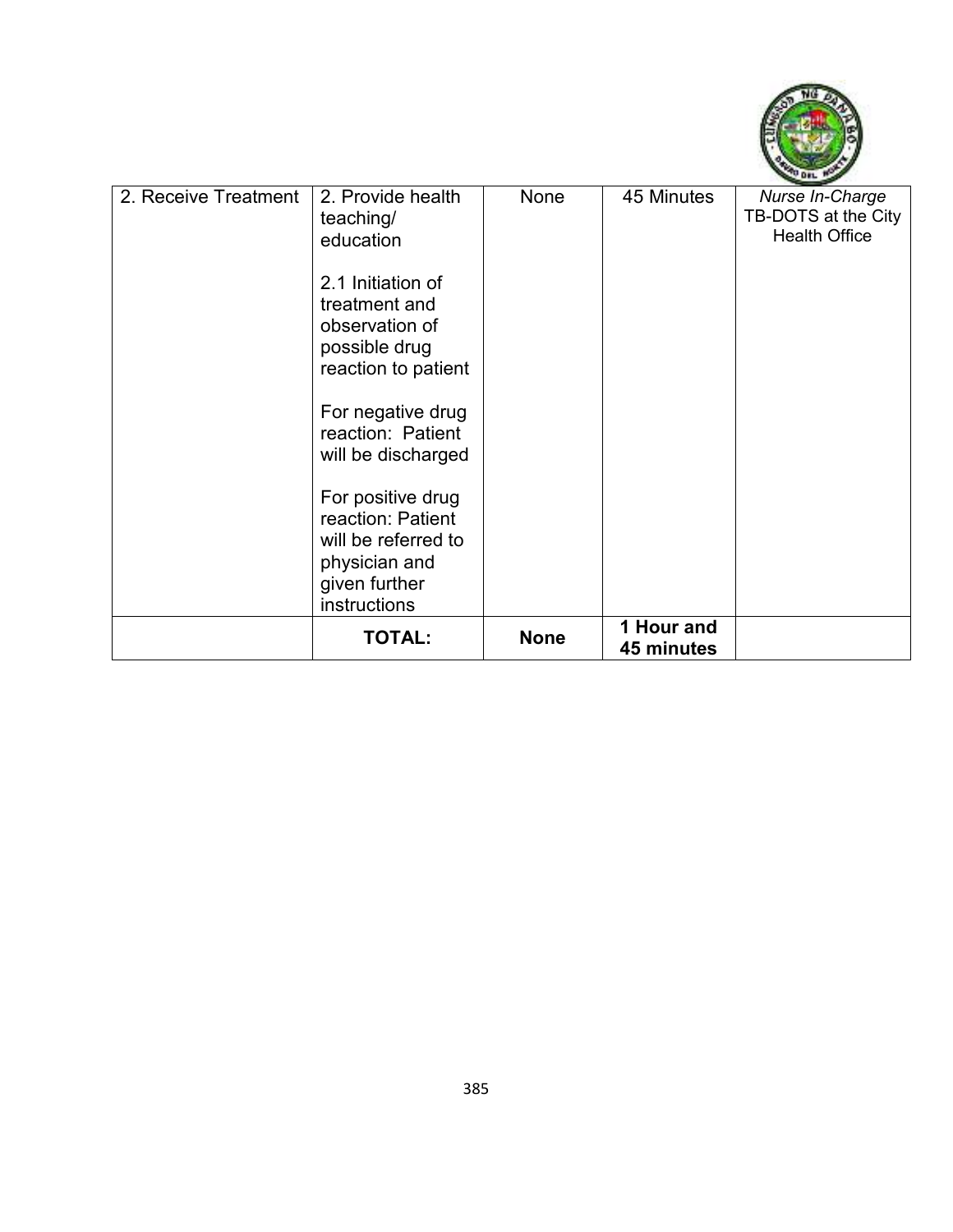| | | | | |
|---|---|---|---|---|
| 2. Receive Treatment | 2. Provide health teaching/ education<br><br>2.1 Initiation of treatment and observation of possible drug reaction to patient<br><br>For negative drug reaction: Patient will be discharged<br><br>For positive drug reaction: Patient will be referred to physician and given further instructions | None | 45 Minutes | *Nurse In-Charge*<br>TB-DOTS at the City Health Office |
| | **TOTAL:** | **None** | **1 Hour and 45 minutes** | |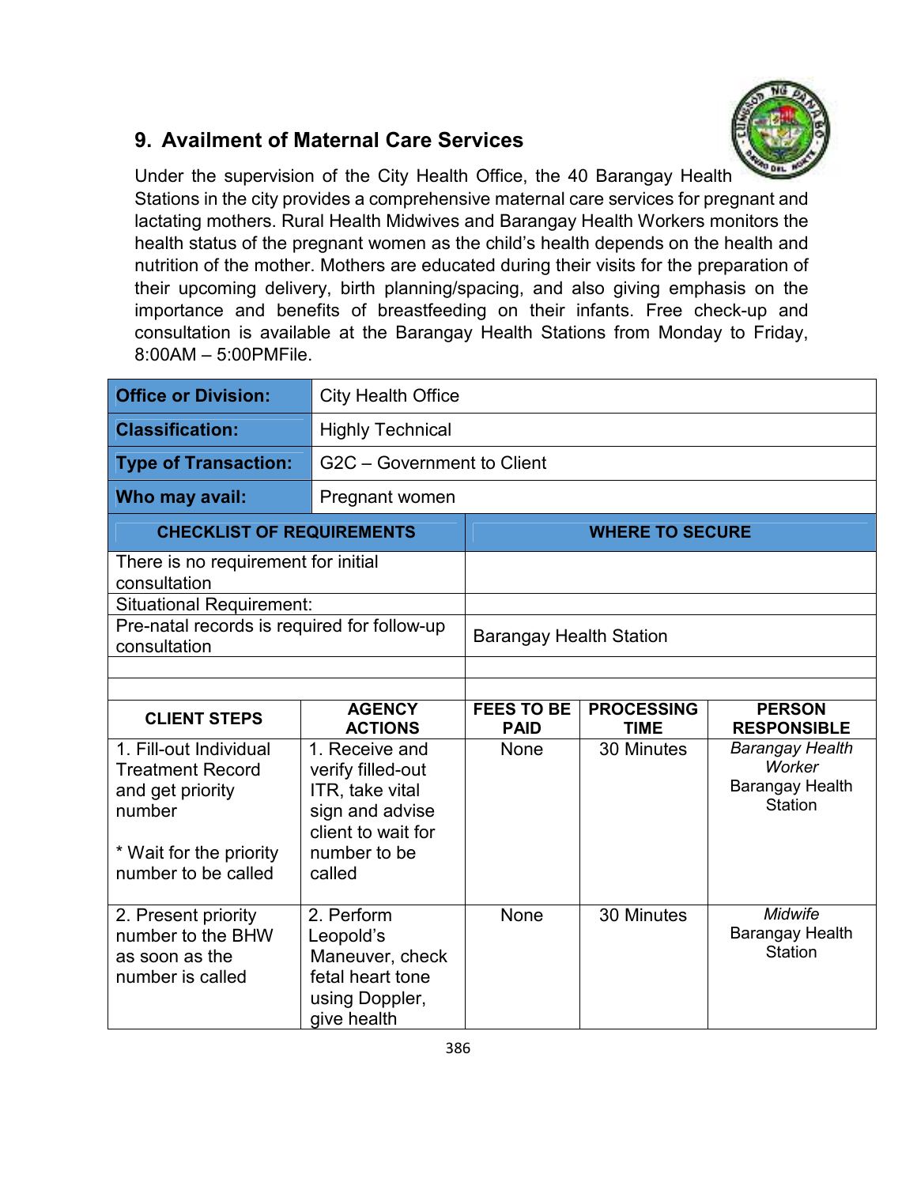## 9. Availment of Maternal Care Services

Under the supervision of the City Health Office, the 40 Barangay Health Stations in the city provides a comprehensive maternal care services for pregnant and lactating mothers. Rural Health Midwives and Barangay Health Workers monitors the health status of the pregnant women as the child's health depends on the health and nutrition of the mother. Mothers are educated during their visits for the preparation of their upcoming delivery, birth planning/spacing, and also giving emphasis on the importance and benefits of breastfeeding on their infants. Free check-up and consultation is available at the Barangay Health Stations from Monday to Friday, 8:00AM – 5:00PMFile.

| **Office or Division:** | City Health Office |
|---|---|
| **Classification:** | Highly Technical |
| **Type of Transaction:** | G2C – Government to Client |
| **Who may avail:** | Pregnant women |

| **CHECKLIST OF REQUIREMENTS** | **WHERE TO SECURE** |
|---|---|
| There is no requirement for initial consultation | |
| Situational Requirement: | |
| Pre-natal records is required for follow-up consultation | Barangay Health Station |
| | |
| | |

| **CLIENT STEPS** | **AGENCY ACTIONS** | **FEES TO BE PAID** | **PROCESSING TIME** | **PERSON RESPONSIBLE** |
|---|---|---|---|---|
| 1. Fill-out Individual Treatment Record and get priority number<br><br>* Wait for the priority number to be called | 1. Receive and verify filled-out ITR, take vital sign and advise client to wait for number to be called | None | 30 Minutes | *Barangay Health Worker*<br>Barangay Health Station |
| 2. Present priority number to the BHW as soon as the number is called | 2. Perform Leopold's Maneuver, check fetal heart tone using Doppler, give health | None | 30 Minutes | *Midwife*<br>Barangay Health Station |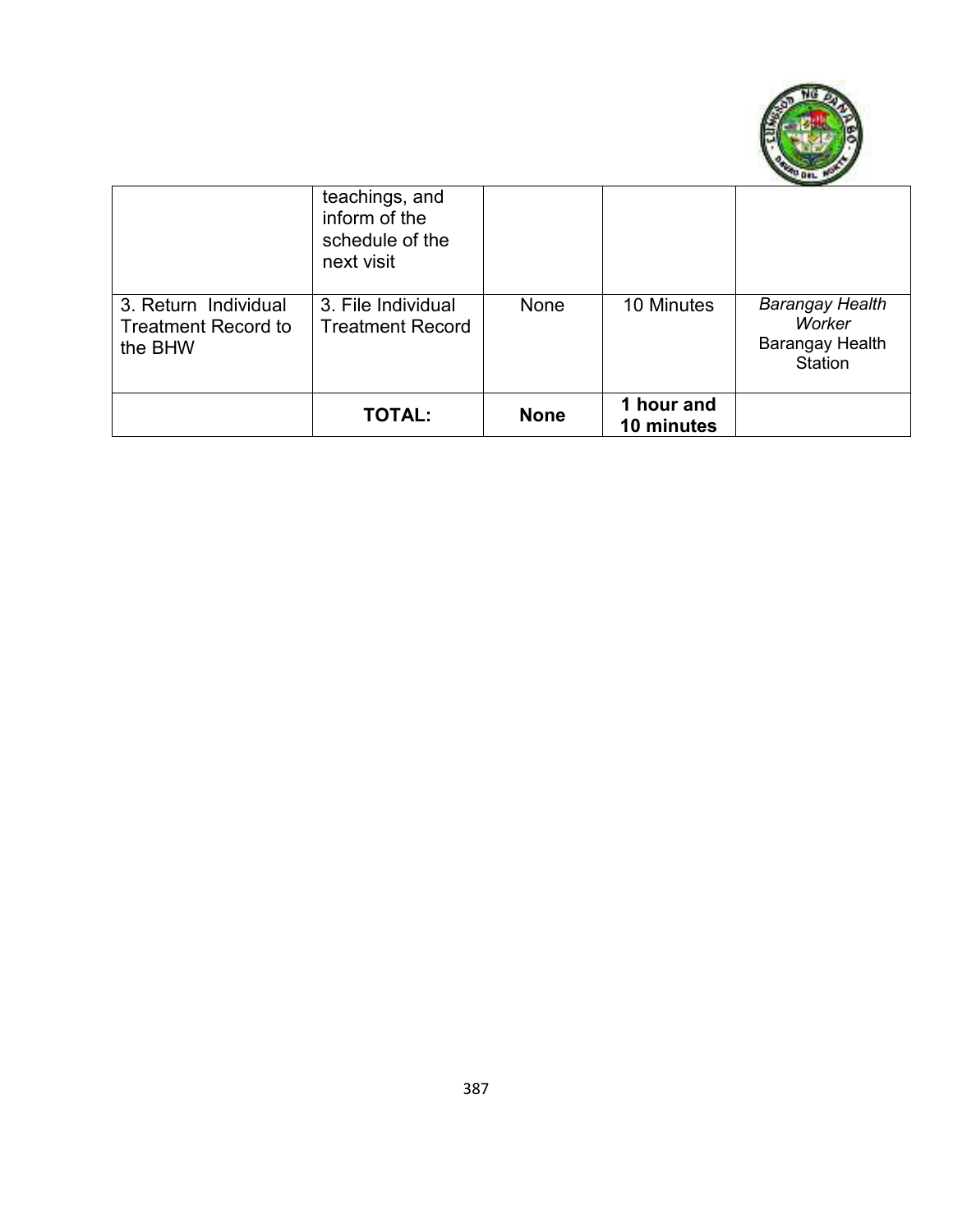| | | | | |
|---|---|---|---|---|
| | teachings, and inform of the schedule of the next visit | | | |
| 3. Return Individual Treatment Record to the BHW | 3. File Individual Treatment Record | None | 10 Minutes | *Barangay Health Worker* Barangay Health Station |
| | **TOTAL:** | **None** | **1 hour and 10 minutes** | |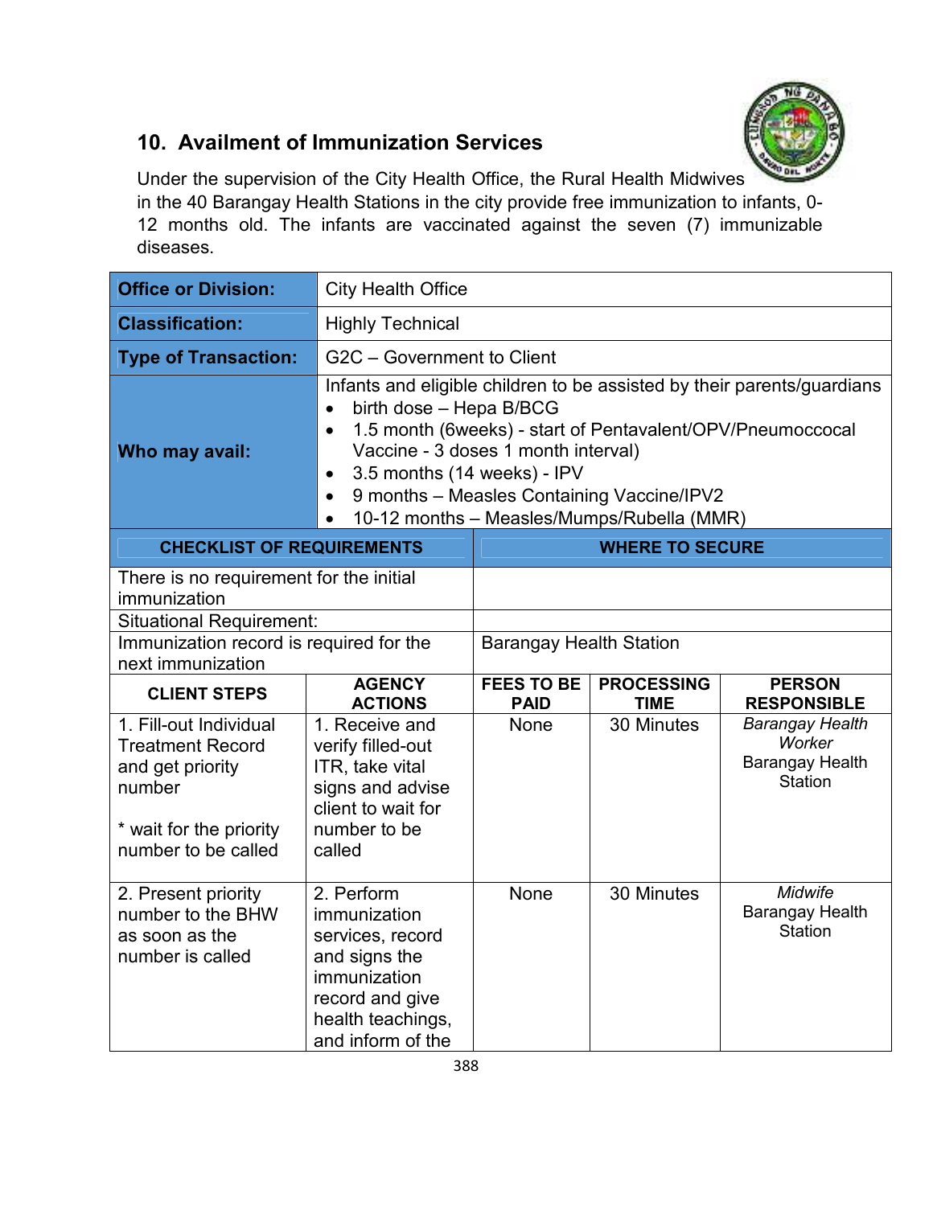## 10. Availment of Immunization Services

Under the supervision of the City Health Office, the Rural Health Midwives in the 40 Barangay Health Stations in the city provide free immunization to infants, 0-12 months old. The infants are vaccinated against the seven (7) immunizable diseases.

| | |
|---|---|
| **Office or Division:** | City Health Office |
| **Classification:** | Highly Technical |
| **Type of Transaction:** | G2C – Government to Client |
| **Who may avail:** | Infants and eligible children to be assisted by their parents/guardians<br>• birth dose – Hepa B/BCG<br>• 1.5 month (6weeks) - start of Pentavalent/OPV/Pneumoccocal Vaccine - 3 doses 1 month interval)<br>• 3.5 months (14 weeks) - IPV<br>• 9 months – Measles Containing Vaccine/IPV2<br>• 10-12 months – Measles/Mumps/Rubella (MMR) |

| CHECKLIST OF REQUIREMENTS | WHERE TO SECURE |
|---|---|
| There is no requirement for the initial immunization | |
| Situational Requirement: | |
| Immunization record is required for the next immunization | Barangay Health Station |

| CLIENT STEPS | AGENCY ACTIONS | FEES TO BE PAID | PROCESSING TIME | PERSON RESPONSIBLE |
|---|---|---|---|---|
| 1. Fill-out Individual Treatment Record and get priority number<br><br>* wait for the priority number to be called | 1. Receive and verify filled-out ITR, take vital signs and advise client to wait for number to be called | None | 30 Minutes | *Barangay Health Worker*<br>Barangay Health Station |
| 2. Present priority number to the BHW as soon as the number is called | 2. Perform immunization services, record and signs the immunization record and give health teachings, and inform of the | None | 30 Minutes | *Midwife*<br>Barangay Health Station |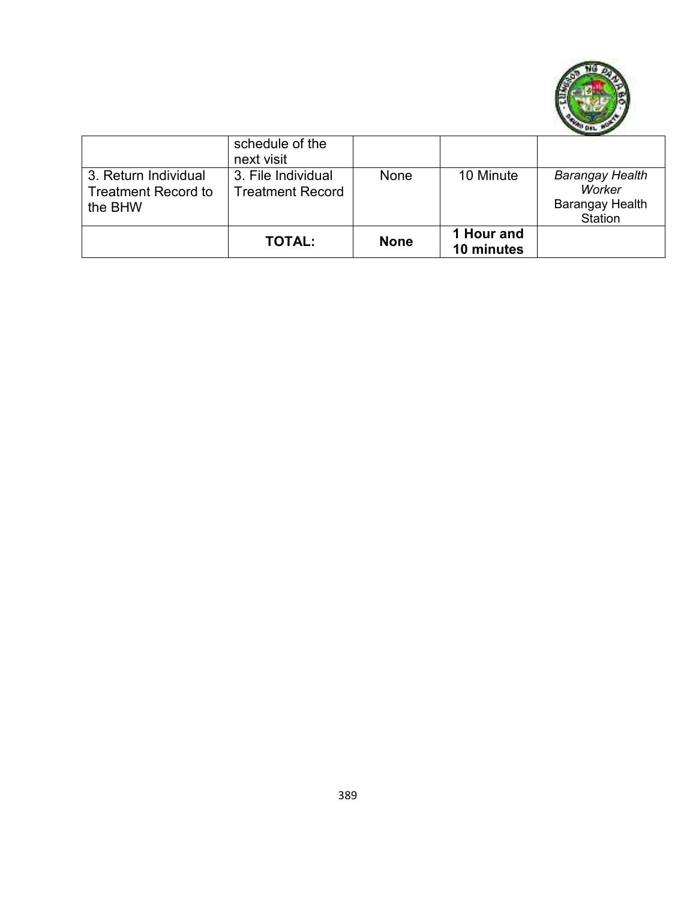| | | | | |
|---|---|---|---|---|
| | schedule of the next visit | | | |
| 3. Return Individual Treatment Record to the BHW | 3. File Individual Treatment Record | None | 10 Minute | *Barangay Health Worker* Barangay Health Station |
| | **TOTAL:** | **None** | **1 Hour and 10 minutes** | |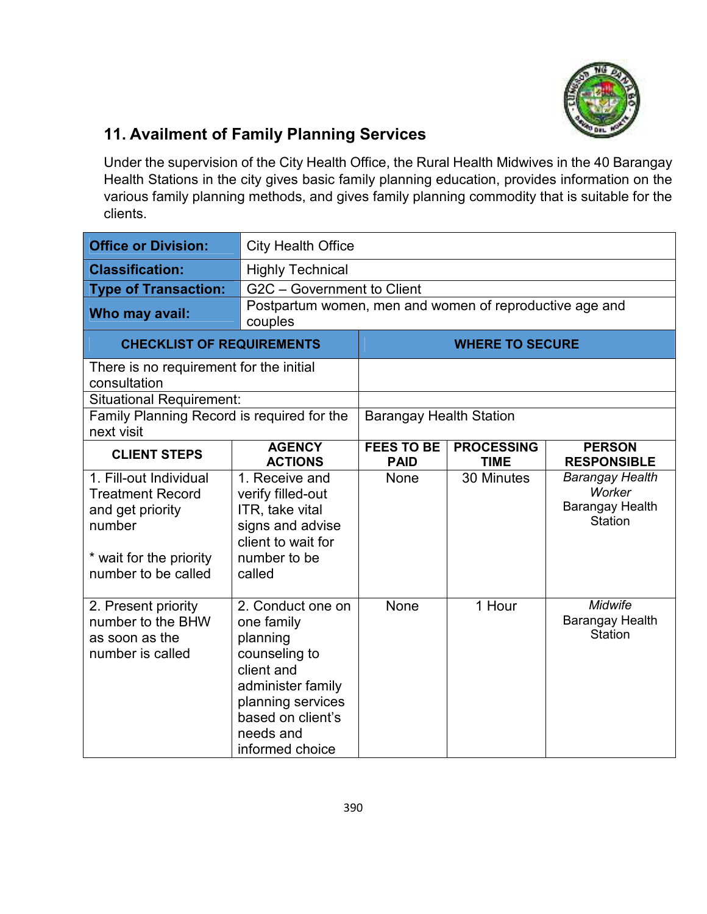## 11. Availment of Family Planning Services

Under the supervision of the City Health Office, the Rural Health Midwives in the 40 Barangay Health Stations in the city gives basic family planning education, provides information on the various family planning methods, and gives family planning commodity that is suitable for the clients.

| **Office or Division:** | City Health Office |
|---|---|
| **Classification:** | Highly Technical |
| **Type of Transaction:** | G2C – Government to Client |
| **Who may avail:** | Postpartum women, men and women of reproductive age and couples |

| **CHECKLIST OF REQUIREMENTS** | **WHERE TO SECURE** |
|---|---|
| There is no requirement for the initial consultation | |
| Situational Requirement: | |
| Family Planning Record is required for the next visit | Barangay Health Station |

| **CLIENT STEPS** | **AGENCY ACTIONS** | **FEES TO BE PAID** | **PROCESSING TIME** | **PERSON RESPONSIBLE** |
|---|---|---|---|---|
| 1. Fill-out Individual Treatment Record and get priority number<br><br>* wait for the priority number to be called | 1. Receive and verify filled-out ITR, take vital signs and advise client to wait for number to be called | None | 30 Minutes | *Barangay Health Worker*<br>Barangay Health Station |
| 2. Present priority number to the BHW as soon as the number is called | 2. Conduct one on one family planning counseling to client and administer family planning services based on client's needs and informed choice | None | 1 Hour | *Midwife*<br>Barangay Health Station |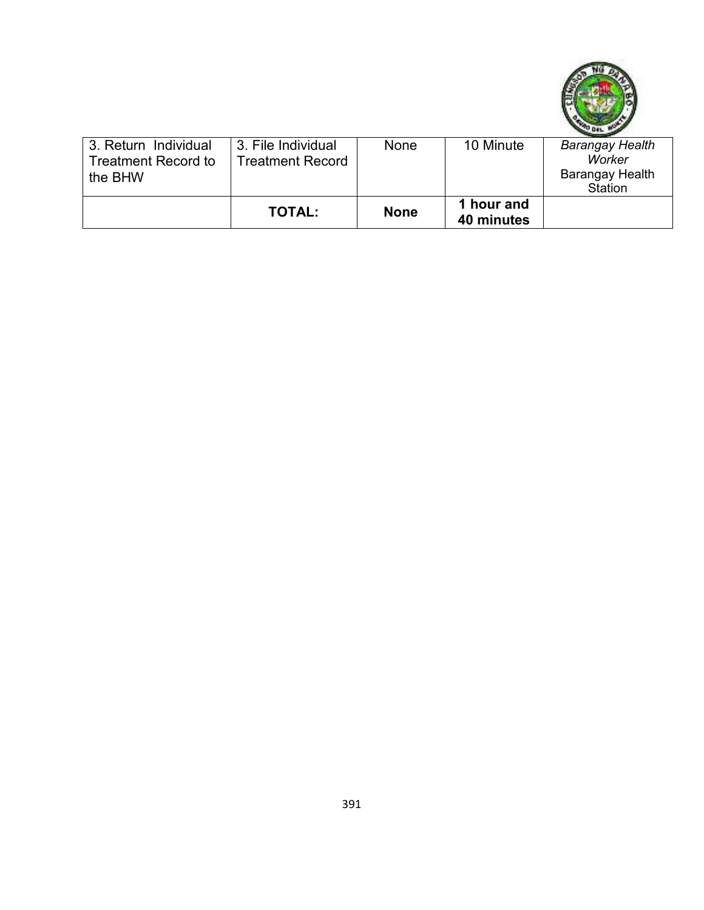| 3. Return Individual Treatment Record to the BHW | 3. File Individual Treatment Record | None | 10 Minute | *Barangay Health Worker* Barangay Health Station |
|---|---|---|---|---|
| | **TOTAL:** | **None** | **1 hour and 40 minutes** | |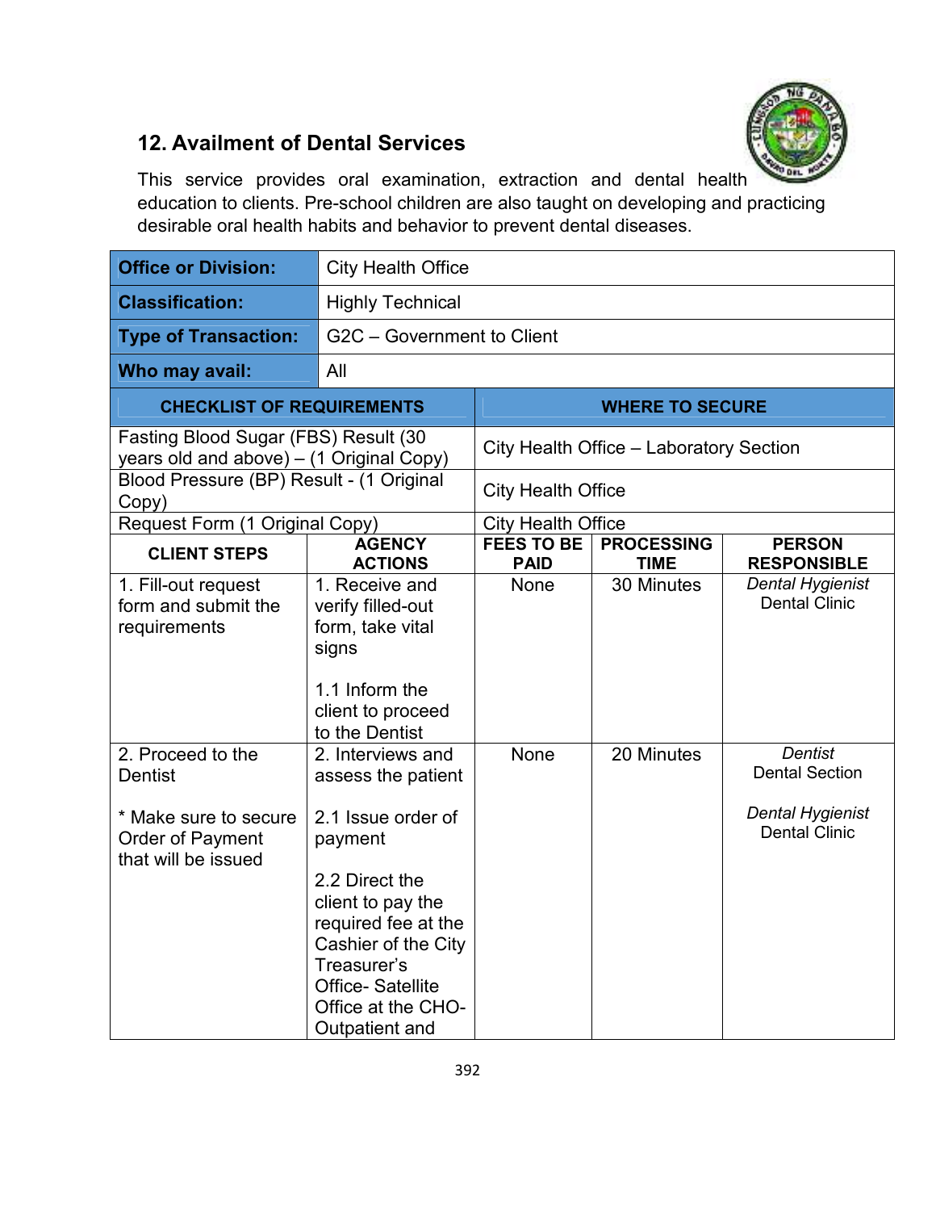## 12. Availment of Dental Services

This service provides oral examination, extraction and dental health education to clients. Pre-school children are also taught on developing and practicing desirable oral health habits and behavior to prevent dental diseases.

| **Office or Division:** | City Health Office | | | |
|---|---|---|---|---|
| **Classification:** | Highly Technical | | | |
| **Type of Transaction:** | G2C – Government to Client | | | |
| **Who may avail:** | All | | | |
| **CHECKLIST OF REQUIREMENTS** | | **WHERE TO SECURE** | | |
| Fasting Blood Sugar (FBS) Result (30 years old and above) – (1 Original Copy) | | City Health Office – Laboratory Section | | |
| Blood Pressure (BP) Result - (1 Original Copy) | | City Health Office | | |
| Request Form (1 Original Copy) | | City Health Office | | |
| **CLIENT STEPS** | **AGENCY ACTIONS** | **FEES TO BE PAID** | **PROCESSING TIME** | **PERSON RESPONSIBLE** |
| 1. Fill-out request form and submit the requirements | 1. Receive and verify filled-out form, take vital signs<br><br>1.1 Inform the client to proceed to the Dentist | None | 30 Minutes | *Dental Hygienist*<br>Dental Clinic |
| 2. Proceed to the Dentist<br><br>* Make sure to secure Order of Payment that will be issued | 2. Interviews and assess the patient<br><br>2.1 Issue order of payment<br><br>2.2 Direct the client to pay the required fee at the Cashier of the City Treasurer's Office- Satellite Office at the CHO-Outpatient and | None | 20 Minutes | *Dentist*<br>Dental Section<br><br>*Dental Hygienist*<br>Dental Clinic |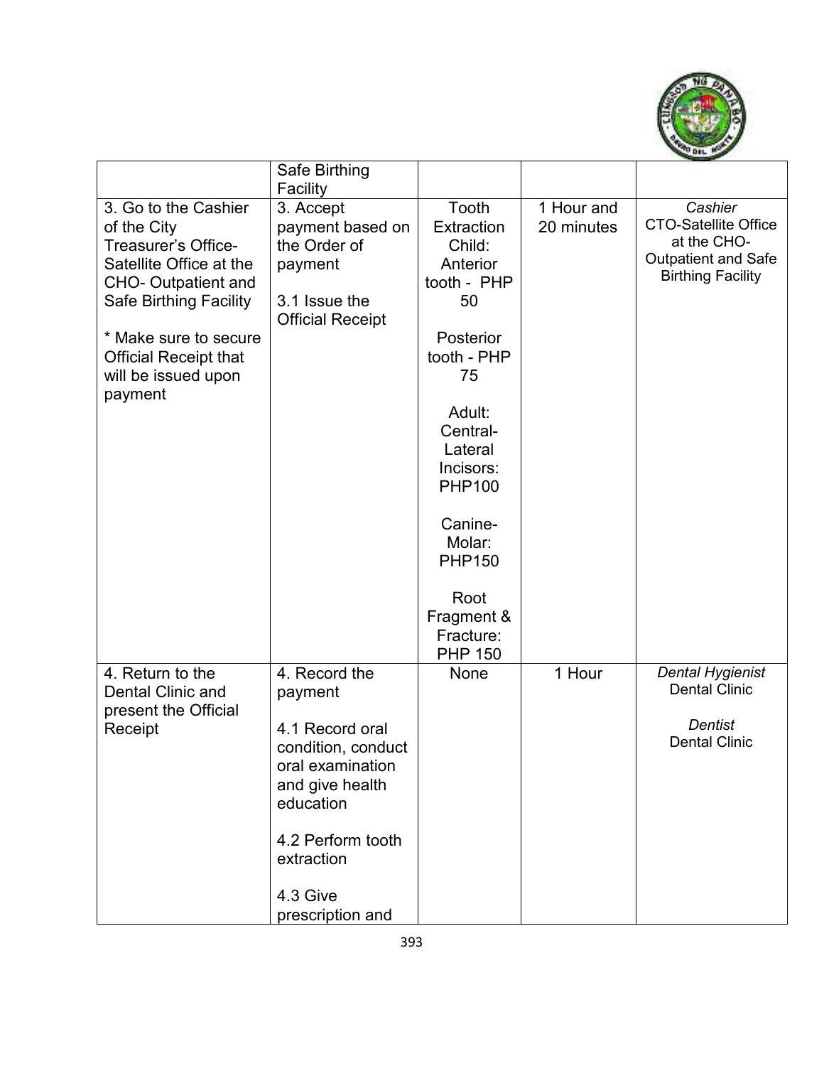| | | | | |
|---|---|---|---|---|
| | Safe Birthing Facility | | | |
| 3. Go to the Cashier of the City Treasurer's Office-Satellite Office at the CHO- Outpatient and Safe Birthing Facility<br><br>* Make sure to secure Official Receipt that will be issued upon payment | 3. Accept payment based on the Order of payment<br><br>3.1 Issue the Official Receipt | Tooth Extraction Child: Anterior tooth - PHP 50<br><br>Posterior tooth - PHP 75<br><br>Adult: Central-Lateral Incisors: PHP100<br><br>Canine-Molar: PHP150<br><br>Root Fragment & Fracture: PHP 150 | 1 Hour and 20 minutes | *Cashier*<br>CTO-Satellite Office at the CHO-Outpatient and Safe Birthing Facility |
| 4. Return to the Dental Clinic and present the Official Receipt | 4. Record the payment<br><br>4.1 Record oral condition, conduct oral examination and give health education<br><br>4.2 Perform tooth extraction<br><br>4.3 Give prescription and | None | 1 Hour | *Dental Hygienist*<br>Dental Clinic<br><br>*Dentist*<br>Dental Clinic |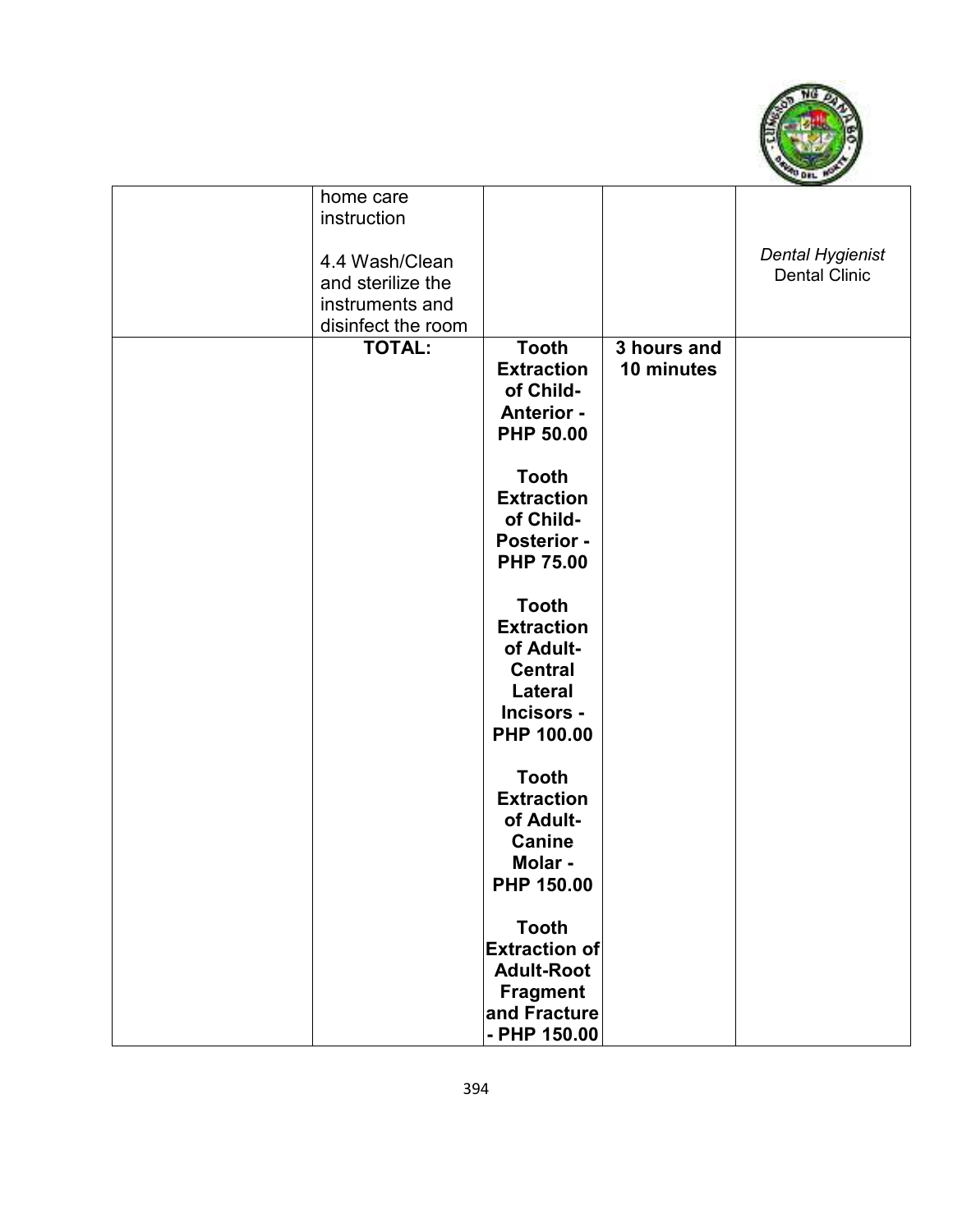| | | | | |
|---|---|---|---|---|
| | home care instruction<br><br>4.4 Wash/Clean and sterilize the instruments and disinfect the room | | | *Dental Hygienist*<br>Dental Clinic |
| | **TOTAL:** | **Tooth Extraction of Child-Anterior - PHP 50.00**<br><br>**Tooth Extraction of Child-Posterior - PHP 75.00**<br><br>**Tooth Extraction of Adult-Central Lateral Incisors - PHP 100.00**<br><br>**Tooth Extraction of Adult-Canine Molar - PHP 150.00**<br><br>**Tooth Extraction of Adult-Root Fragment and Fracture - PHP 150.00** | **3 hours and 10 minutes** | |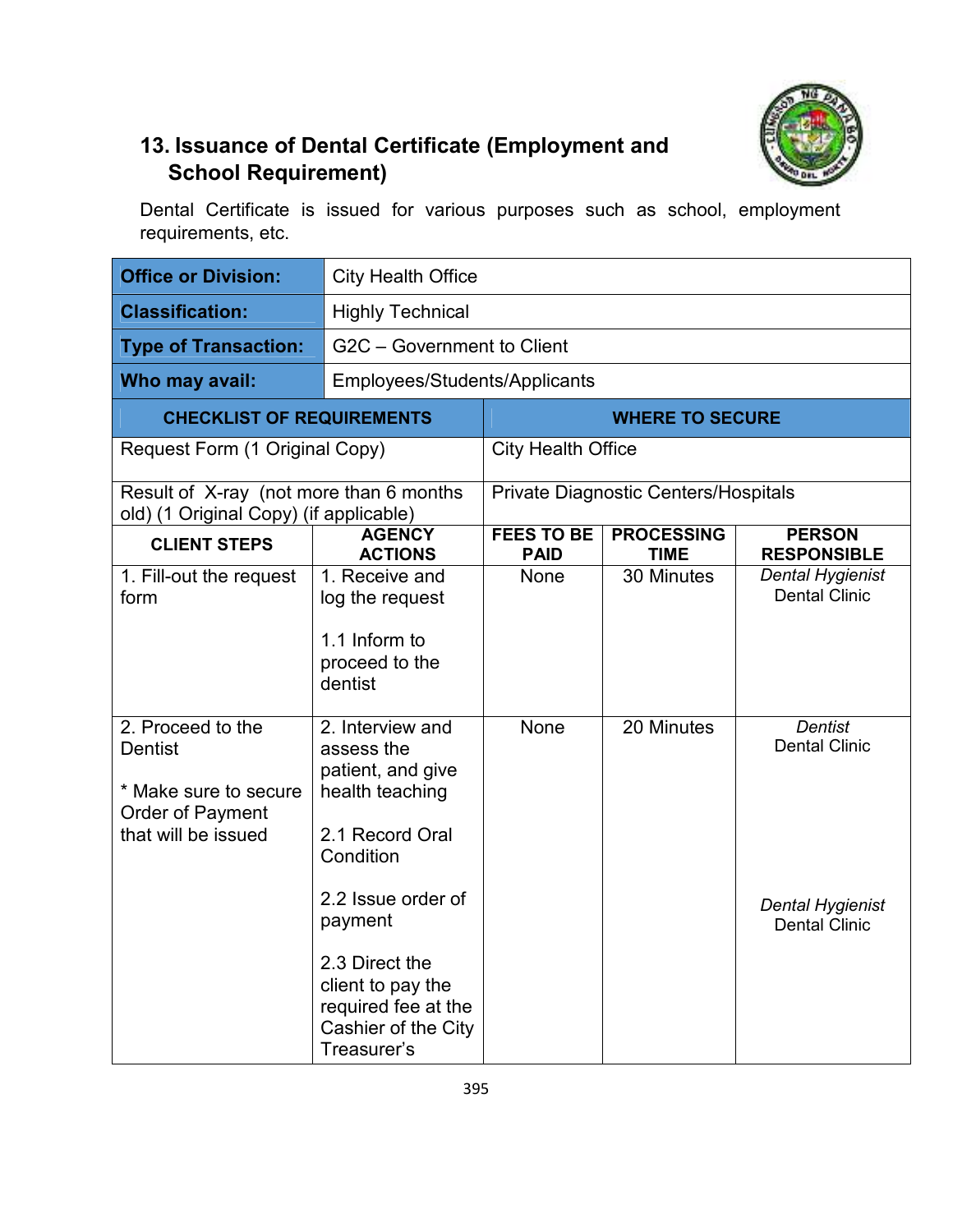## 13. Issuance of Dental Certificate (Employment and School Requirement)

Dental Certificate is issued for various purposes such as school, employment requirements, etc.

| Office or Division: | City Health Office | | | |
|---|---|---|---|---|
| Classification: | Highly Technical | | | |
| Type of Transaction: | G2C – Government to Client | | | |
| Who may avail: | Employees/Students/Applicants | | | |
| **CHECKLIST OF REQUIREMENTS** | | **WHERE TO SECURE** | | |
| Request Form (1 Original Copy) | | City Health Office | | |
| Result of X-ray (not more than 6 months old) (1 Original Copy) (if applicable) | | Private Diagnostic Centers/Hospitals | | |
| **CLIENT STEPS** | **AGENCY ACTIONS** | **FEES TO BE PAID** | **PROCESSING TIME** | **PERSON RESPONSIBLE** |
| 1. Fill-out the request form | 1. Receive and log the request<br><br>1.1 Inform to proceed to the dentist | None | 30 Minutes | *Dental Hygienist*<br>Dental Clinic |
| 2. Proceed to the Dentist<br><br>* Make sure to secure Order of Payment that will be issued | 2. Interview and assess the patient, and give health teaching<br><br>2.1 Record Oral Condition<br><br>2.2 Issue order of payment<br><br>2.3 Direct the client to pay the required fee at the Cashier of the City Treasurer's | None | 20 Minutes | *Dentist*<br>Dental Clinic<br><br>*Dental Hygienist*<br>Dental Clinic |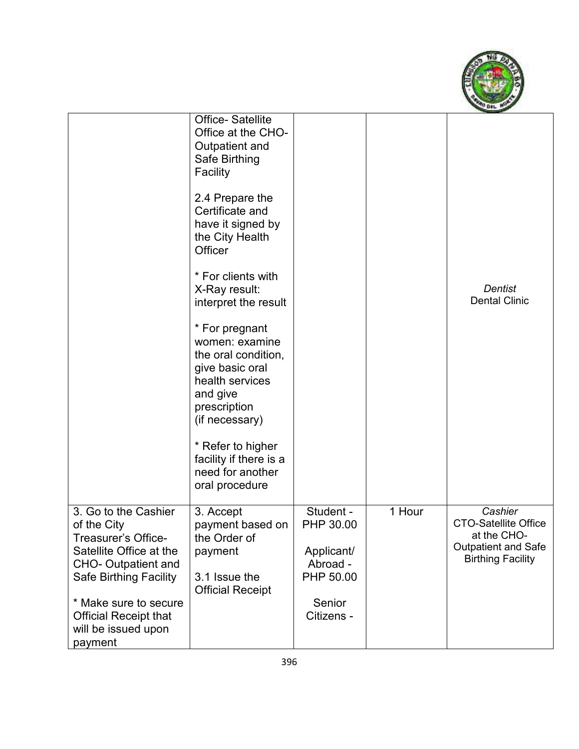| | | | | |
|---|---|---|---|---|
| | Office- Satellite Office at the CHO-Outpatient and Safe Birthing Facility<br><br>2.4 Prepare the Certificate and have it signed by the City Health Officer<br><br>* For clients with X-Ray result: interpret the result<br><br>* For pregnant women: examine the oral condition, give basic oral health services and give prescription (if necessary)<br><br>* Refer to higher facility if there is a need for another oral procedure | | | *Dentist*<br>Dental Clinic |
| 3. Go to the Cashier of the City Treasurer's Office-Satellite Office at the CHO- Outpatient and Safe Birthing Facility<br><br>* Make sure to secure Official Receipt that will be issued upon payment | 3. Accept payment based on the Order of payment<br><br>3.1 Issue the Official Receipt | Student - PHP 30.00<br><br>Applicant/ Abroad - PHP 50.00<br><br>Senior Citizens - | 1 Hour | *Cashier*<br>CTO-Satellite Office at the CHO-Outpatient and Safe Birthing Facility |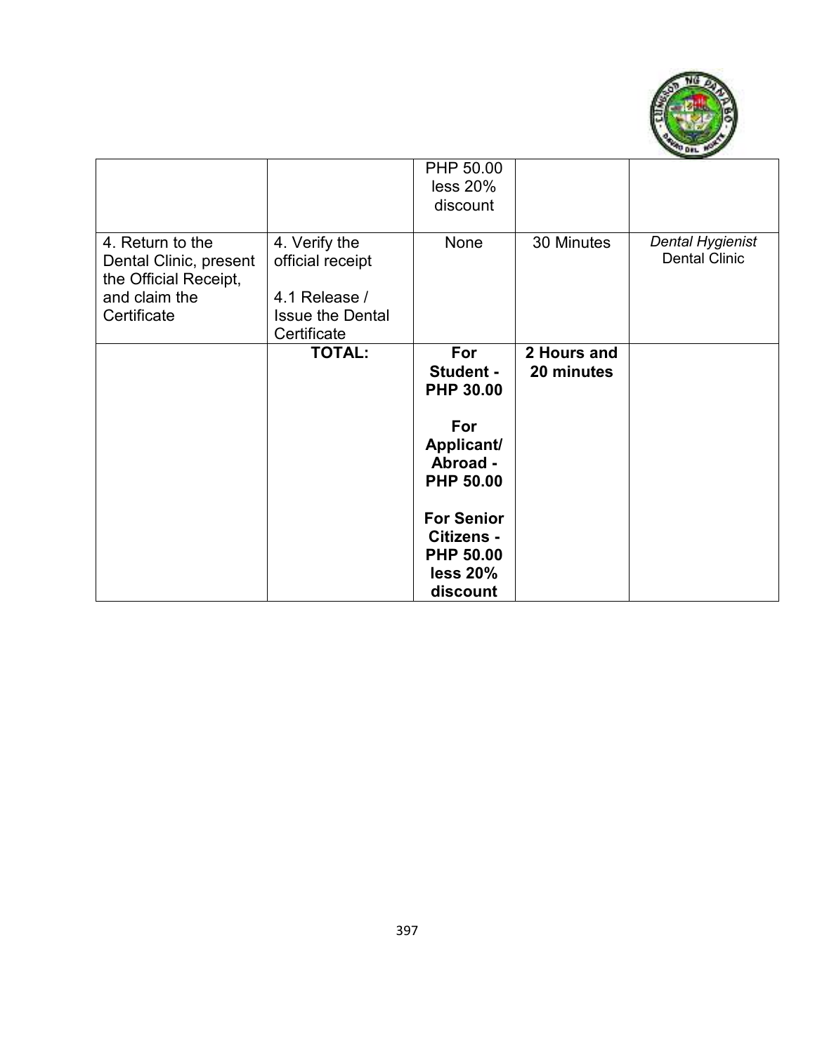| | | | | |
|---|---|---|---|---|
| | | PHP 50.00 less 20% discount | | |
| 4. Return to the Dental Clinic, present the Official Receipt, and claim the Certificate | 4. Verify the official receipt<br><br>4.1 Release / Issue the Dental Certificate | None | 30 Minutes | *Dental Hygienist*<br>Dental Clinic |
| | **TOTAL:** | **For Student - PHP 30.00**<br><br>**For Applicant/ Abroad - PHP 50.00**<br><br>**For Senior Citizens - PHP 50.00 less 20% discount** | **2 Hours and 20 minutes** | |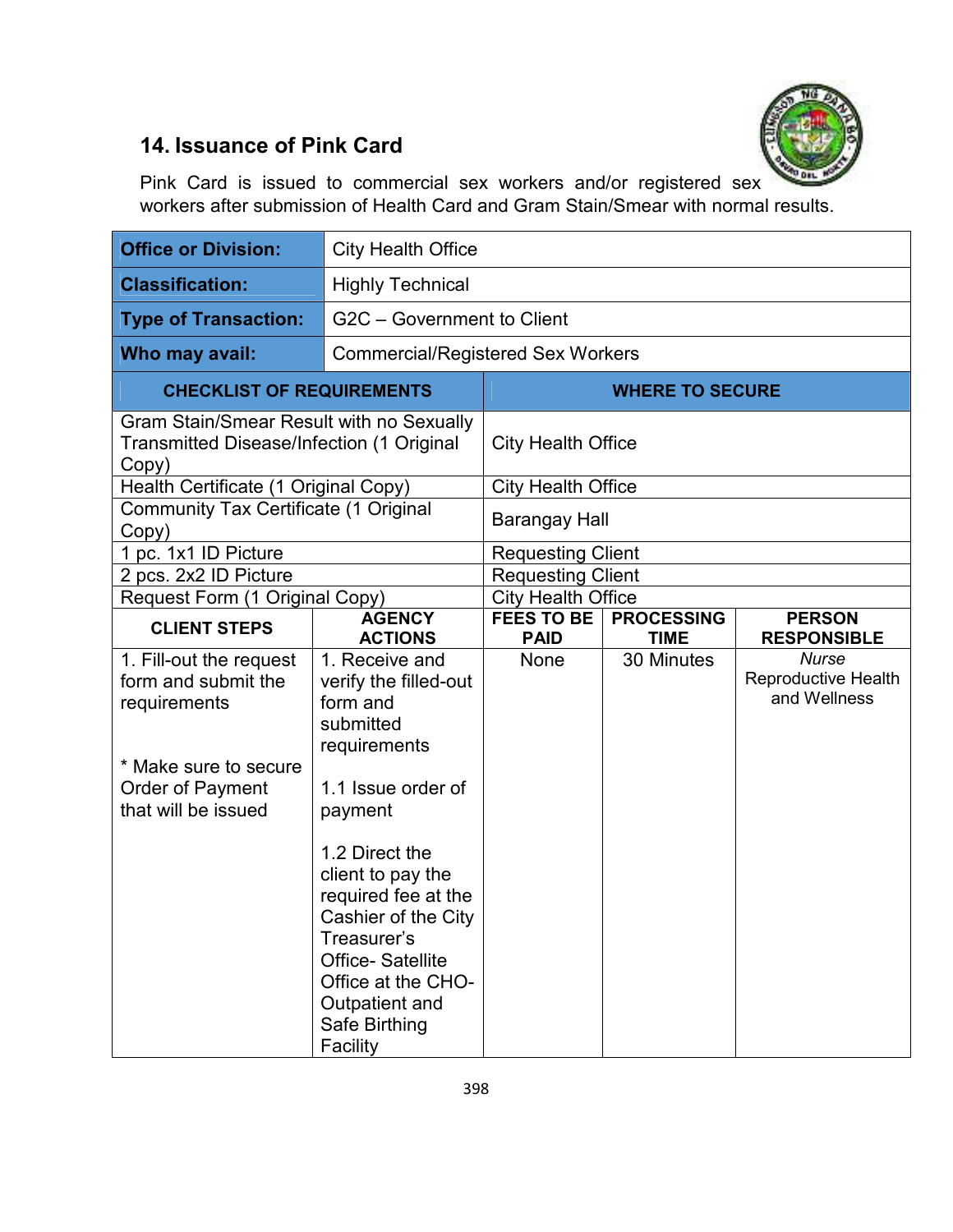## 14. Issuance of Pink Card

Pink Card is issued to commercial sex workers and/or registered sex workers after submission of Health Card and Gram Stain/Smear with normal results.

| | |
|---|---|
| **Office or Division:** | City Health Office |
| **Classification:** | Highly Technical |
| **Type of Transaction:** | G2C – Government to Client |
| **Who may avail:** | Commercial/Registered Sex Workers |

| CHECKLIST OF REQUIREMENTS | WHERE TO SECURE |
|---|---|
| Gram Stain/Smear Result with no Sexually Transmitted Disease/Infection (1 Original Copy) | City Health Office |
| Health Certificate (1 Original Copy) | City Health Office |
| Community Tax Certificate (1 Original Copy) | Barangay Hall |
| 1 pc. 1x1 ID Picture | Requesting Client |
| 2 pcs. 2x2 ID Picture | Requesting Client |
| Request Form (1 Original Copy) | City Health Office |

| CLIENT STEPS | AGENCY ACTIONS | FEES TO BE PAID | PROCESSING TIME | PERSON RESPONSIBLE |
|---|---|---|---|---|
| 1. Fill-out the request form and submit the requirements<br><br>* Make sure to secure Order of Payment that will be issued | 1. Receive and verify the filled-out form and submitted requirements<br><br>1.1 Issue order of payment<br><br>1.2 Direct the client to pay the required fee at the Cashier of the City Treasurer's Office- Satellite Office at the CHO-Outpatient and Safe Birthing Facility | None | 30 Minutes | *Nurse*<br>Reproductive Health and Wellness |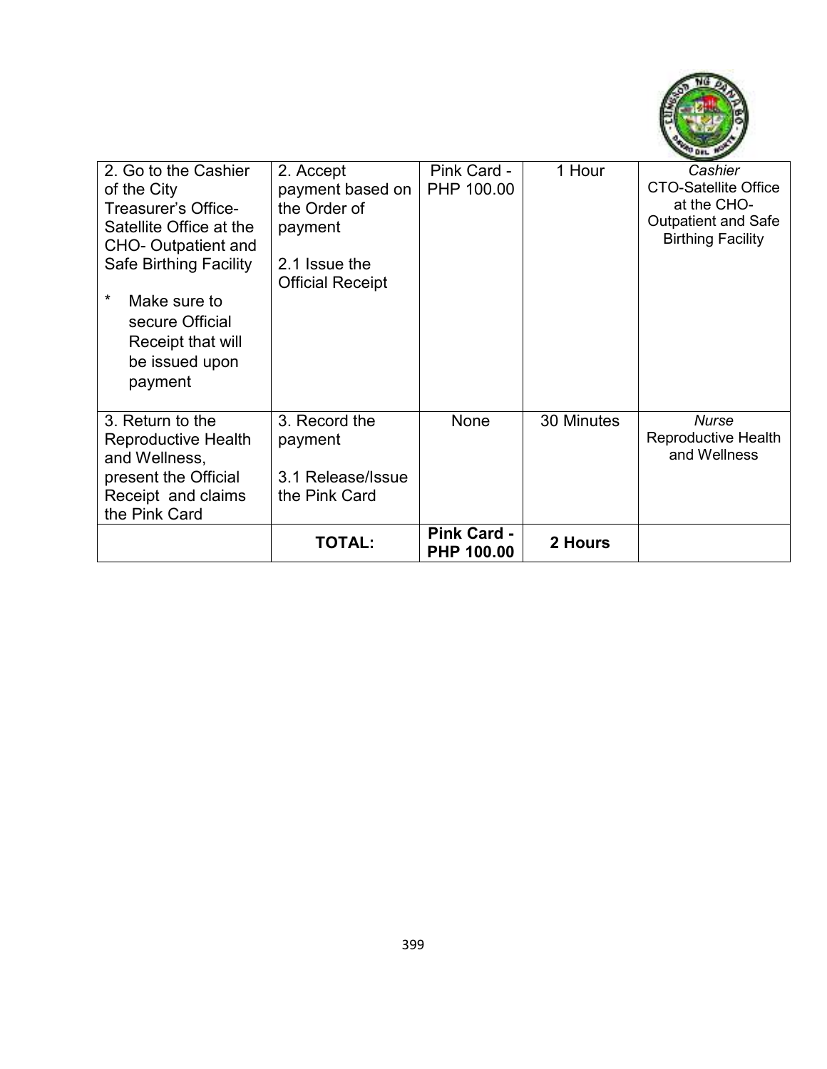| | | | | |
|---|---|---|---|---|
| 2. Go to the Cashier of the City Treasurer's Office-Satellite Office at the CHO- Outpatient and Safe Birthing Facility<br><br>* Make sure to secure Official Receipt that will be issued upon payment | 2. Accept payment based on the Order of payment<br><br>2.1 Issue the Official Receipt | Pink Card - PHP 100.00 | 1 Hour | *Cashier*<br>CTO-Satellite Office at the CHO- Outpatient and Safe Birthing Facility |
| 3. Return to the Reproductive Health and Wellness, present the Official Receipt and claims the Pink Card | 3. Record the payment<br><br>3.1 Release/Issue the Pink Card | None | 30 Minutes | *Nurse*<br>Reproductive Health and Wellness |
| | **TOTAL:** | **Pink Card - PHP 100.00** | **2 Hours** | |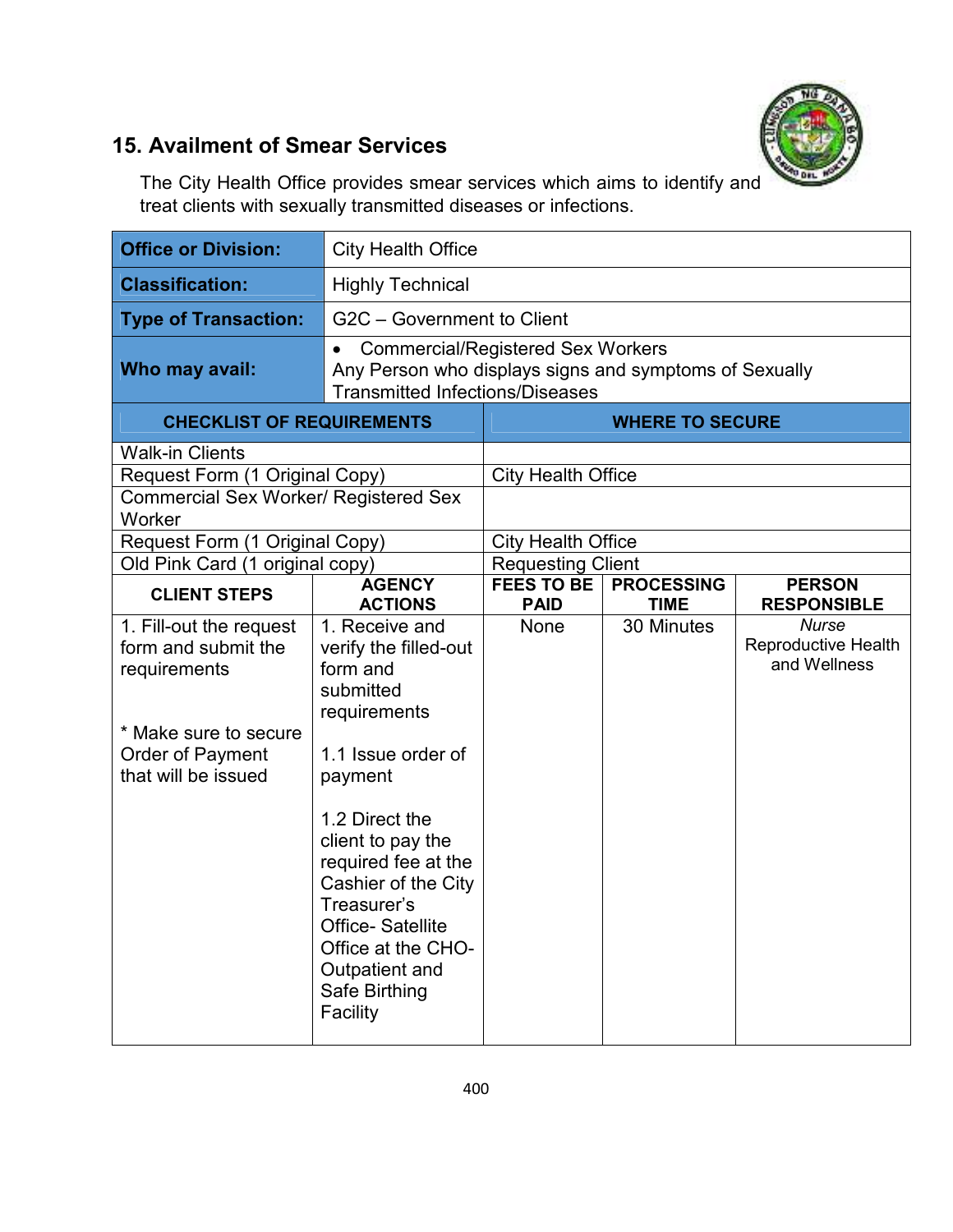## 15. Availment of Smear Services

The City Health Office provides smear services which aims to identify and treat clients with sexually transmitted diseases or infections.

| | |
|---|---|
| **Office or Division:** | City Health Office |
| **Classification:** | Highly Technical |
| **Type of Transaction:** | G2C – Government to Client |
| **Who may avail:** | • Commercial/Registered Sex Workers<br>Any Person who displays signs and symptoms of Sexually Transmitted Infections/Diseases |

| CHECKLIST OF REQUIREMENTS | WHERE TO SECURE |
|---|---|
| Walk-in Clients | |
| Request Form (1 Original Copy) | City Health Office |
| Commercial Sex Worker/ Registered Sex Worker | |
| Request Form (1 Original Copy) | City Health Office |
| Old Pink Card (1 original copy) | Requesting Client |

| CLIENT STEPS | AGENCY ACTIONS | FEES TO BE PAID | PROCESSING TIME | PERSON RESPONSIBLE |
|---|---|---|---|---|
| 1. Fill-out the request form and submit the requirements<br><br>* Make sure to secure Order of Payment that will be issued | 1. Receive and verify the filled-out form and submitted requirements<br><br>1.1 Issue order of payment<br><br>1.2 Direct the client to pay the required fee at the Cashier of the City Treasurer's Office- Satellite Office at the CHO-Outpatient and Safe Birthing Facility | None | 30 Minutes | *Nurse*<br>Reproductive Health and Wellness |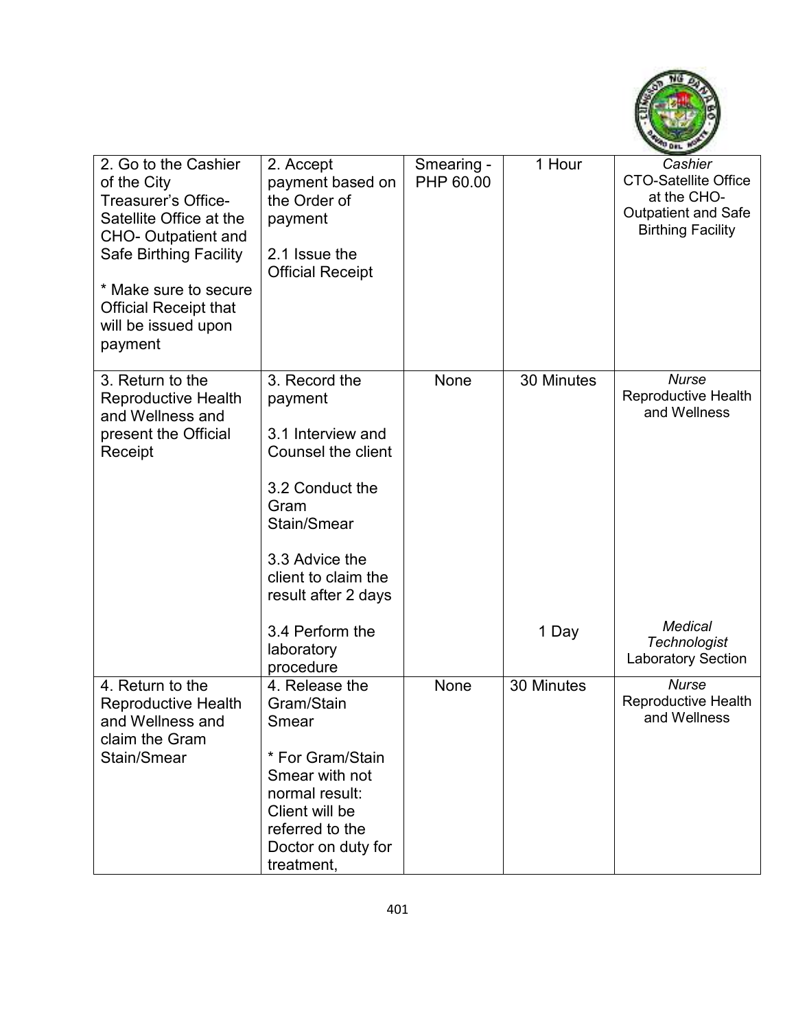| 2. Go to the Cashier of the City Treasurer's Office-Satellite Office at the CHO- Outpatient and Safe Birthing Facility<br><br>* Make sure to secure Official Receipt that will be issued upon payment | 2. Accept payment based on the Order of payment<br><br>2.1 Issue the Official Receipt | Smearing - PHP 60.00 | 1 Hour | *Cashier*<br>CTO-Satellite Office at the CHO-Outpatient and Safe Birthing Facility |
|---|---|---|---|---|
| 3. Return to the Reproductive Health and Wellness and present the Official Receipt | 3. Record the payment<br><br>3.1 Interview and Counsel the client<br><br>3.2 Conduct the Gram Stain/Smear<br><br>3.3 Advice the client to claim the result after 2 days | None | 30 Minutes | *Nurse*<br>Reproductive Health and Wellness |
| | 3.4 Perform the laboratory procedure | | 1 Day | *Medical Technologist*<br>Laboratory Section |
| 4. Return to the Reproductive Health and Wellness and claim the Gram Stain/Smear | 4. Release the Gram/Stain Smear<br><br>* For Gram/Stain Smear with not normal result: Client will be referred to the Doctor on duty for treatment, | None | 30 Minutes | *Nurse*<br>Reproductive Health and Wellness |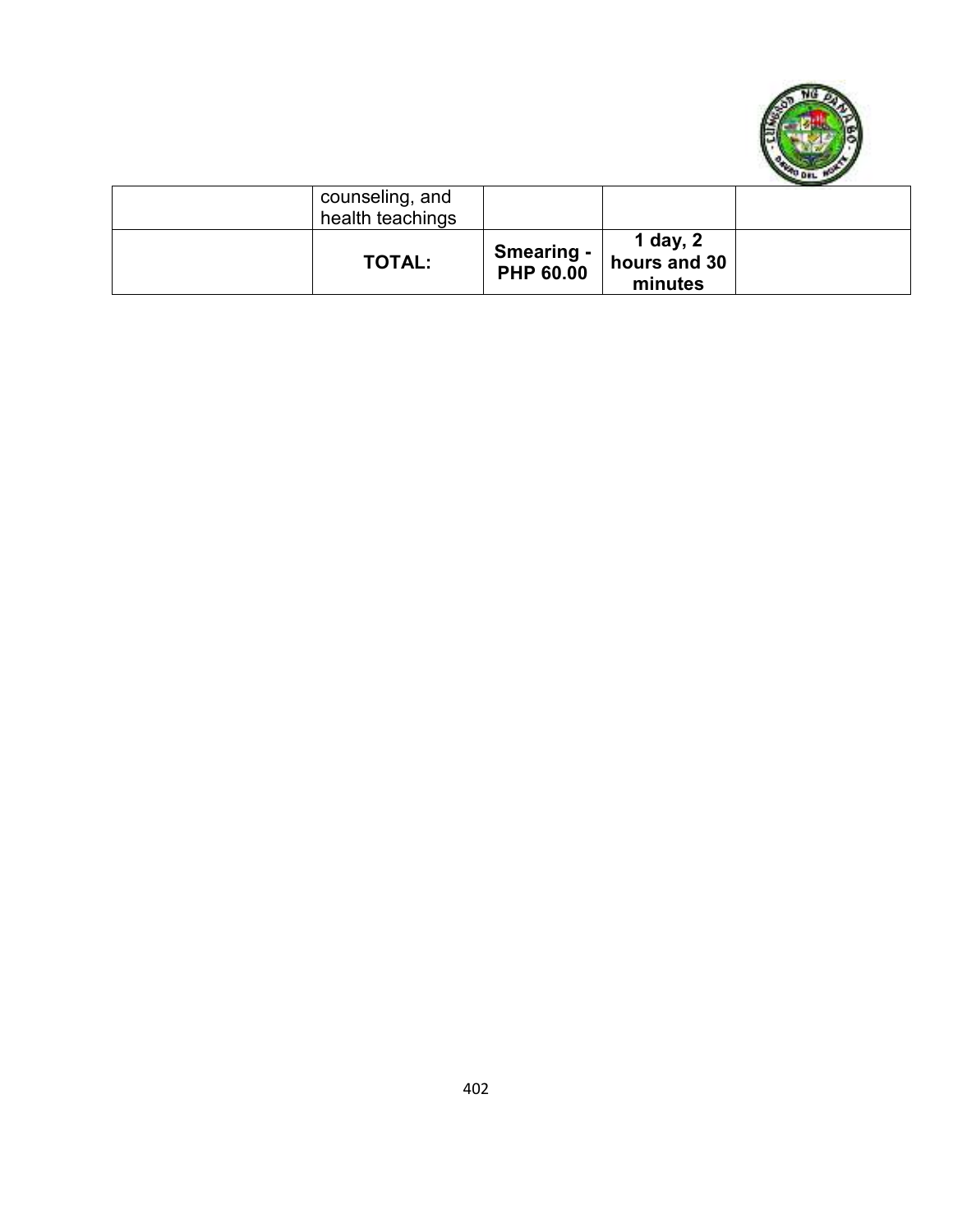| | | | | |
|---|---|---|---|---|
| | counseling, and health teachings | | | |
| | **TOTAL:** | **Smearing - PHP 60.00** | **1 day, 2 hours and 30 minutes** | |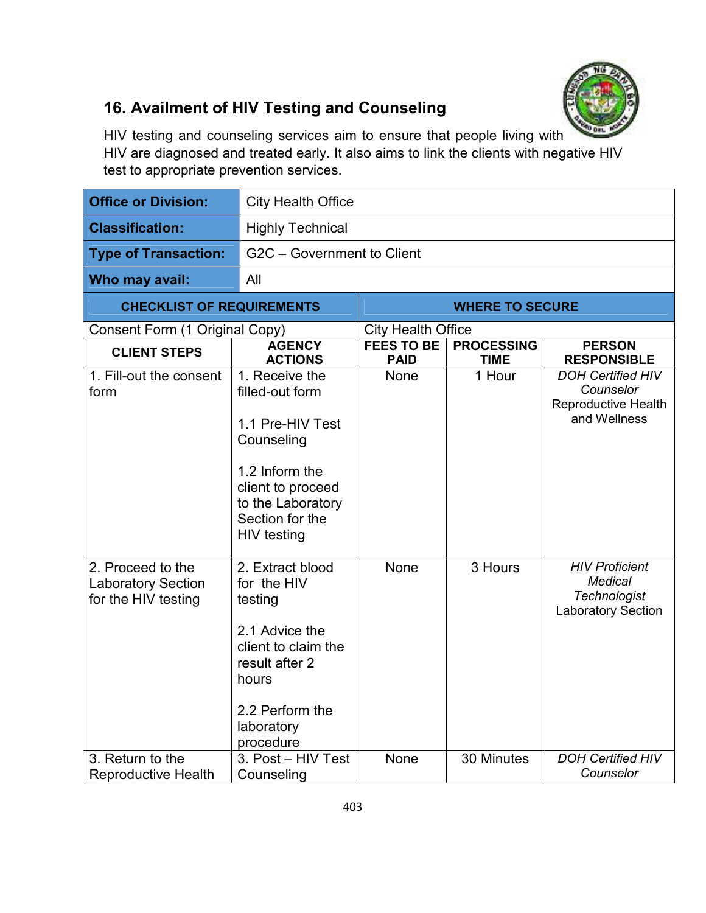## 16. Availment of HIV Testing and Counseling

HIV testing and counseling services aim to ensure that people living with HIV are diagnosed and treated early. It also aims to link the clients with negative HIV test to appropriate prevention services.

| **Office or Division:** | City Health Office |
|---|---|
| **Classification:** | Highly Technical |
| **Type of Transaction:** | G2C – Government to Client |
| **Who may avail:** | All |

| **CHECKLIST OF REQUIREMENTS** | **WHERE TO SECURE** |
|---|---|
| Consent Form (1 Original Copy) | City Health Office |

| **CLIENT STEPS** | **AGENCY ACTIONS** | **FEES TO BE PAID** | **PROCESSING TIME** | **PERSON RESPONSIBLE** |
|---|---|---|---|---|
| 1. Fill-out the consent form | 1. Receive the filled-out form<br><br>1.1 Pre-HIV Test Counseling<br><br>1.2 Inform the client to proceed to the Laboratory Section for the HIV testing | None | 1 Hour | *DOH Certified HIV Counselor*<br>Reproductive Health and Wellness |
| 2. Proceed to the Laboratory Section for the HIV testing | 2. Extract blood for the HIV testing<br><br>2.1 Advice the client to claim the result after 2 hours<br><br>2.2 Perform the laboratory procedure | None | 3 Hours | *HIV Proficient Medical Technologist*<br>Laboratory Section |
| 3. Return to the Reproductive Health | 3. Post – HIV Test Counseling | None | 30 Minutes | *DOH Certified HIV Counselor* |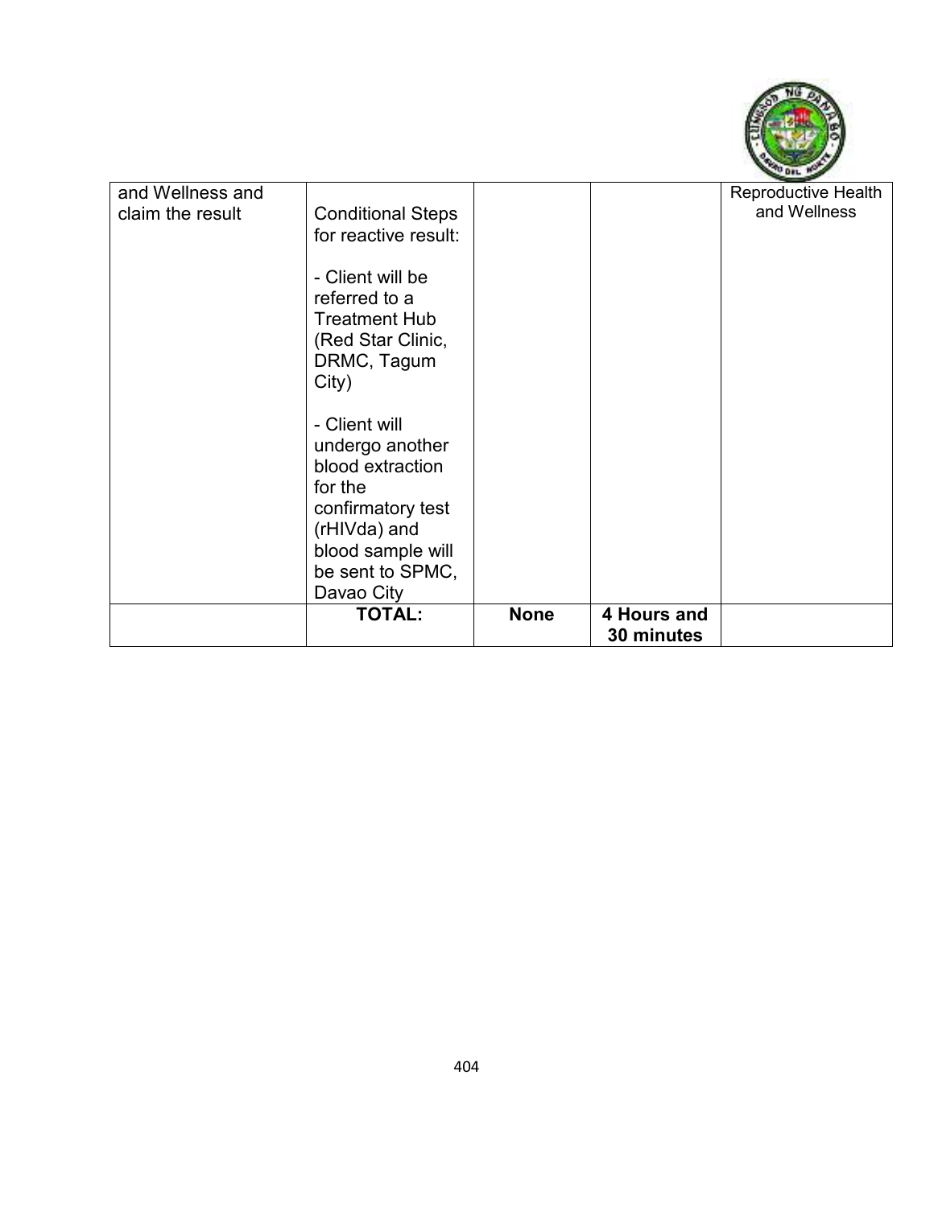| | | | | |
|---|---|---|---|---|
| and Wellness and claim the result | Conditional Steps for reactive result:<br><br>- Client will be referred to a Treatment Hub (Red Star Clinic, DRMC, Tagum City)<br><br>- Client will undergo another blood extraction for the confirmatory test (rHIVda) and blood sample will be sent to SPMC, Davao City | | | Reproductive Health and Wellness |
| | **TOTAL:** | **None** | **4 Hours and 30 minutes** | |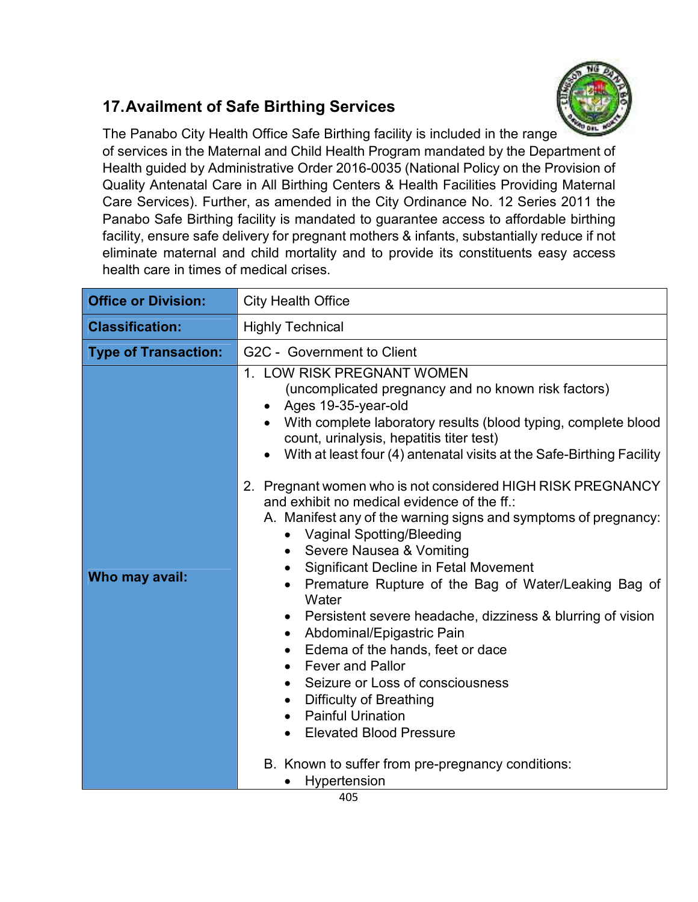## 17. Availment of Safe Birthing Services

The Panabo City Health Office Safe Birthing facility is included in the range of services in the Maternal and Child Health Program mandated by the Department of Health guided by Administrative Order 2016-0035 (National Policy on the Provision of Quality Antenatal Care in All Birthing Centers & Health Facilities Providing Maternal Care Services). Further, as amended in the City Ordinance No. 12 Series 2011 the Panabo Safe Birthing facility is mandated to guarantee access to affordable birthing facility, ensure safe delivery for pregnant mothers & infants, substantially reduce if not eliminate maternal and child mortality and to provide its constituents easy access health care in times of medical crises.

| **Office or Division:** | City Health Office |
|---|---|
| **Classification:** | Highly Technical |
| **Type of Transaction:** | G2C - Government to Client |
| **Who may avail:** | 1. LOW RISK PREGNANT WOMEN (uncomplicated pregnancy and no known risk factors)<br>• Ages 19-35-year-old<br>• With complete laboratory results (blood typing, complete blood count, urinalysis, hepatitis titer test)<br>• With at least four (4) antenatal visits at the Safe-Birthing Facility<br><br>2. Pregnant women who is not considered HIGH RISK PREGNANCY and exhibit no medical evidence of the ff.:<br>A. Manifest any of the warning signs and symptoms of pregnancy:<br>• Vaginal Spotting/Bleeding<br>• Severe Nausea & Vomiting<br>• Significant Decline in Fetal Movement<br>• Premature Rupture of the Bag of Water/Leaking Bag of Water<br>• Persistent severe headache, dizziness & blurring of vision<br>• Abdominal/Epigastric Pain<br>• Edema of the hands, feet or dace<br>• Fever and Pallor<br>• Seizure or Loss of consciousness<br>• Difficulty of Breathing<br>• Painful Urination<br>• Elevated Blood Pressure<br><br>B. Known to suffer from pre-pregnancy conditions:<br>• Hypertension |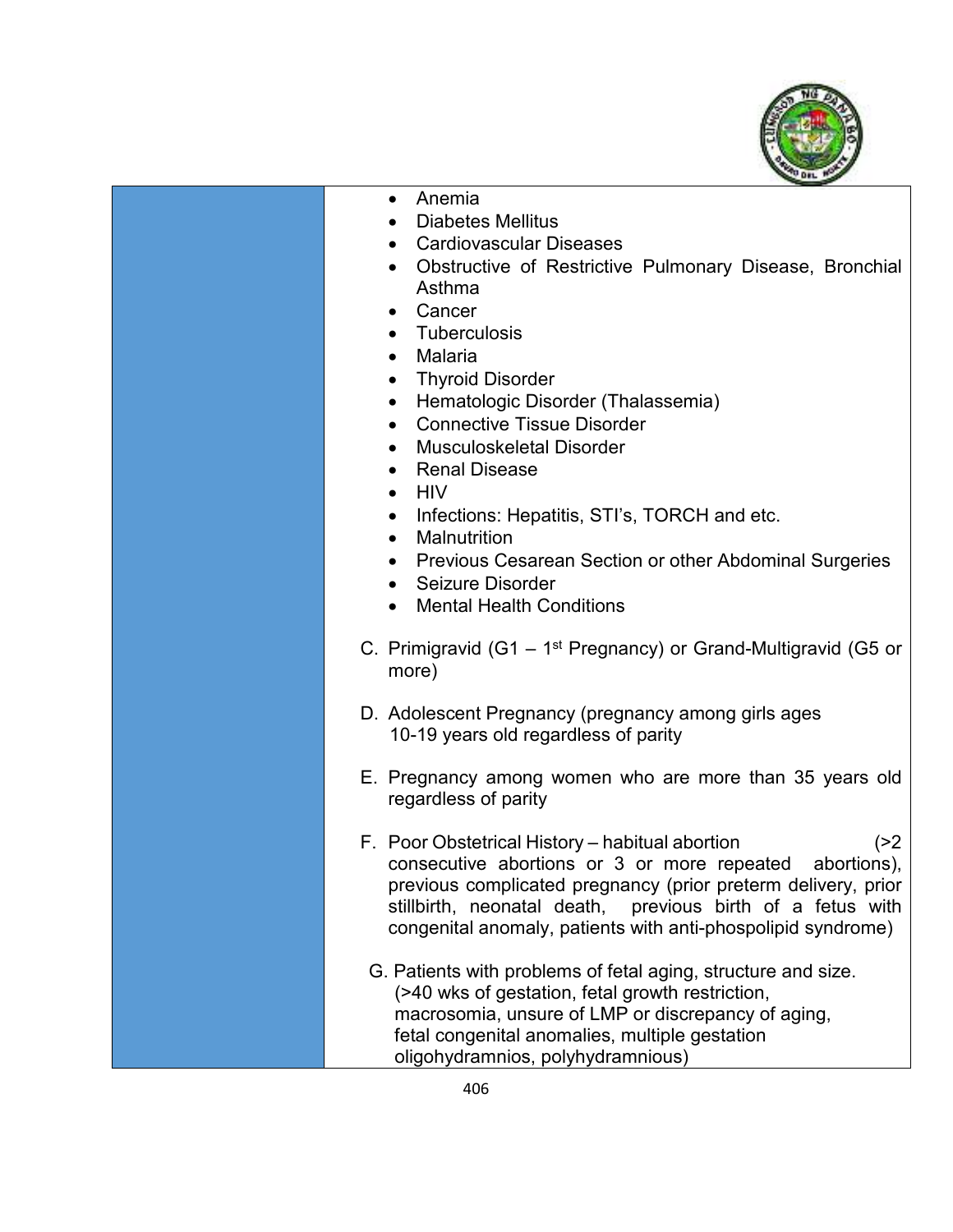| | |
|---|---|
| | • Anemia<br>• Diabetes Mellitus<br>• Cardiovascular Diseases<br>• Obstructive of Restrictive Pulmonary Disease, Bronchial Asthma<br>• Cancer<br>• Tuberculosis<br>• Malaria<br>• Thyroid Disorder<br>• Hematologic Disorder (Thalassemia)<br>• Connective Tissue Disorder<br>• Musculoskeletal Disorder<br>• Renal Disease<br>• HIV<br>• Infections: Hepatitis, STI's, TORCH and etc.<br>• Malnutrition<br>• Previous Cesarean Section or other Abdominal Surgeries<br>• Seizure Disorder<br>• Mental Health Conditions<br><br>C. Primigravid (G1 – 1st Pregnancy) or Grand-Multigravid (G5 or more)<br><br>D. Adolescent Pregnancy (pregnancy among girls ages 10-19 years old regardless of parity<br><br>E. Pregnancy among women who are more than 35 years old regardless of parity<br><br>F. Poor Obstetrical History – habitual abortion (>2 consecutive abortions or 3 or more repeated abortions), previous complicated pregnancy (prior preterm delivery, prior stillbirth, neonatal death, previous birth of a fetus with congenital anomaly, patients with anti-phospolipid syndrome)<br><br>G. Patients with problems of fetal aging, structure and size. (>40 wks of gestation, fetal growth restriction, macrosomia, unsure of LMP or discrepancy of aging, fetal congenital anomalies, multiple gestation oligohydramnios, polyhydramnious) |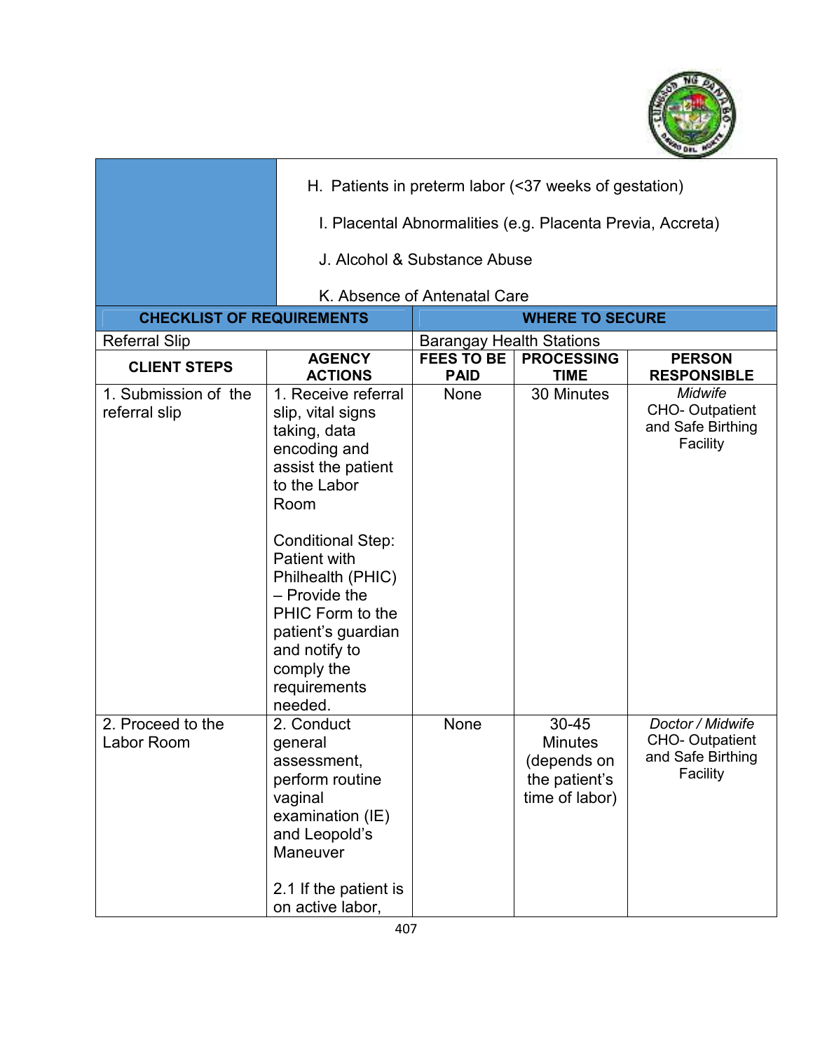| | |
|---|---|
| | H. Patients in preterm labor (<37 weeks of gestation)<br><br>I. Placental Abnormalities (e.g. Placenta Previa, Accreta)<br><br>J. Alcohol & Substance Abuse<br><br>K. Absence of Antenatal Care |

| CHECKLIST OF REQUIREMENTS | WHERE TO SECURE |
|---|---|
| Referral Slip | Barangay Health Stations |

| CLIENT STEPS | AGENCY ACTIONS | FEES TO BE PAID | PROCESSING TIME | PERSON RESPONSIBLE |
|---|---|---|---|---|
| 1. Submission of the referral slip | 1. Receive referral slip, vital signs taking, data encoding and assist the patient to the Labor Room<br><br>Conditional Step: Patient with Philhealth (PHIC) – Provide the PHIC Form to the patient's guardian and notify to comply the requirements needed. | None | 30 Minutes | *Midwife*<br>CHO- Outpatient and Safe Birthing Facility |
| 2. Proceed to the Labor Room | 2. Conduct general assessment, perform routine vaginal examination (IE) and Leopold's Maneuver<br><br>2.1 If the patient is on active labor, | None | 30-45 Minutes (depends on the patient's time of labor) | *Doctor / Midwife*<br>CHO- Outpatient and Safe Birthing Facility |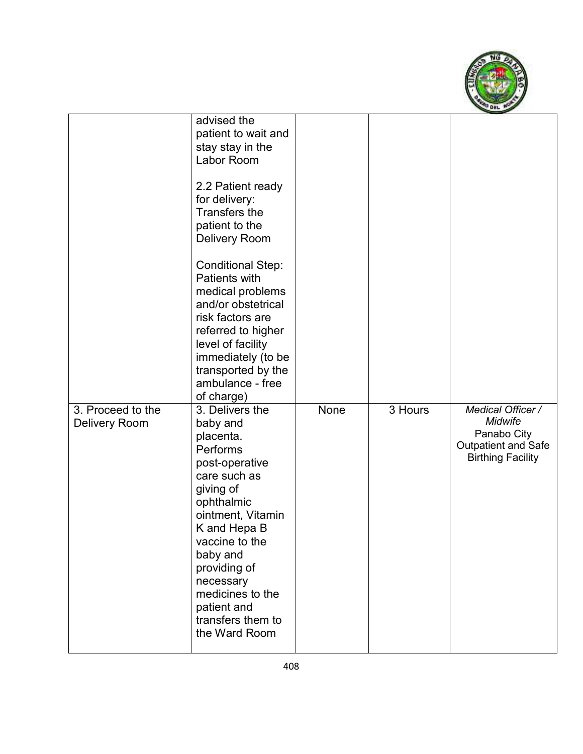| | | | | |
|---|---|---|---|---|
| | advised the patient to wait and stay stay in the Labor Room<br><br>2.2 Patient ready for delivery: Transfers the patient to the Delivery Room<br><br>Conditional Step: Patients with medical problems and/or obstetrical risk factors are referred to higher level of facility immediately (to be transported by the ambulance - free of charge) | | | |
| 3. Proceed to the Delivery Room | 3. Delivers the baby and placenta. Performs post-operative care such as giving of ophthalmic ointment, Vitamin K and Hepa B vaccine to the baby and providing of necessary medicines to the patient and transfers them to the Ward Room | None | 3 Hours | *Medical Officer / Midwife*<br>Panabo City Outpatient and Safe Birthing Facility |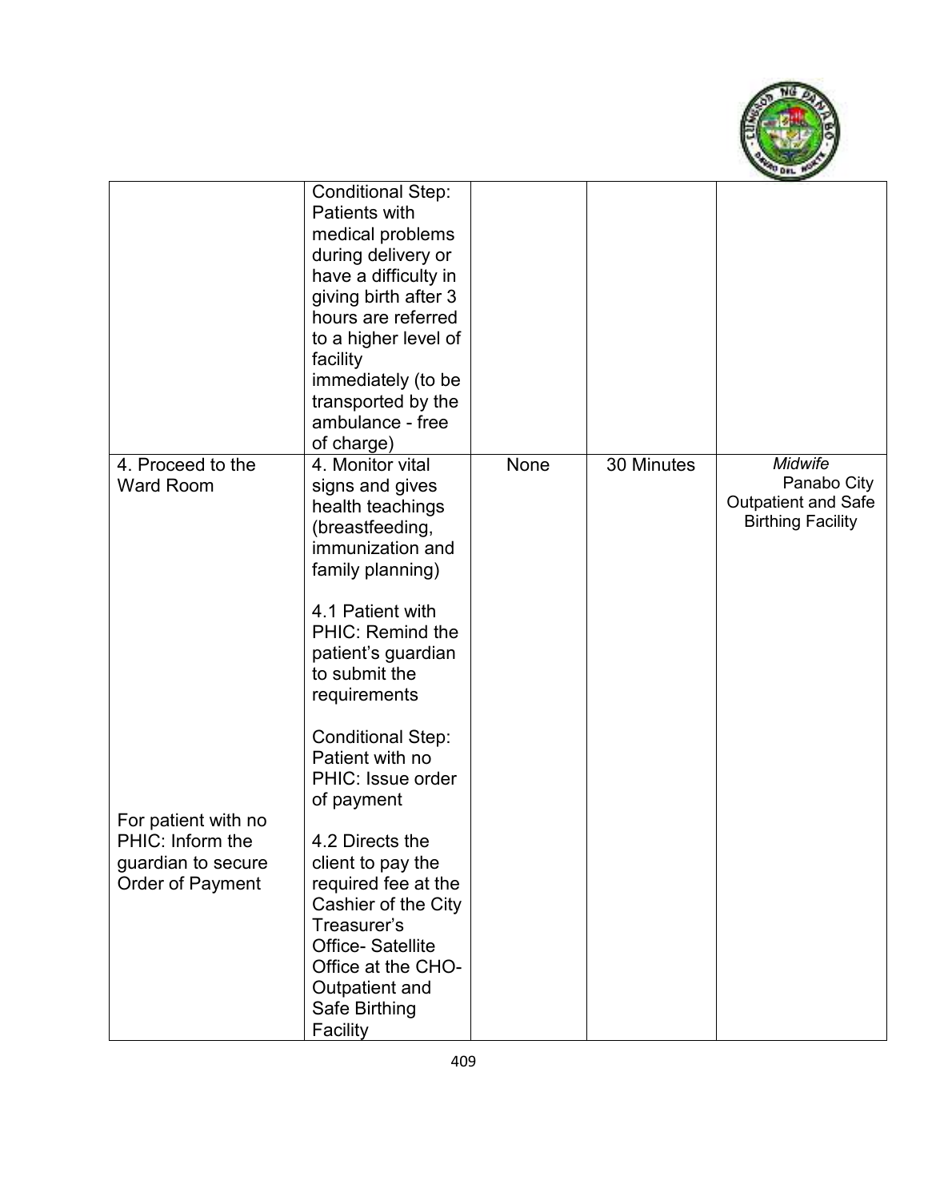| | | | | |
|---|---|---|---|---|
| | Conditional Step: Patients with medical problems during delivery or have a difficulty in giving birth after 3 hours are referred to a higher level of facility immediately (to be transported by the ambulance - free of charge) | | | |
| 4. Proceed to the Ward Room<br><br>For patient with no PHIC: Inform the guardian to secure Order of Payment | 4. Monitor vital signs and gives health teachings (breastfeeding, immunization and family planning)<br><br>4.1 Patient with PHIC: Remind the patient's guardian to submit the requirements<br><br>Conditional Step: Patient with no PHIC: Issue order of payment<br><br>4.2 Directs the client to pay the required fee at the Cashier of the City Treasurer's Office- Satellite Office at the CHO-Outpatient and Safe Birthing Facility | None | 30 Minutes | *Midwife* Panabo City Outpatient and Safe Birthing Facility |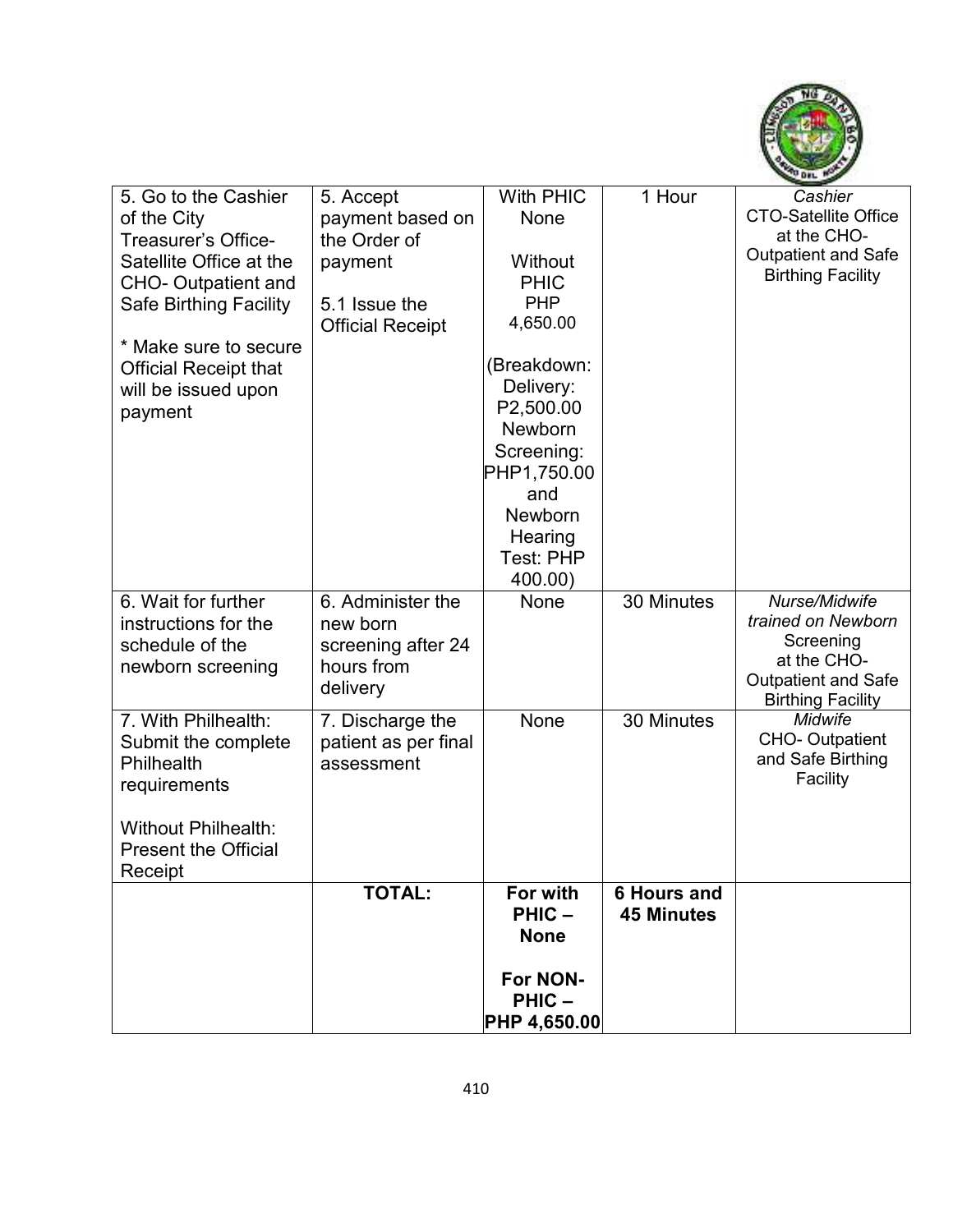| 5. Go to the Cashier of the City Treasurer's Office- Satellite Office at the CHO- Outpatient and Safe Birthing Facility<br><br>* Make sure to secure Official Receipt that will be issued upon payment | 5. Accept payment based on the Order of payment<br><br>5.1 Issue the Official Receipt | With PHIC None<br><br>Without PHIC PHP 4,650.00<br><br>(Breakdown: Delivery: P2,500.00 Newborn Screening: PHP1,750.00 and Newborn Hearing Test: PHP 400.00) | 1 Hour | *Cashier*<br>CTO-Satellite Office at the CHO- Outpatient and Safe Birthing Facility |
|---|---|---|---|---|
| 6. Wait for further instructions for the schedule of the newborn screening | 6. Administer the new born screening after 24 hours from delivery | None | 30 Minutes | *Nurse/Midwife trained on Newborn* Screening at the CHO- Outpatient and Safe Birthing Facility |
| 7. With Philhealth: Submit the complete Philhealth requirements<br><br>Without Philhealth: Present the Official Receipt | 7. Discharge the patient as per final assessment | None | 30 Minutes | *Midwife*<br>CHO- Outpatient and Safe Birthing Facility |
| | **TOTAL:** | **For with PHIC – None**<br><br>**For NON-PHIC – PHP 4,650.00** | **6 Hours and 45 Minutes** | |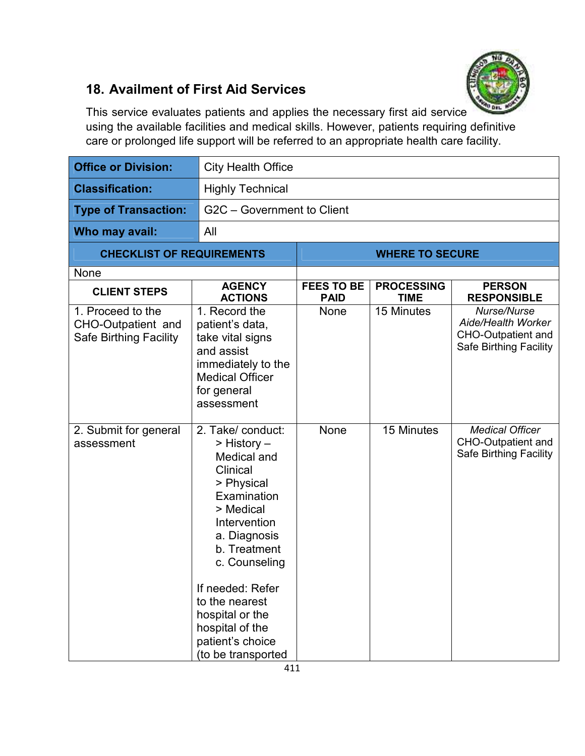## 18. Availment of First Aid Services

This service evaluates patients and applies the necessary first aid service using the available facilities and medical skills. However, patients requiring definitive care or prolonged life support will be referred to an appropriate health care facility.

| | |
|---|---|
| **Office or Division:** | City Health Office |
| **Classification:** | Highly Technical |
| **Type of Transaction:** | G2C – Government to Client |
| **Who may avail:** | All |

| CHECKLIST OF REQUIREMENTS | WHERE TO SECURE |
|---|---|
| None | |

| CLIENT STEPS | AGENCY ACTIONS | FEES TO BE PAID | PROCESSING TIME | PERSON RESPONSIBLE |
|---|---|---|---|---|
| 1. Proceed to the CHO-Outpatient and Safe Birthing Facility | 1. Record the patient's data, take vital signs and assist immediately to the Medical Officer for general assessment | None | 15 Minutes | *Nurse/Nurse Aide/Health Worker* CHO-Outpatient and Safe Birthing Facility |
| 2. Submit for general assessment | 2. Take/ conduct: > History – Medical and Clinical > Physical Examination > Medical Intervention a. Diagnosis b. Treatment c. Counseling<br><br>If needed: Refer to the nearest hospital or the hospital of the patient's choice (to be transported | None | 15 Minutes | *Medical Officer* CHO-Outpatient and Safe Birthing Facility |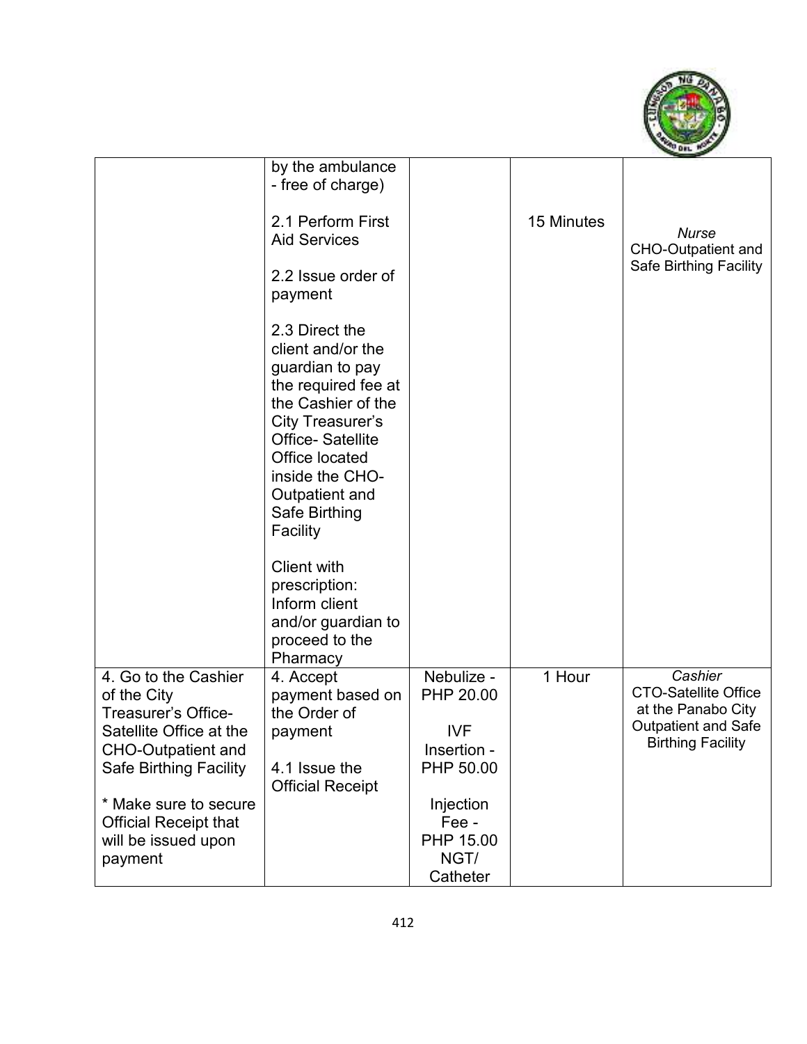| | | | | |
|---|---|---|---|---|
| | by the ambulance - free of charge)<br><br>2.1 Perform First Aid Services<br><br>2.2 Issue order of payment<br><br>2.3 Direct the client and/or the guardian to pay the required fee at the Cashier of the City Treasurer's Office- Satellite Office located inside the CHO-Outpatient and Safe Birthing Facility<br><br>Client with prescription: Inform client and/or guardian to proceed to the Pharmacy | | 15 Minutes | *Nurse*<br>CHO-Outpatient and Safe Birthing Facility |
| 4. Go to the Cashier of the City Treasurer's Office-Satellite Office at the CHO-Outpatient and Safe Birthing Facility<br><br>* Make sure to secure Official Receipt that will be issued upon payment | 4. Accept payment based on the Order of payment<br><br>4.1 Issue the Official Receipt | Nebulize - PHP 20.00<br><br>IVF Insertion - PHP 50.00<br><br>Injection Fee - PHP 15.00<br>NGT/ Catheter | 1 Hour | *Cashier*<br>CTO-Satellite Office at the Panabo City Outpatient and Safe Birthing Facility |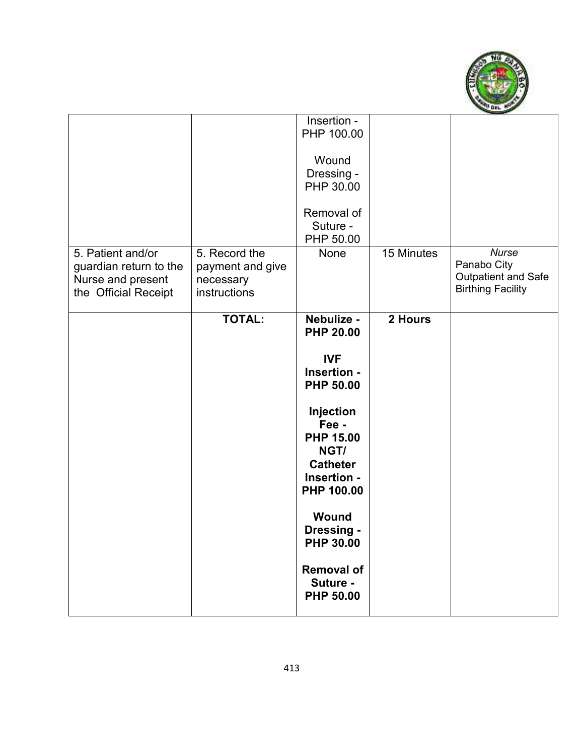| | | | | |
|---|---|---|---|---|
| | | Insertion - PHP 100.00<br><br>Wound Dressing - PHP 30.00<br><br>Removal of Suture - PHP 50.00 | | |
| 5. Patient and/or guardian return to the Nurse and present the Official Receipt | 5. Record the payment and give necessary instructions | None | 15 Minutes | *Nurse*<br>Panabo City Outpatient and Safe Birthing Facility |
| | **TOTAL:** | **Nebulize - PHP 20.00**<br><br>**IVF Insertion - PHP 50.00**<br><br>**Injection Fee - PHP 15.00**<br>**NGT/ Catheter Insertion - PHP 100.00**<br><br>**Wound Dressing - PHP 30.00**<br><br>**Removal of Suture - PHP 50.00** | **2 Hours** | |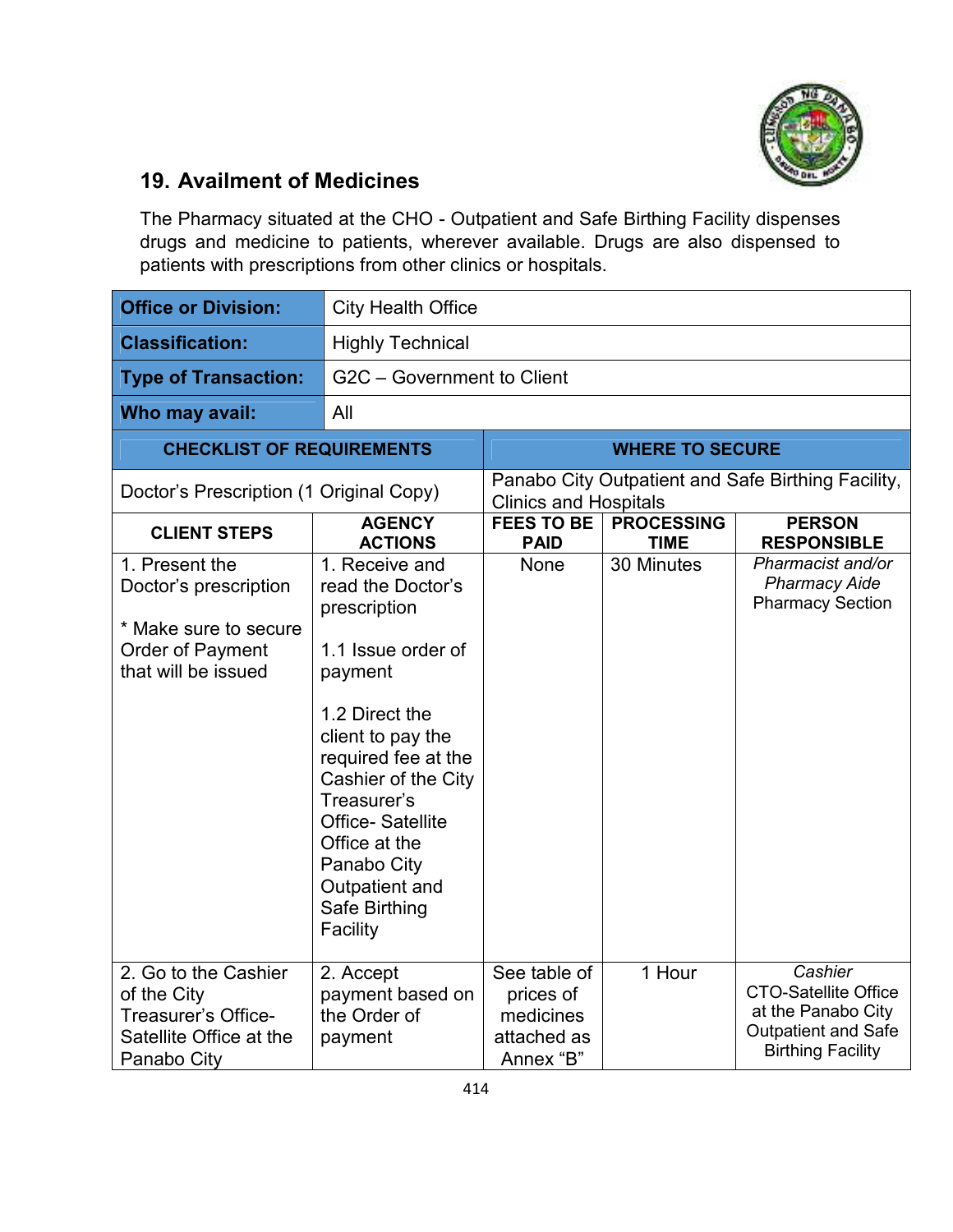## 19. Availment of Medicines

The Pharmacy situated at the CHO - Outpatient and Safe Birthing Facility dispenses drugs and medicine to patients, wherever available. Drugs are also dispensed to patients with prescriptions from other clinics or hospitals.

| **Office or Division:** | City Health Office | | | |
|---|---|---|---|---|
| **Classification:** | Highly Technical | | | |
| **Type of Transaction:** | G2C – Government to Client | | | |
| **Who may avail:** | All | | | |
| **CHECKLIST OF REQUIREMENTS** | | **WHERE TO SECURE** | | |
| Doctor's Prescription (1 Original Copy) | | Panabo City Outpatient and Safe Birthing Facility, Clinics and Hospitals | | |
| **CLIENT STEPS** | **AGENCY ACTIONS** | **FEES TO BE PAID** | **PROCESSING TIME** | **PERSON RESPONSIBLE** |
| 1. Present the Doctor's prescription<br><br>* Make sure to secure Order of Payment that will be issued | 1. Receive and read the Doctor's prescription<br><br>1.1 Issue order of payment<br><br>1.2 Direct the client to pay the required fee at the Cashier of the City Treasurer's Office- Satellite Office at the Panabo City Outpatient and Safe Birthing Facility | None | 30 Minutes | *Pharmacist and/or Pharmacy Aide*<br>Pharmacy Section |
| 2. Go to the Cashier of the City Treasurer's Office- Satellite Office at the Panabo City | 2. Accept payment based on the Order of payment | See table of prices of medicines attached as Annex "B" | 1 Hour | *Cashier*<br>CTO-Satellite Office at the Panabo City Outpatient and Safe Birthing Facility |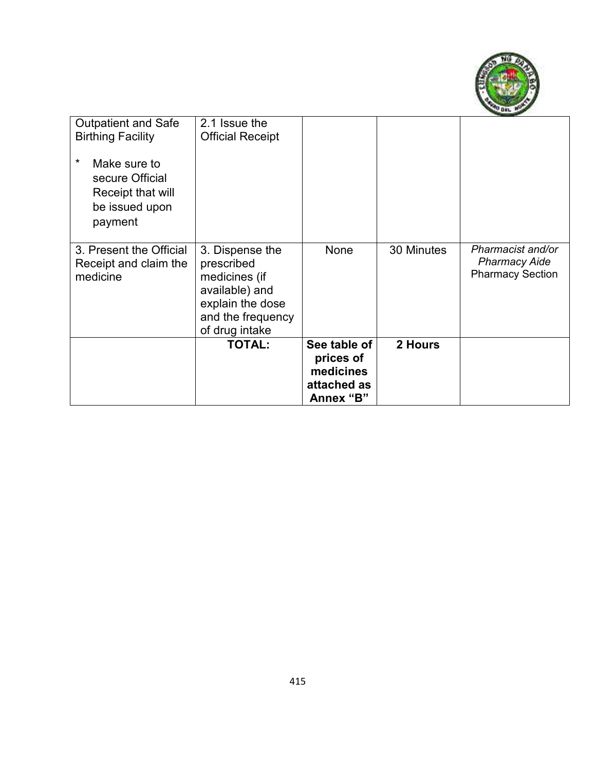| | | | | |
|---|---|---|---|---|
| Outpatient and Safe Birthing Facility<br><br>* Make sure to secure Official Receipt that will be issued upon payment | 2.1 Issue the Official Receipt | | | |
| 3. Present the Official Receipt and claim the medicine | 3. Dispense the prescribed medicines (if available) and explain the dose and the frequency of drug intake | None | 30 Minutes | *Pharmacist and/or Pharmacy Aide* Pharmacy Section |
| | **TOTAL:** | **See table of prices of medicines attached as Annex "B"** | **2 Hours** | |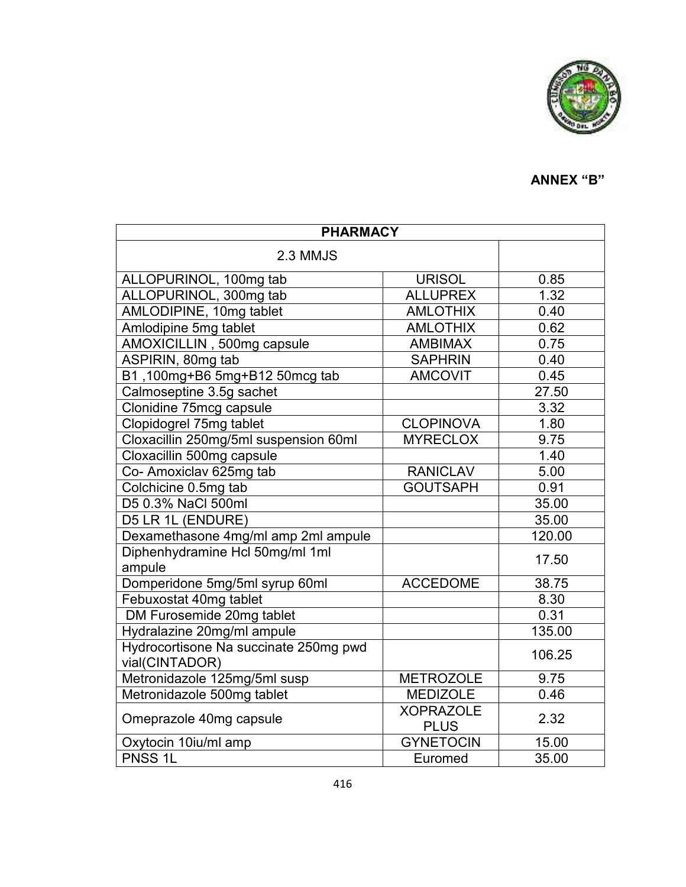**ANNEX "B"**

| PHARMACY | | |
|---|---|---|
| 2.3 MMJS | | |
| ALLOPURINOL, 100mg tab | URISOL | 0.85 |
| ALLOPURINOL, 300mg tab | ALLUPREX | 1.32 |
| AMLODIPINE, 10mg tablet | AMLOTHIX | 0.40 |
| Amlodipine 5mg tablet | AMLOTHIX | 0.62 |
| AMOXICILLIN , 500mg capsule | AMBIMAX | 0.75 |
| ASPIRIN, 80mg tab | SAPHRIN | 0.40 |
| B1 ,100mg+B6 5mg+B12 50mcg tab | AMCOVIT | 0.45 |
| Calmoseptine 3.5g sachet | | 27.50 |
| Clonidine 75mcg capsule | | 3.32 |
| Clopidogrel 75mg tablet | CLOPINOVA | 1.80 |
| Cloxacillin 250mg/5ml suspension 60ml | MYRECLOX | 9.75 |
| Cloxacillin 500mg capsule | | 1.40 |
| Co- Amoxiclav 625mg tab | RANICLAV | 5.00 |
| Colchicine 0.5mg tab | GOUTSAPH | 0.91 |
| D5 0.3% NaCl 500ml | | 35.00 |
| D5 LR 1L (ENDURE) | | 35.00 |
| Dexamethasone 4mg/ml amp 2ml ampule | | 120.00 |
| Diphenhydramine Hcl 50mg/ml 1ml ampule | | 17.50 |
| Domperidone 5mg/5ml syrup 60ml | ACCEDOME | 38.75 |
| Febuxostat 40mg tablet | | 8.30 |
| DM Furosemide 20mg tablet | | 0.31 |
| Hydralazine 20mg/ml ampule | | 135.00 |
| Hydrocortisone Na succinate 250mg pwd vial(CINTADOR) | | 106.25 |
| Metronidazole 125mg/5ml susp | METROZOLE | 9.75 |
| Metronidazole 500mg tablet | MEDIZOLE | 0.46 |
| Omeprazole 40mg capsule | XOPRAZOLE PLUS | 2.32 |
| Oxytocin 10iu/ml amp | GYNETOCIN | 15.00 |
| PNSS 1L | Euromed | 35.00 |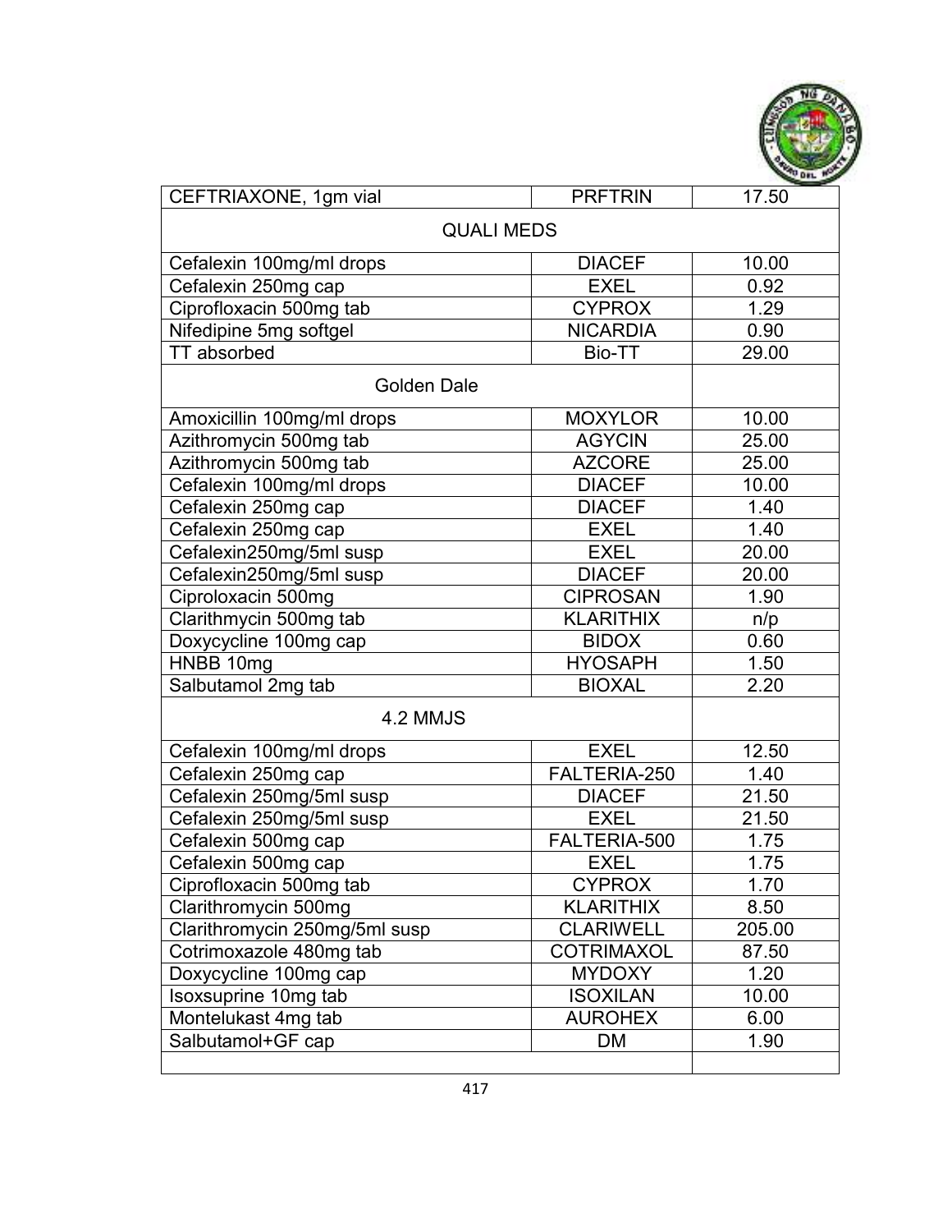| CEFTRIAXONE, 1gm vial | PRFTRIN | 17.50 |
|---|---|---|
| QUALI MEDS | | |
| Cefalexin 100mg/ml drops | DIACEF | 10.00 |
| Cefalexin 250mg cap | EXEL | 0.92 |
| Ciprofloxacin 500mg tab | CYPROX | 1.29 |
| Nifedipine 5mg softgel | NICARDIA | 0.90 |
| TT absorbed | Bio-TT | 29.00 |
| Golden Dale | | |
| Amoxicillin 100mg/ml drops | MOXYLOR | 10.00 |
| Azithromycin 500mg tab | AGYCIN | 25.00 |
| Azithromycin 500mg tab | AZCORE | 25.00 |
| Cefalexin 100mg/ml drops | DIACEF | 10.00 |
| Cefalexin 250mg cap | DIACEF | 1.40 |
| Cefalexin 250mg cap | EXEL | 1.40 |
| Cefalexin250mg/5ml susp | EXEL | 20.00 |
| Cefalexin250mg/5ml susp | DIACEF | 20.00 |
| Ciproloxacin 500mg | CIPROSAN | 1.90 |
| Clarithmycin 500mg tab | KLARITHIX | n/p |
| Doxycycline 100mg cap | BIDOX | 0.60 |
| HNBB 10mg | HYOSAPH | 1.50 |
| Salbutamol 2mg tab | BIOXAL | 2.20 |
| 4.2 MMJS | | |
| Cefalexin 100mg/ml drops | EXEL | 12.50 |
| Cefalexin 250mg cap | FALTERIA-250 | 1.40 |
| Cefalexin 250mg/5ml susp | DIACEF | 21.50 |
| Cefalexin 250mg/5ml susp | EXEL | 21.50 |
| Cefalexin 500mg cap | FALTERIA-500 | 1.75 |
| Cefalexin 500mg cap | EXEL | 1.75 |
| Ciprofloxacin 500mg tab | CYPROX | 1.70 |
| Clarithromycin 500mg | KLARITHIX | 8.50 |
| Clarithromycin 250mg/5ml susp | CLARIWELL | 205.00 |
| Cotrimoxazole 480mg tab | COTRIMAXOL | 87.50 |
| Doxycycline 100mg cap | MYDOXY | 1.20 |
| Isoxsuprine 10mg tab | ISOXILAN | 10.00 |
| Montelukast 4mg tab | AUROHEX | 6.00 |
| Salbutamol+GF cap | DM | 1.90 |
| | | |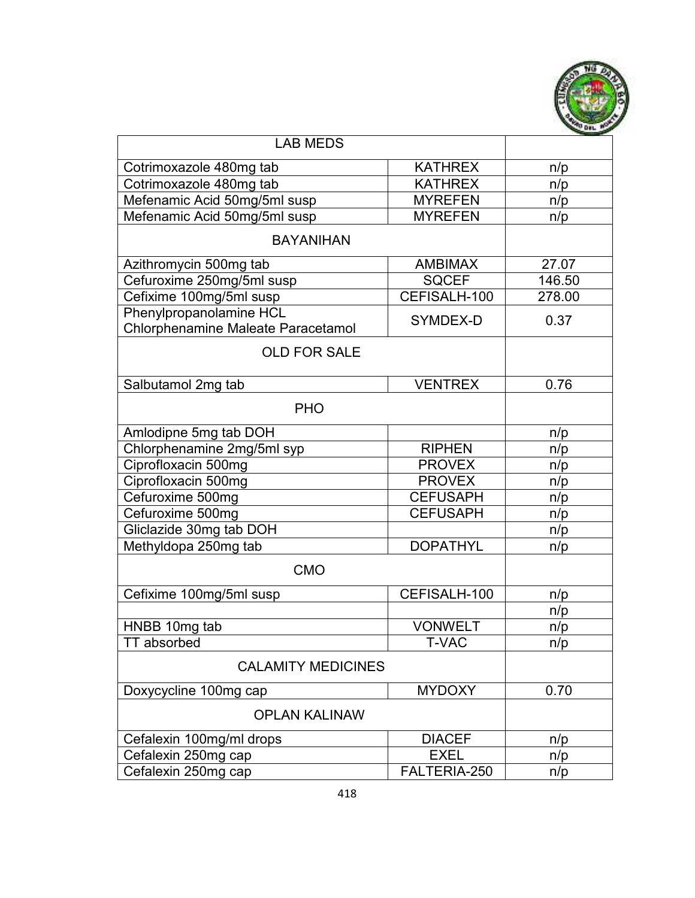| LAB MEDS | | |
|---|---|---|
| Cotrimoxazole 480mg tab | KATHREX | n/p |
| Cotrimoxazole 480mg tab | KATHREX | n/p |
| Mefenamic Acid 50mg/5ml susp | MYREFEN | n/p |
| Mefenamic Acid 50mg/5ml susp | MYREFEN | n/p |
| BAYANIHAN | | |
| Azithromycin 500mg tab | AMBIMAX | 27.07 |
| Cefuroxime 250mg/5ml susp | SQCEF | 146.50 |
| Cefixime 100mg/5ml susp | CEFISALH-100 | 278.00 |
| Phenylpropanolamine HCL Chlorphenamine Maleate Paracetamol | SYMDEX-D | 0.37 |
| OLD FOR SALE | | |
| Salbutamol 2mg tab | VENTREX | 0.76 |
| PHO | | |
| Amlodipne 5mg tab DOH | | n/p |
| Chlorphenamine 2mg/5ml syp | RIPHEN | n/p |
| Ciprofloxacin 500mg | PROVEX | n/p |
| Ciprofloxacin 500mg | PROVEX | n/p |
| Cefuroxime 500mg | CEFUSAPH | n/p |
| Cefuroxime 500mg | CEFUSAPH | n/p |
| Gliclazide 30mg tab DOH | | n/p |
| Methyldopa 250mg tab | DOPATHYL | n/p |
| CMO | | |
| Cefixime 100mg/5ml susp | CEFISALH-100 | n/p |
| | | n/p |
| HNBB 10mg tab | VONWELT | n/p |
| TT absorbed | T-VAC | n/p |
| CALAMITY MEDICINES | | |
| Doxycycline 100mg cap | MYDOXY | 0.70 |
| OPLAN KALINAW | | |
| Cefalexin 100mg/ml drops | DIACEF | n/p |
| Cefalexin 250mg cap | EXEL | n/p |
| Cefalexin 250mg cap | FALTERIA-250 | n/p |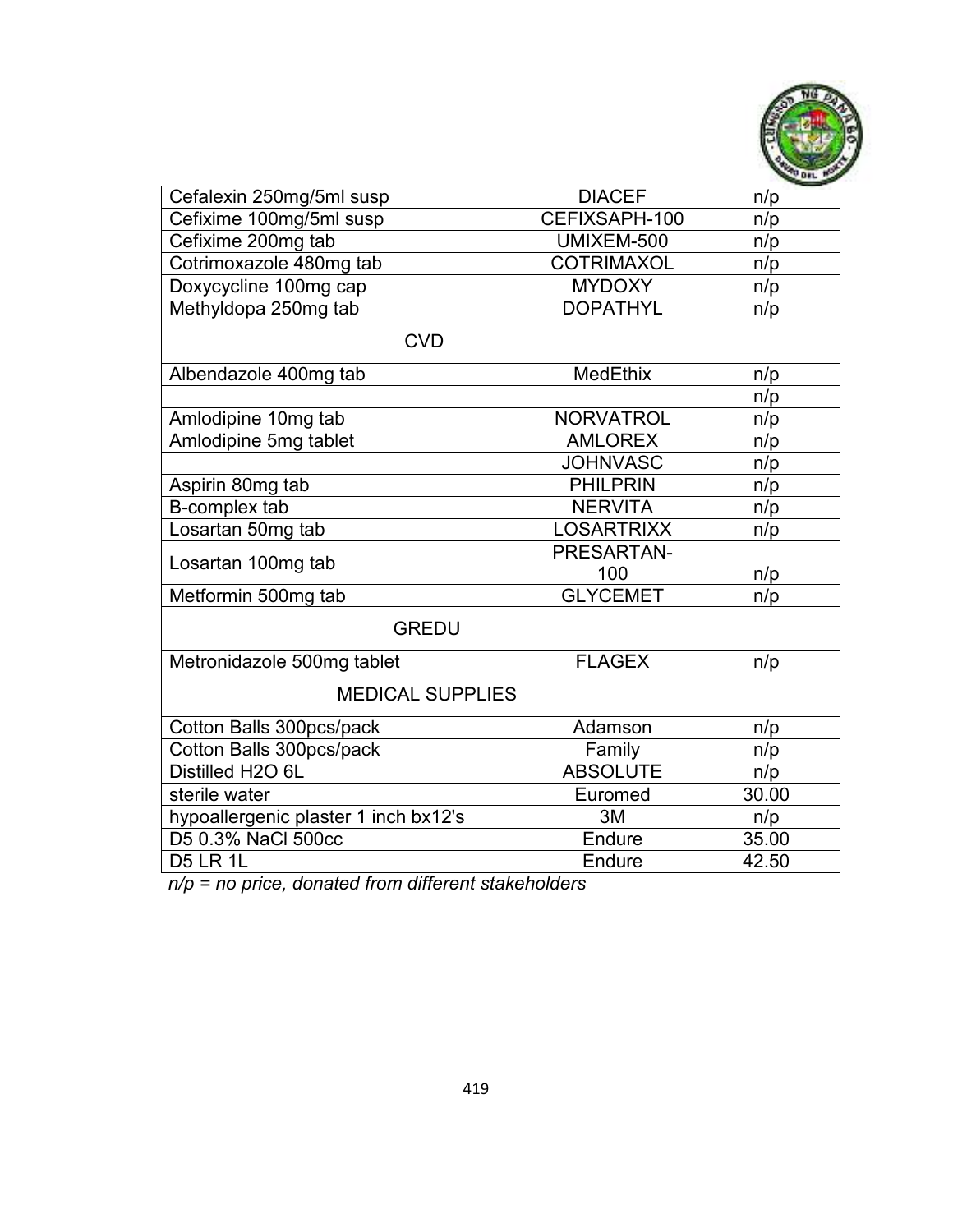| | | |
|---|---|---|
| Cefalexin 250mg/5ml susp | DIACEF | n/p |
| Cefixime 100mg/5ml susp | CEFIXSAPH-100 | n/p |
| Cefixime 200mg tab | UMIXEM-500 | n/p |
| Cotrimoxazole 480mg tab | COTRIMAXOL | n/p |
| Doxycycline 100mg cap | MYDOXY | n/p |
| Methyldopa 250mg tab | DOPATHYL | n/p |
| CVD | | |
| Albendazole 400mg tab | MedEthix | n/p |
| | | n/p |
| Amlodipine 10mg tab | NORVATROL | n/p |
| Amlodipine 5mg tablet | AMLOREX | n/p |
| | JOHNVASC | n/p |
| Aspirin 80mg tab | PHILPRIN | n/p |
| B-complex tab | NERVITA | n/p |
| Losartan 50mg tab | LOSARTRIXX | n/p |
| Losartan 100mg tab | PRESARTAN-100 | n/p |
| Metformin 500mg tab | GLYCEMET | n/p |
| GREDU | | |
| Metronidazole 500mg tablet | FLAGEX | n/p |
| MEDICAL SUPPLIES | | |
| Cotton Balls 300pcs/pack | Adamson | n/p |
| Cotton Balls 300pcs/pack | Family | n/p |
| Distilled H2O 6L | ABSOLUTE | n/p |
| sterile water | Euromed | 30.00 |
| hypoallergenic plaster 1 inch bx12's | 3M | n/p |
| D5 0.3% NaCl 500cc | Endure | 35.00 |
| D5 LR 1L | Endure | 42.50 |

*n/p = no price, donated from different stakeholders*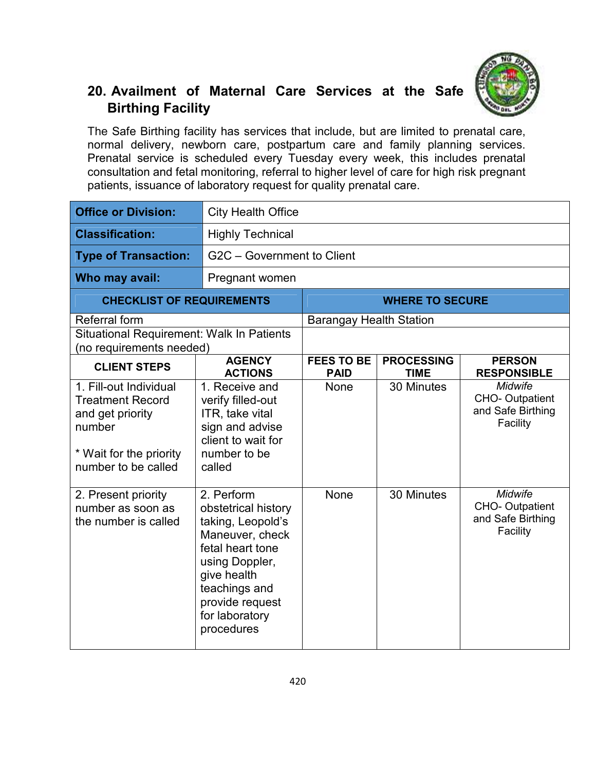## 20. Availment of Maternal Care Services at the Safe Birthing Facility

The Safe Birthing facility has services that include, but are limited to prenatal care, normal delivery, newborn care, postpartum care and family planning services. Prenatal service is scheduled every Tuesday every week, this includes prenatal consultation and fetal monitoring, referral to higher level of care for high risk pregnant patients, issuance of laboratory request for quality prenatal care.

| **Office or Division:** | City Health Office |
|---|---|
| **Classification:** | Highly Technical |
| **Type of Transaction:** | G2C – Government to Client |
| **Who may avail:** | Pregnant women |

| **CHECKLIST OF REQUIREMENTS** | **WHERE TO SECURE** |
|---|---|
| Referral form | Barangay Health Station |
| Situational Requirement: Walk In Patients (no requirements needed) | |

| **CLIENT STEPS** | **AGENCY ACTIONS** | **FEES TO BE PAID** | **PROCESSING TIME** | **PERSON RESPONSIBLE** |
|---|---|---|---|---|
| 1. Fill-out Individual Treatment Record and get priority number<br><br>* Wait for the priority number to be called | 1. Receive and verify filled-out ITR, take vital sign and advise client to wait for number to be called | None | 30 Minutes | *Midwife*<br>CHO- Outpatient and Safe Birthing Facility |
| 2. Present priority number as soon as the number is called | 2. Perform obstetrical history taking, Leopold's Maneuver, check fetal heart tone using Doppler, give health teachings and provide request for laboratory procedures | None | 30 Minutes | *Midwife*<br>CHO- Outpatient and Safe Birthing Facility |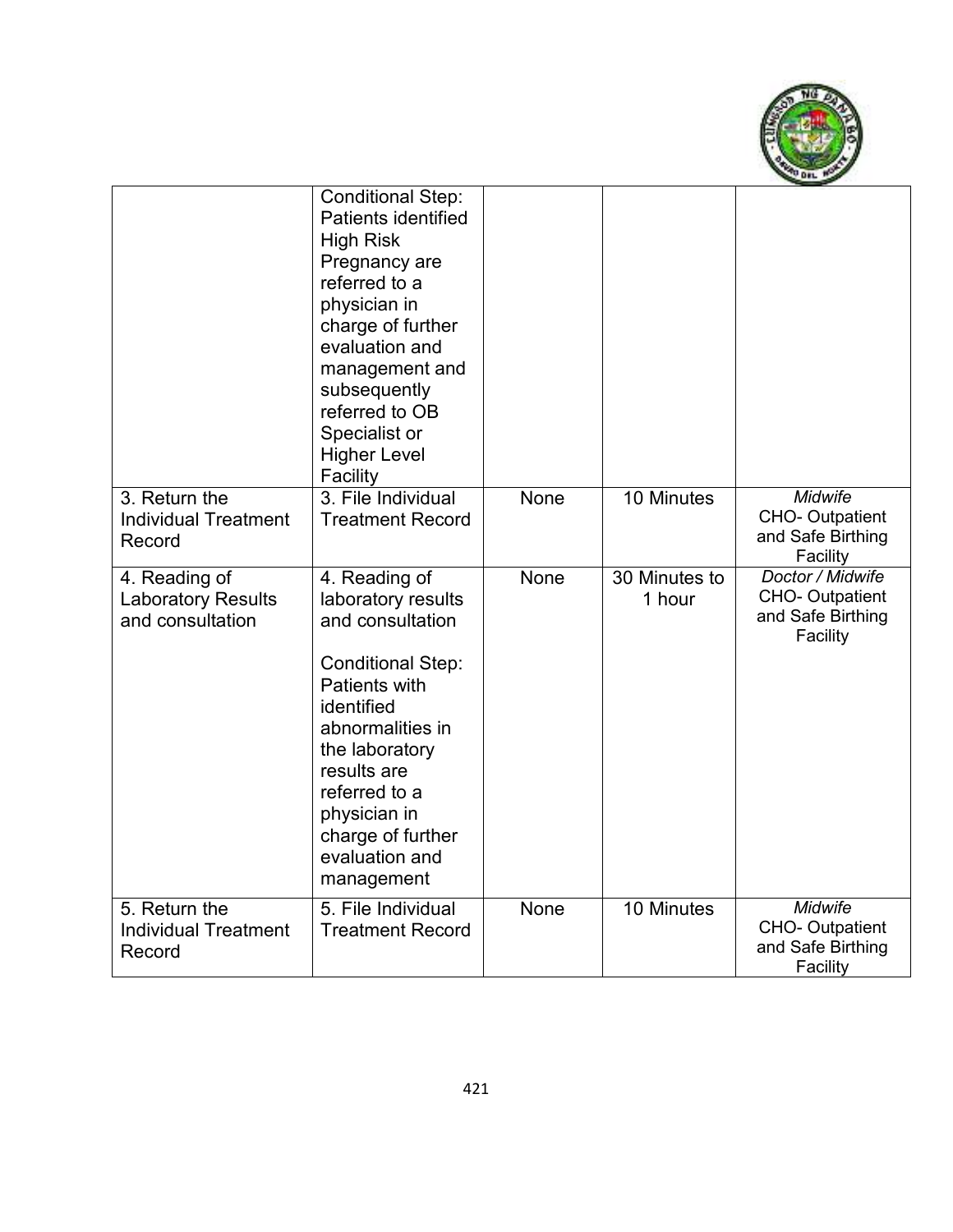| | | | | |
|---|---|---|---|---|
| | Conditional Step: Patients identified High Risk Pregnancy are referred to a physician in charge of further evaluation and management and subsequently referred to OB Specialist or Higher Level Facility | | | |
| 3. Return the Individual Treatment Record | 3. File Individual Treatment Record | None | 10 Minutes | *Midwife* CHO- Outpatient and Safe Birthing Facility |
| 4. Reading of Laboratory Results and consultation | 4. Reading of laboratory results and consultation<br><br>Conditional Step: Patients with identified abnormalities in the laboratory results are referred to a physician in charge of further evaluation and management | None | 30 Minutes to 1 hour | *Doctor / Midwife* CHO- Outpatient and Safe Birthing Facility |
| 5. Return the Individual Treatment Record | 5. File Individual Treatment Record | None | 10 Minutes | *Midwife* CHO- Outpatient and Safe Birthing Facility |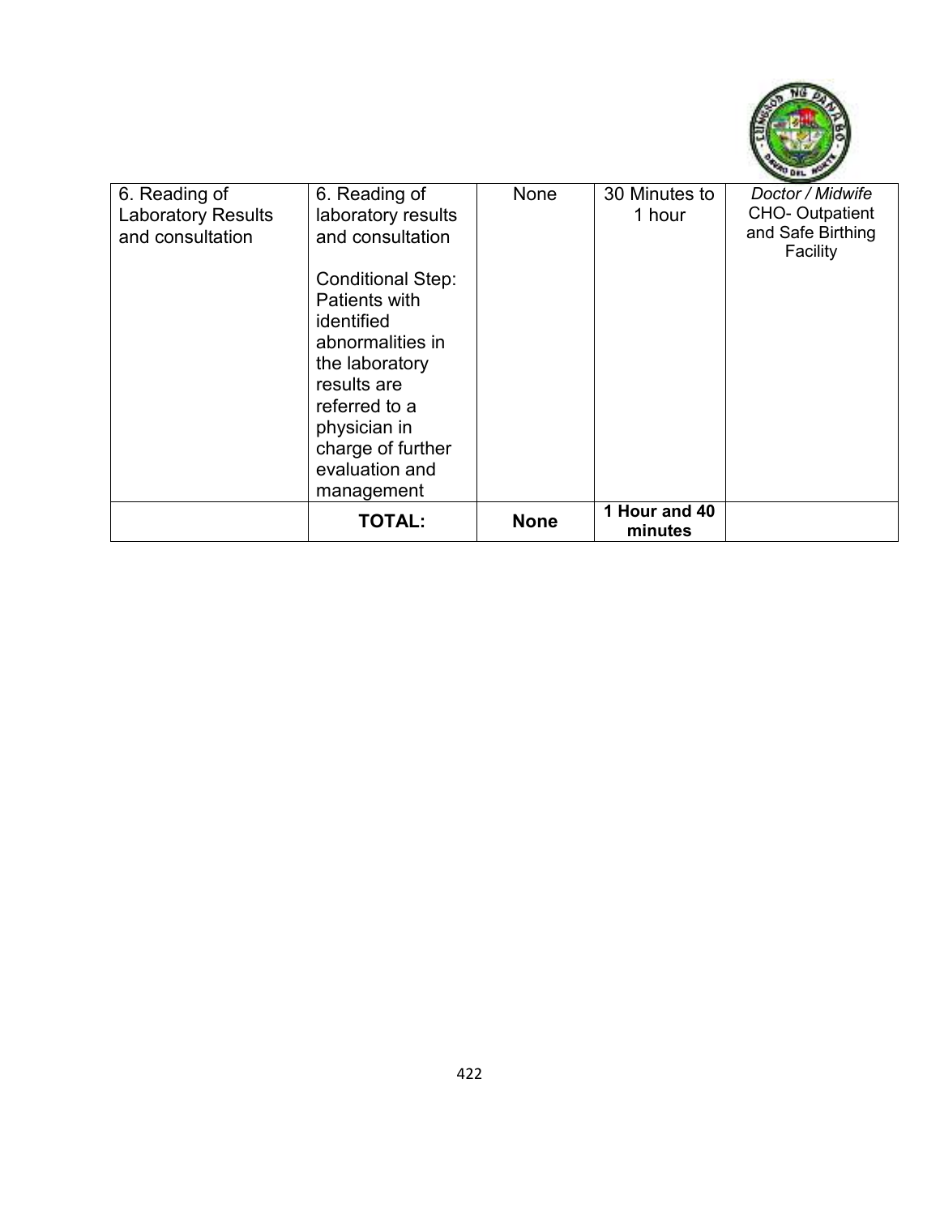| 6. Reading of Laboratory Results and consultation | 6. Reading of laboratory results and consultation<br><br>Conditional Step: Patients with identified abnormalities in the laboratory results are referred to a physician in charge of further evaluation and management | None | 30 Minutes to 1 hour | *Doctor / Midwife* CHO- Outpatient and Safe Birthing Facility |
|---|---|---|---|---|
| | **TOTAL:** | **None** | **1 Hour and 40 minutes** | |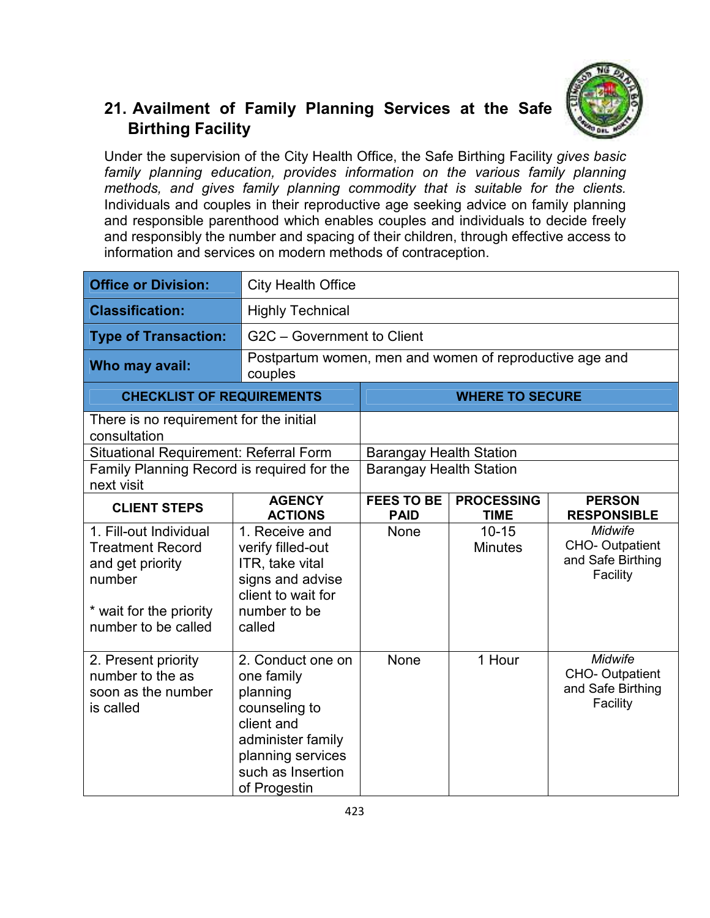## 21. Availment of Family Planning Services at the Safe Birthing Facility

Under the supervision of the City Health Office, the Safe Birthing Facility *gives basic family planning education, provides information on the various family planning methods, and gives family planning commodity that is suitable for the clients.* Individuals and couples in their reproductive age seeking advice on family planning and responsible parenthood which enables couples and individuals to decide freely and responsibly the number and spacing of their children, through effective access to information and services on modern methods of contraception.

| **Office or Division:** | City Health Office |
|---|---|
| **Classification:** | Highly Technical |
| **Type of Transaction:** | G2C – Government to Client |
| **Who may avail:** | Postpartum women, men and women of reproductive age and couples |

| **CHECKLIST OF REQUIREMENTS** | **WHERE TO SECURE** |
|---|---|
| There is no requirement for the initial consultation | |
| Situational Requirement: Referral Form | Barangay Health Station |
| Family Planning Record is required for the next visit | Barangay Health Station |

| **CLIENT STEPS** | **AGENCY ACTIONS** | **FEES TO BE PAID** | **PROCESSING TIME** | **PERSON RESPONSIBLE** |
|---|---|---|---|---|
| 1. Fill-out Individual Treatment Record and get priority number<br><br>* wait for the priority number to be called | 1. Receive and verify filled-out ITR, take vital signs and advise client to wait for number to be called | None | 10-15 Minutes | *Midwife*<br>CHO- Outpatient and Safe Birthing Facility |
| 2. Present priority number to the as soon as the number is called | 2. Conduct one on one family planning counseling to client and administer family planning services such as Insertion of Progestin | None | 1 Hour | *Midwife*<br>CHO- Outpatient and Safe Birthing Facility |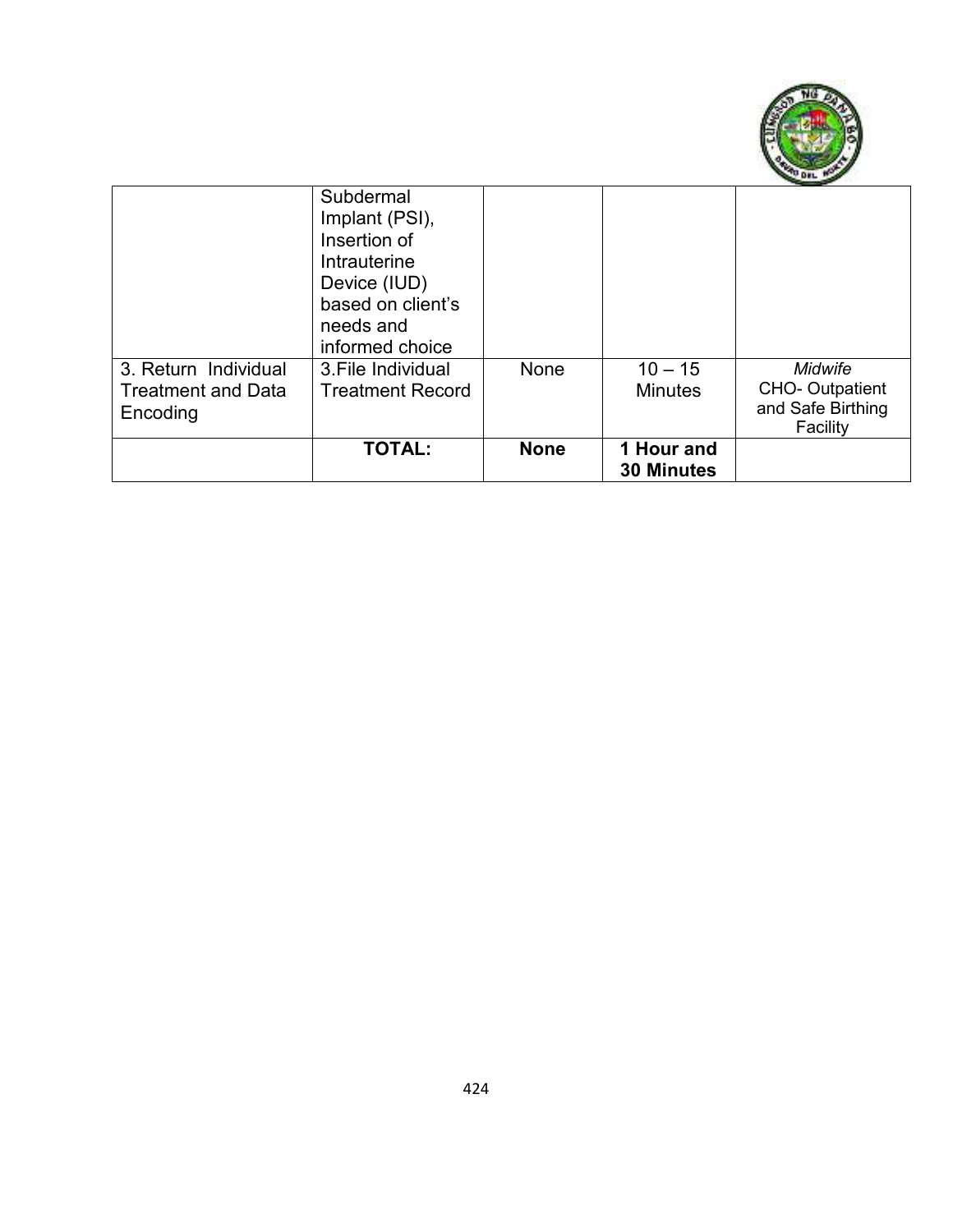| | | | | |
|---|---|---|---|---|
| | Subdermal Implant (PSI), Insertion of Intrauterine Device (IUD) based on client's needs and informed choice | | | |
| 3. Return Individual Treatment and Data Encoding | 3.File Individual Treatment Record | None | 10 – 15 Minutes | *Midwife* CHO- Outpatient and Safe Birthing Facility |
| | **TOTAL:** | **None** | **1 Hour and 30 Minutes** | |